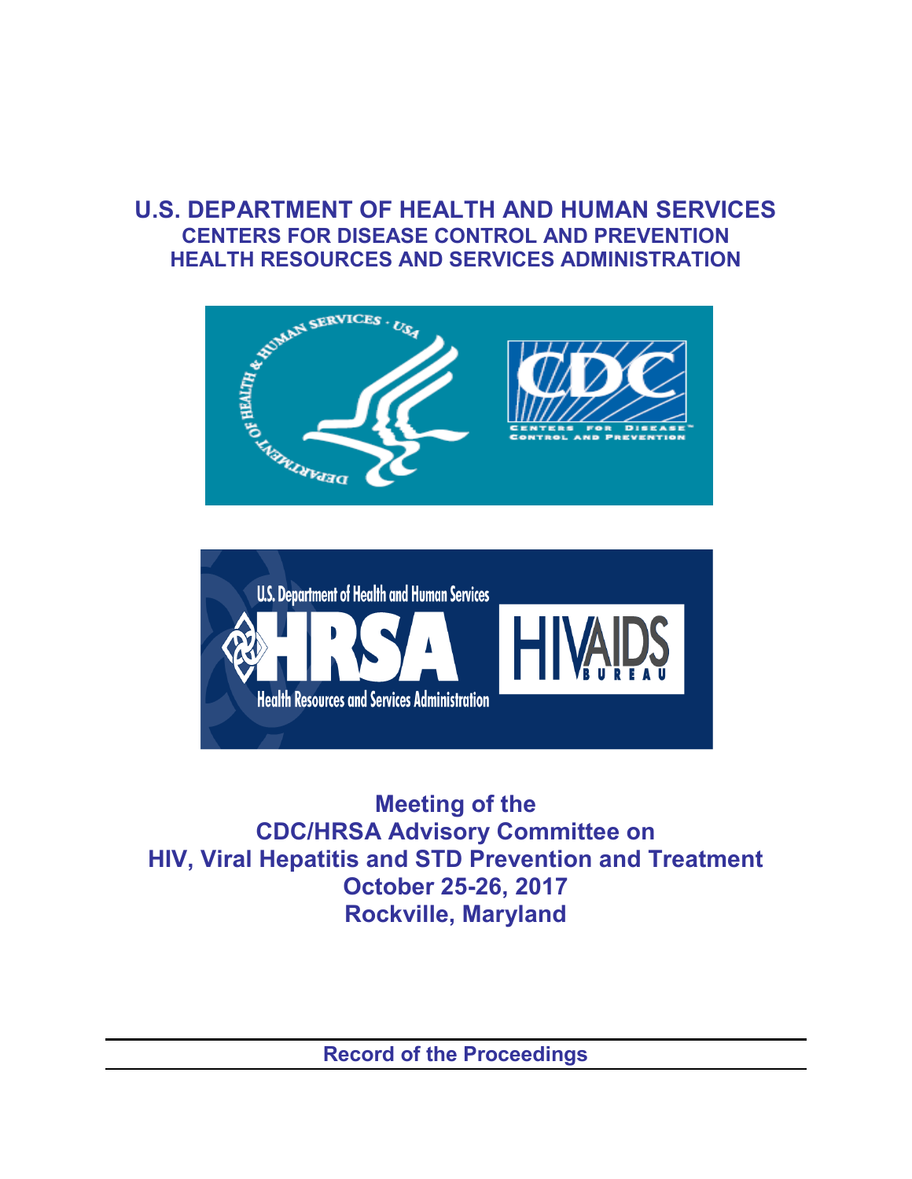# U.S. DEPARTMENT OF HEALTH AND HUMAN SERVICES

## CENTERS FOR DISEASE CONTROL AND PREVENTION

## HEALTH RESOURCES AND SERVICES ADMINISTRATION

# Meeting of the CDC/HRSA Advisory Committee on HIV, Viral Hepatitis and STD Prevention and Treatment

## October 25-26, 2017

## Rockville, Maryland

---

**Record of the Proceedings**

---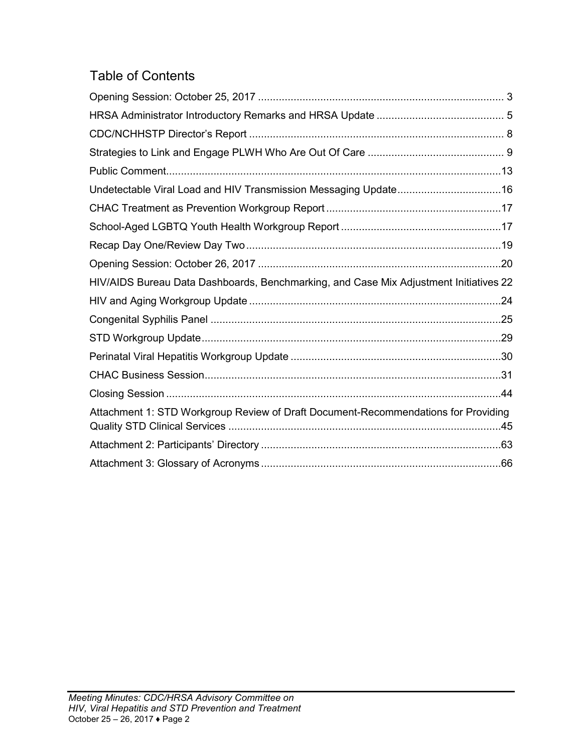# Table of Contents

Opening Session: October 25, 2017 .................................................................................. 3

HRSA Administrator Introductory Remarks and HRSA Update ........................................... 5

CDC/NCHHSTP Director's Report ..................................................................................... 8

Strategies to Link and Engage PLWH Who Are Out Of Care ............................................. 9

Public Comment ................................................................................................................13

Undetectable Viral Load and HIV Transmission Messaging Update ...................................16

CHAC Treatment as Prevention Workgroup Report ...........................................................17

School-Aged LGBTQ Youth Health Workgroup Report ......................................................17

Recap Day One/Review Day Two .....................................................................................19

Opening Session: October 26, 2017 ..................................................................................20

HIV/AIDS Bureau Data Dashboards, Benchmarking, and Case Mix Adjustment Initiatives 22

HIV and Aging Workgroup Update .....................................................................................24

Congenital Syphilis Panel ..................................................................................................25

STD Workgroup Update .....................................................................................................29

Perinatal Viral Hepatitis Workgroup Update .......................................................................30

CHAC Business Session ....................................................................................................31

Closing Session .................................................................................................................44

Attachment 1: STD Workgroup Review of Draft Document-Recommendations for Providing Quality STD Clinical Services ............................................................................................45

Attachment 2: Participants' Directory .................................................................................63

Attachment 3: Glossary of Acronyms .................................................................................66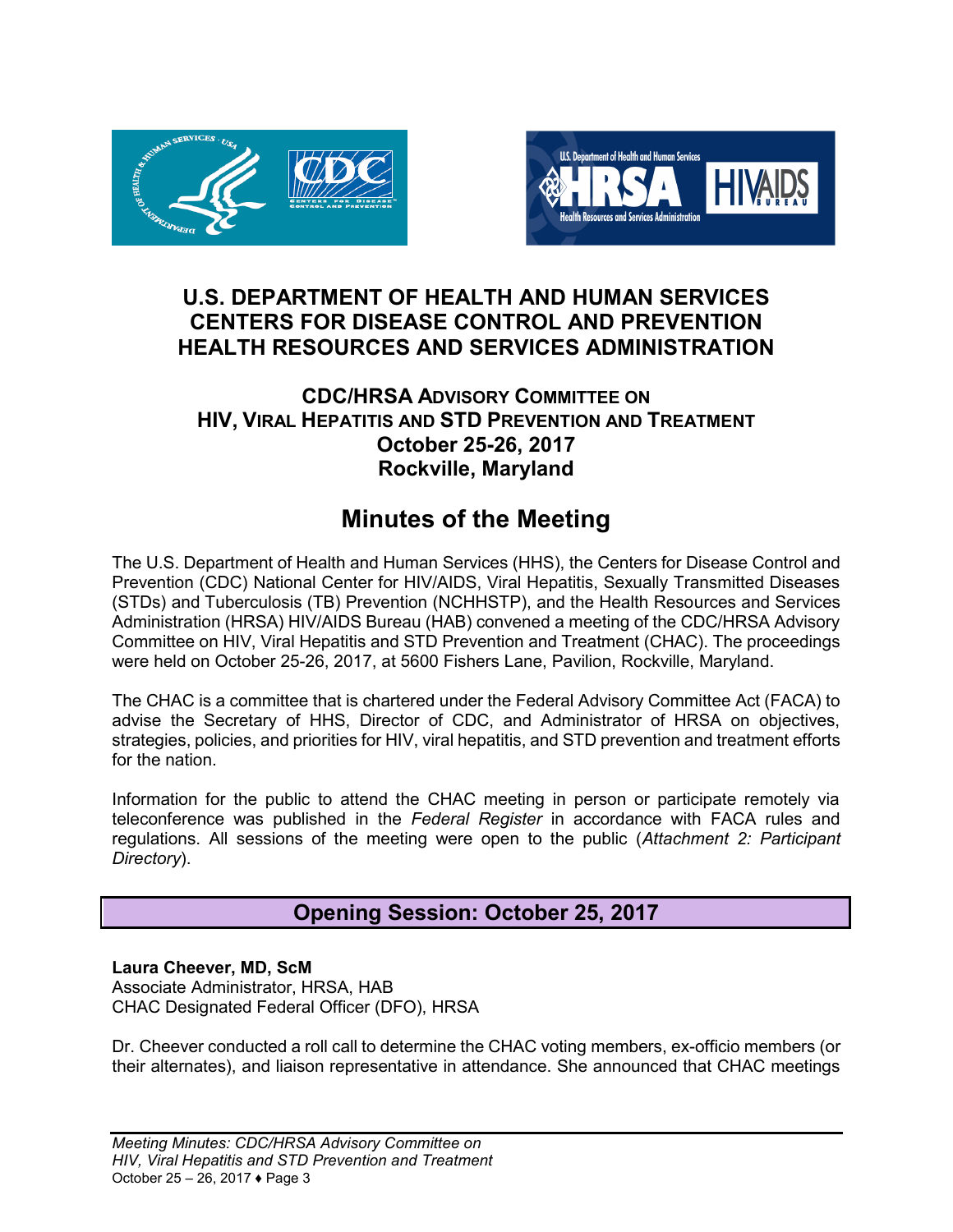# U.S. DEPARTMENT OF HEALTH AND HUMAN SERVICES
# CENTERS FOR DISEASE CONTROL AND PREVENTION
# HEALTH RESOURCES AND SERVICES ADMINISTRATION

## CDC/HRSA ADVISORY COMMITTEE ON HIV, VIRAL HEPATITIS AND STD PREVENTION AND TREATMENT
## October 25-26, 2017
## Rockville, Maryland

# Minutes of the Meeting

The U.S. Department of Health and Human Services (HHS), the Centers for Disease Control and Prevention (CDC) National Center for HIV/AIDS, Viral Hepatitis, Sexually Transmitted Diseases (STDs) and Tuberculosis (TB) Prevention (NCHHSTP), and the Health Resources and Services Administration (HRSA) HIV/AIDS Bureau (HAB) convened a meeting of the CDC/HRSA Advisory Committee on HIV, Viral Hepatitis and STD Prevention and Treatment (CHAC). The proceedings were held on October 25-26, 2017, at 5600 Fishers Lane, Pavilion, Rockville, Maryland.

The CHAC is a committee that is chartered under the Federal Advisory Committee Act (FACA) to advise the Secretary of HHS, Director of CDC, and Administrator of HRSA on objectives, strategies, policies, and priorities for HIV, viral hepatitis, and STD prevention and treatment efforts for the nation.

Information for the public to attend the CHAC meeting in person or participate remotely via teleconference was published in the *Federal Register* in accordance with FACA rules and regulations. All sessions of the meeting were open to the public (*Attachment 2: Participant Directory*).

## Opening Session: October 25, 2017

**Laura Cheever, MD, ScM**
Associate Administrator, HRSA, HAB
CHAC Designated Federal Officer (DFO), HRSA

Dr. Cheever conducted a roll call to determine the CHAC voting members, ex-officio members (or their alternates), and liaison representative in attendance. She announced that CHAC meetings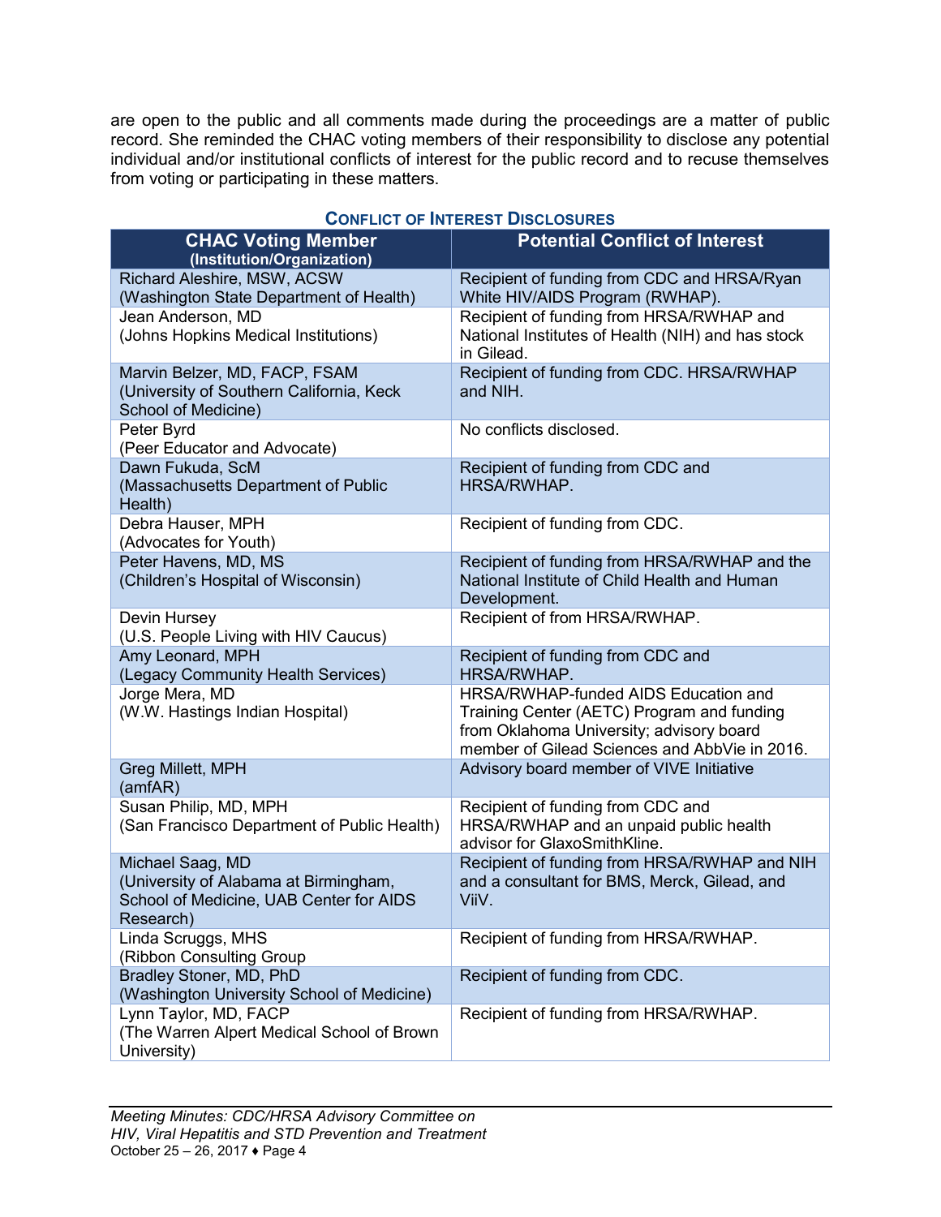are open to the public and all comments made during the proceedings are a matter of public record. She reminded the CHAC voting members of their responsibility to disclose any potential individual and/or institutional conflicts of interest for the public record and to recuse themselves from voting or participating in these matters.

**Conflict of Interest Disclosures**

| CHAC Voting Member (Institution/Organization) | Potential Conflict of Interest |
|---|---|
| Richard Aleshire, MSW, ACSW (Washington State Department of Health) | Recipient of funding from CDC and HRSA/Ryan White HIV/AIDS Program (RWHAP). |
| Jean Anderson, MD (Johns Hopkins Medical Institutions) | Recipient of funding from HRSA/RWHAP and National Institutes of Health (NIH) and has stock in Gilead. |
| Marvin Belzer, MD, FACP, FSAM (University of Southern California, Keck School of Medicine) | Recipient of funding from CDC. HRSA/RWHAP and NIH. |
| Peter Byrd (Peer Educator and Advocate) | No conflicts disclosed. |
| Dawn Fukuda, ScM (Massachusetts Department of Public Health) | Recipient of funding from CDC and HRSA/RWHAP. |
| Debra Hauser, MPH (Advocates for Youth) | Recipient of funding from CDC. |
| Peter Havens, MD, MS (Children's Hospital of Wisconsin) | Recipient of funding from HRSA/RWHAP and the National Institute of Child Health and Human Development. |
| Devin Hursey (U.S. People Living with HIV Caucus) | Recipient of from HRSA/RWHAP. |
| Amy Leonard, MPH (Legacy Community Health Services) | Recipient of funding from CDC and HRSA/RWHAP. |
| Jorge Mera, MD (W.W. Hastings Indian Hospital) | HRSA/RWHAP-funded AIDS Education and Training Center (AETC) Program and funding from Oklahoma University; advisory board member of Gilead Sciences and AbbVie in 2016. |
| Greg Millett, MPH (amfAR) | Advisory board member of VIVE Initiative |
| Susan Philip, MD, MPH (San Francisco Department of Public Health) | Recipient of funding from CDC and HRSA/RWHAP and an unpaid public health advisor for GlaxoSmithKline. |
| Michael Saag, MD (University of Alabama at Birmingham, School of Medicine, UAB Center for AIDS Research) | Recipient of funding from HRSA/RWHAP and NIH and a consultant for BMS, Merck, Gilead, and ViiV. |
| Linda Scruggs, MHS (Ribbon Consulting Group | Recipient of funding from HRSA/RWHAP. |
| Bradley Stoner, MD, PhD (Washington University School of Medicine) | Recipient of funding from CDC. |
| Lynn Taylor, MD, FACP (The Warren Alpert Medical School of Brown University) | Recipient of funding from HRSA/RWHAP. |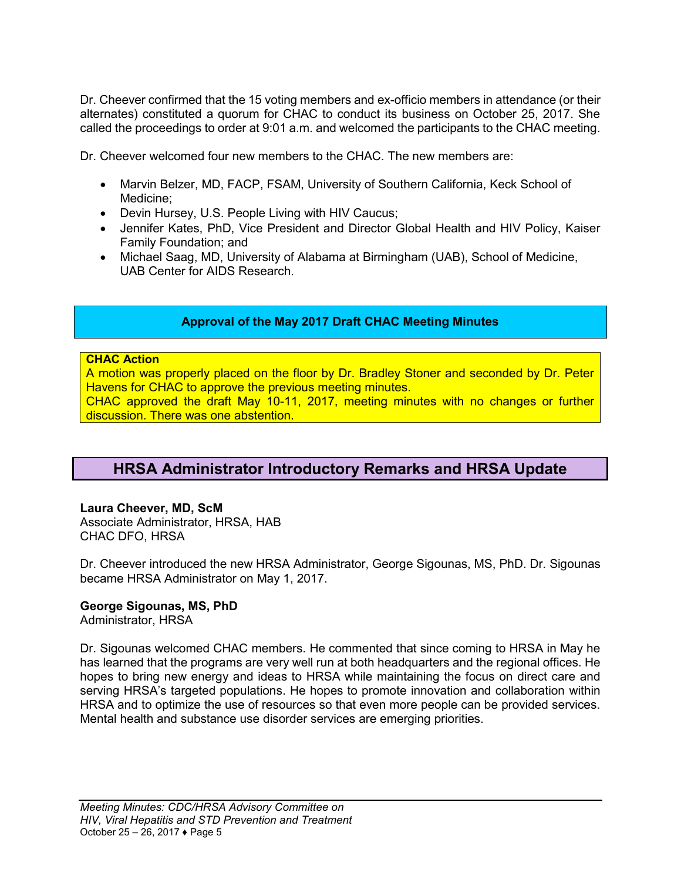Dr. Cheever confirmed that the 15 voting members and ex-officio members in attendance (or their alternates) constituted a quorum for CHAC to conduct its business on October 25, 2017. She called the proceedings to order at 9:01 a.m. and welcomed the participants to the CHAC meeting.

Dr. Cheever welcomed four new members to the CHAC. The new members are:

- Marvin Belzer, MD, FACP, FSAM, University of Southern California, Keck School of Medicine;
- Devin Hursey, U.S. People Living with HIV Caucus;
- Jennifer Kates, PhD, Vice President and Director Global Health and HIV Policy, Kaiser Family Foundation; and
- Michael Saag, MD, University of Alabama at Birmingham (UAB), School of Medicine, UAB Center for AIDS Research.

### Approval of the May 2017 Draft CHAC Meeting Minutes

**CHAC Action**
A motion was properly placed on the floor by Dr. Bradley Stoner and seconded by Dr. Peter Havens for CHAC to approve the previous meeting minutes.
CHAC approved the draft May 10-11, 2017, meeting minutes with no changes or further discussion. There was one abstention.

## HRSA Administrator Introductory Remarks and HRSA Update

**Laura Cheever, MD, ScM**
Associate Administrator, HRSA, HAB
CHAC DFO, HRSA

Dr. Cheever introduced the new HRSA Administrator, George Sigounas, MS, PhD. Dr. Sigounas became HRSA Administrator on May 1, 2017.

**George Sigounas, MS, PhD**
Administrator, HRSA

Dr. Sigounas welcomed CHAC members. He commented that since coming to HRSA in May he has learned that the programs are very well run at both headquarters and the regional offices. He hopes to bring new energy and ideas to HRSA while maintaining the focus on direct care and serving HRSA's targeted populations. He hopes to promote innovation and collaboration within HRSA and to optimize the use of resources so that even more people can be provided services. Mental health and substance use disorder services are emerging priorities.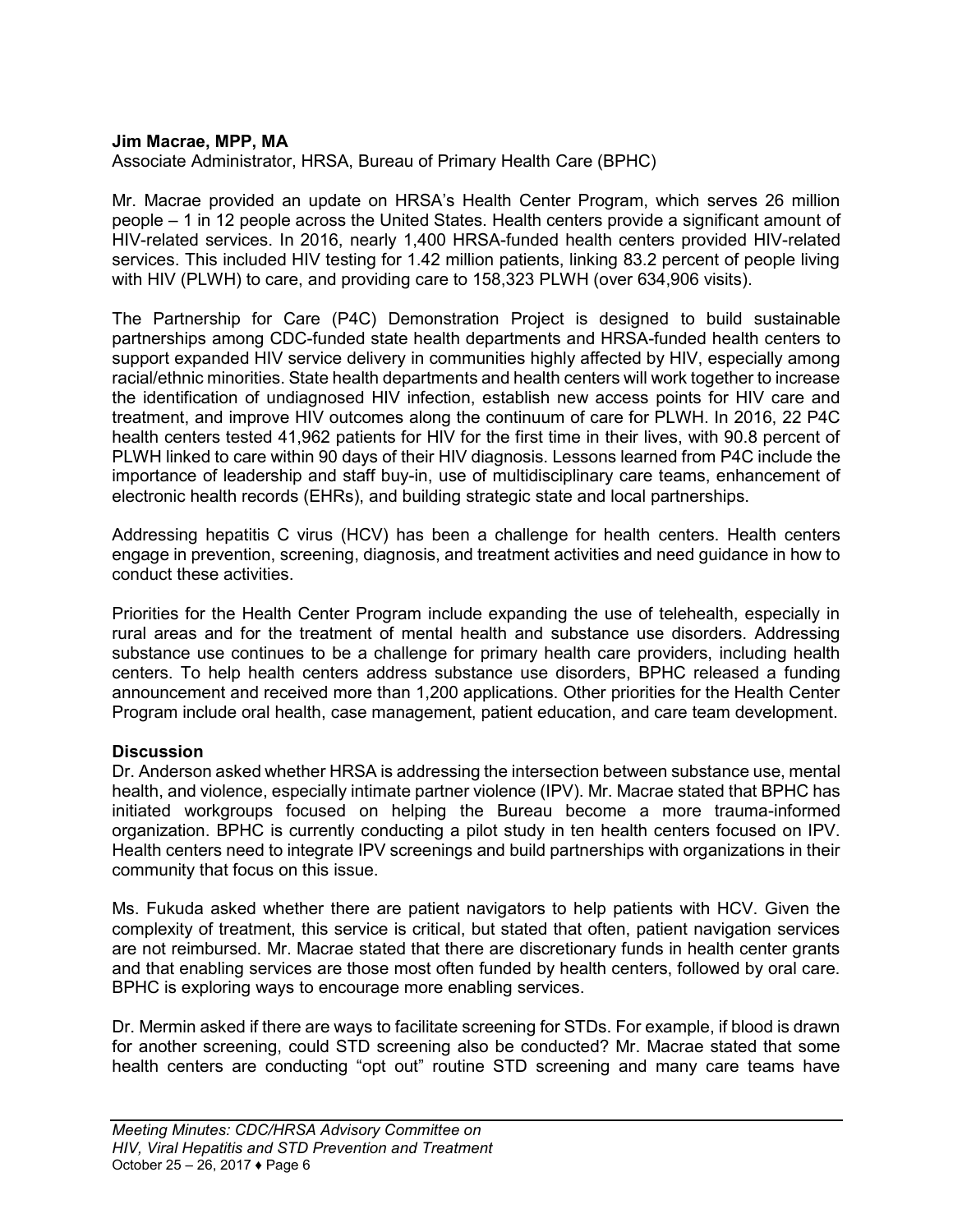**Jim Macrae, MPP, MA**
Associate Administrator, HRSA, Bureau of Primary Health Care (BPHC)

Mr. Macrae provided an update on HRSA's Health Center Program, which serves 26 million people – 1 in 12 people across the United States. Health centers provide a significant amount of HIV-related services. In 2016, nearly 1,400 HRSA-funded health centers provided HIV-related services. This included HIV testing for 1.42 million patients, linking 83.2 percent of people living with HIV (PLWH) to care, and providing care to 158,323 PLWH (over 634,906 visits).

The Partnership for Care (P4C) Demonstration Project is designed to build sustainable partnerships among CDC-funded state health departments and HRSA-funded health centers to support expanded HIV service delivery in communities highly affected by HIV, especially among racial/ethnic minorities. State health departments and health centers will work together to increase the identification of undiagnosed HIV infection, establish new access points for HIV care and treatment, and improve HIV outcomes along the continuum of care for PLWH. In 2016, 22 P4C health centers tested 41,962 patients for HIV for the first time in their lives, with 90.8 percent of PLWH linked to care within 90 days of their HIV diagnosis. Lessons learned from P4C include the importance of leadership and staff buy-in, use of multidisciplinary care teams, enhancement of electronic health records (EHRs), and building strategic state and local partnerships.

Addressing hepatitis C virus (HCV) has been a challenge for health centers. Health centers engage in prevention, screening, diagnosis, and treatment activities and need guidance in how to conduct these activities.

Priorities for the Health Center Program include expanding the use of telehealth, especially in rural areas and for the treatment of mental health and substance use disorders. Addressing substance use continues to be a challenge for primary health care providers, including health centers. To help health centers address substance use disorders, BPHC released a funding announcement and received more than 1,200 applications. Other priorities for the Health Center Program include oral health, case management, patient education, and care team development.

**Discussion**
Dr. Anderson asked whether HRSA is addressing the intersection between substance use, mental health, and violence, especially intimate partner violence (IPV). Mr. Macrae stated that BPHC has initiated workgroups focused on helping the Bureau become a more trauma-informed organization. BPHC is currently conducting a pilot study in ten health centers focused on IPV. Health centers need to integrate IPV screenings and build partnerships with organizations in their community that focus on this issue.

Ms. Fukuda asked whether there are patient navigators to help patients with HCV. Given the complexity of treatment, this service is critical, but stated that often, patient navigation services are not reimbursed. Mr. Macrae stated that there are discretionary funds in health center grants and that enabling services are those most often funded by health centers, followed by oral care. BPHC is exploring ways to encourage more enabling services.

Dr. Mermin asked if there are ways to facilitate screening for STDs. For example, if blood is drawn for another screening, could STD screening also be conducted? Mr. Macrae stated that some health centers are conducting "opt out" routine STD screening and many care teams have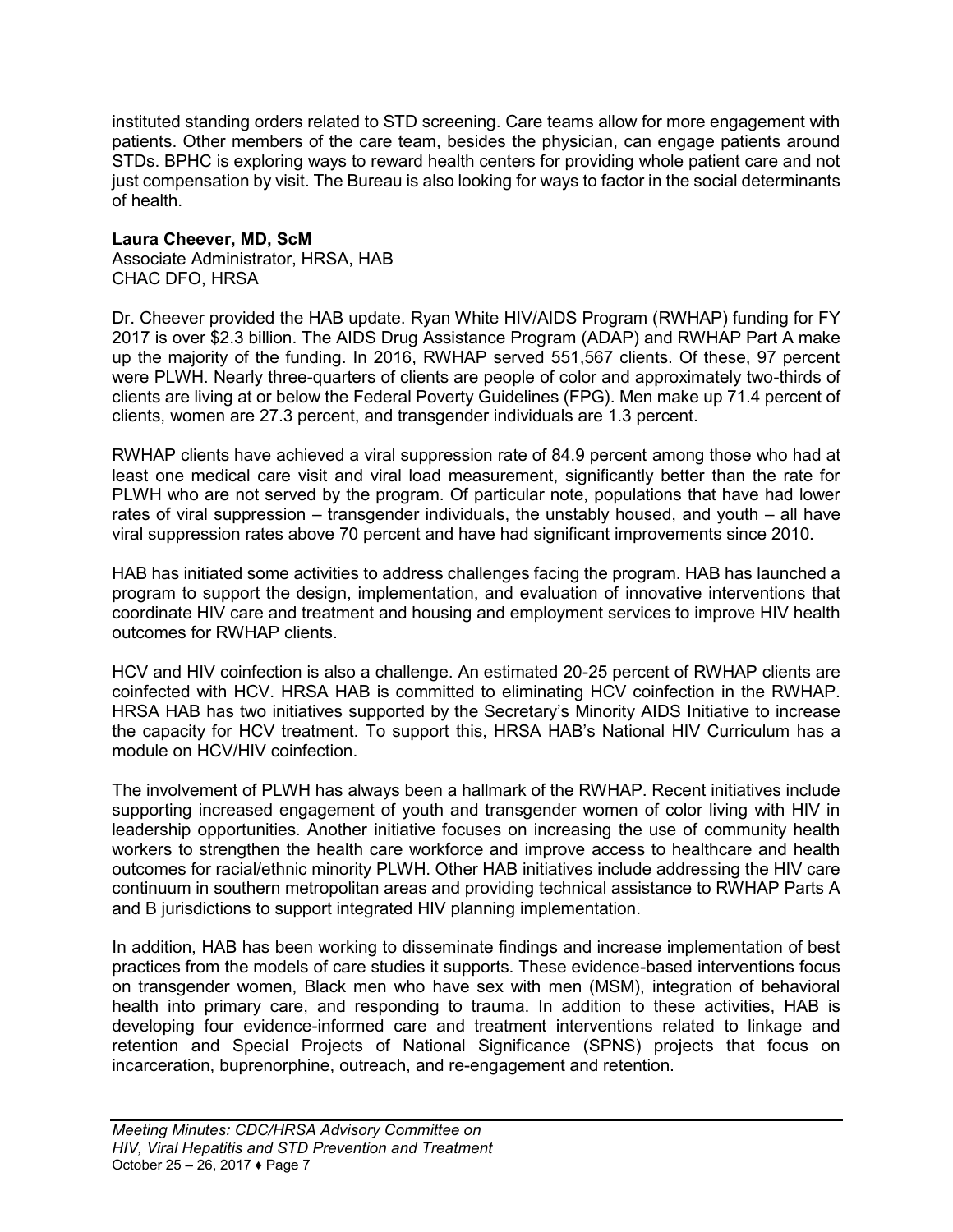instituted standing orders related to STD screening. Care teams allow for more engagement with patients. Other members of the care team, besides the physician, can engage patients around STDs. BPHC is exploring ways to reward health centers for providing whole patient care and not just compensation by visit. The Bureau is also looking for ways to factor in the social determinants of health.

**Laura Cheever, MD, ScM**
Associate Administrator, HRSA, HAB
CHAC DFO, HRSA

Dr. Cheever provided the HAB update. Ryan White HIV/AIDS Program (RWHAP) funding for FY 2017 is over $2.3 billion. The AIDS Drug Assistance Program (ADAP) and RWHAP Part A make up the majority of the funding. In 2016, RWHAP served 551,567 clients. Of these, 97 percent were PLWH. Nearly three-quarters of clients are people of color and approximately two-thirds of clients are living at or below the Federal Poverty Guidelines (FPG). Men make up 71.4 percent of clients, women are 27.3 percent, and transgender individuals are 1.3 percent.

RWHAP clients have achieved a viral suppression rate of 84.9 percent among those who had at least one medical care visit and viral load measurement, significantly better than the rate for PLWH who are not served by the program. Of particular note, populations that have had lower rates of viral suppression – transgender individuals, the unstably housed, and youth – all have viral suppression rates above 70 percent and have had significant improvements since 2010.

HAB has initiated some activities to address challenges facing the program. HAB has launched a program to support the design, implementation, and evaluation of innovative interventions that coordinate HIV care and treatment and housing and employment services to improve HIV health outcomes for RWHAP clients.

HCV and HIV coinfection is also a challenge. An estimated 20-25 percent of RWHAP clients are coinfected with HCV. HRSA HAB is committed to eliminating HCV coinfection in the RWHAP. HRSA HAB has two initiatives supported by the Secretary's Minority AIDS Initiative to increase the capacity for HCV treatment. To support this, HRSA HAB's National HIV Curriculum has a module on HCV/HIV coinfection.

The involvement of PLWH has always been a hallmark of the RWHAP. Recent initiatives include supporting increased engagement of youth and transgender women of color living with HIV in leadership opportunities. Another initiative focuses on increasing the use of community health workers to strengthen the health care workforce and improve access to healthcare and health outcomes for racial/ethnic minority PLWH. Other HAB initiatives include addressing the HIV care continuum in southern metropolitan areas and providing technical assistance to RWHAP Parts A and B jurisdictions to support integrated HIV planning implementation.

In addition, HAB has been working to disseminate findings and increase implementation of best practices from the models of care studies it supports. These evidence-based interventions focus on transgender women, Black men who have sex with men (MSM), integration of behavioral health into primary care, and responding to trauma. In addition to these activities, HAB is developing four evidence-informed care and treatment interventions related to linkage and retention and Special Projects of National Significance (SPNS) projects that focus on incarceration, buprenorphine, outreach, and re-engagement and retention.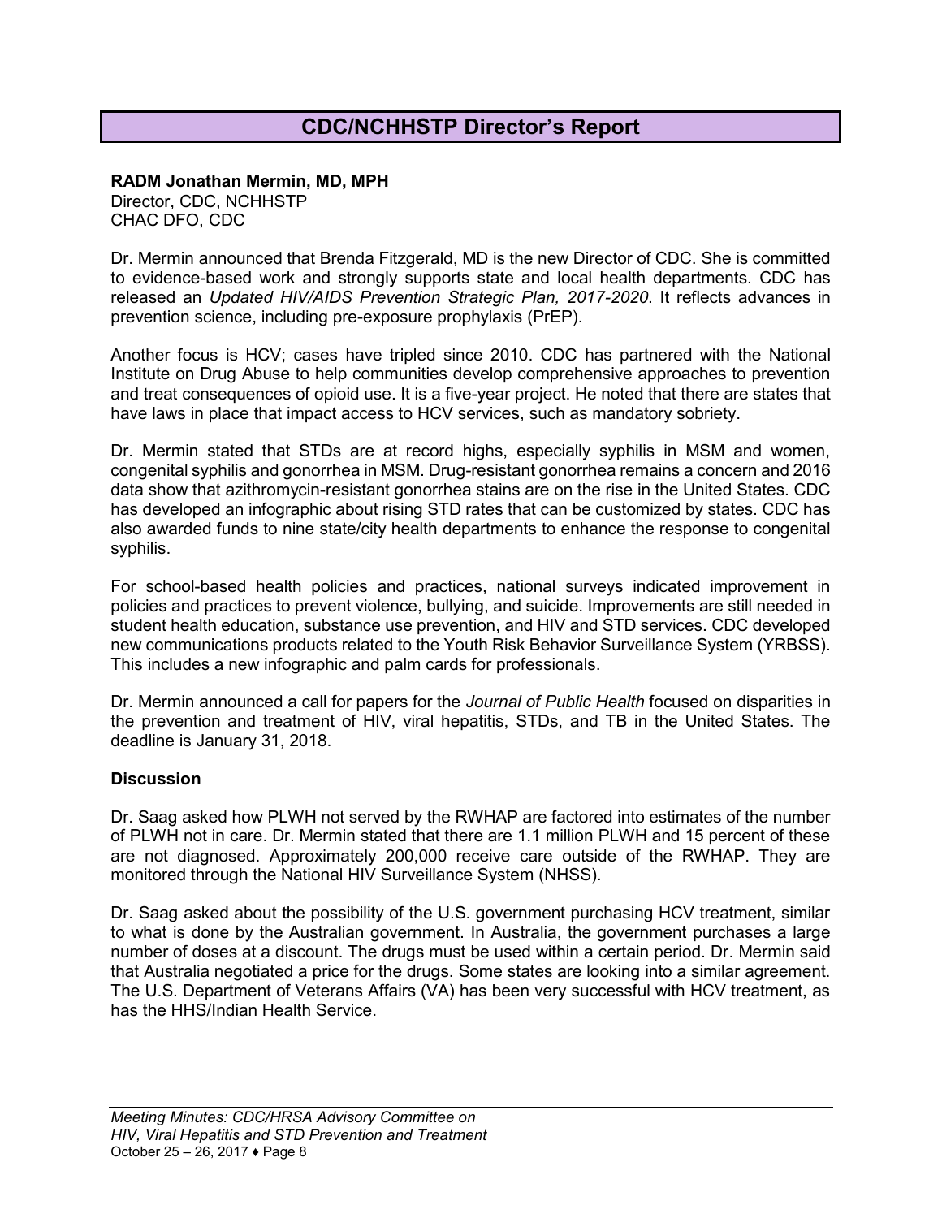## CDC/NCHHSTP Director's Report

**RADM Jonathan Mermin, MD, MPH**
Director, CDC, NCHHSTP
CHAC DFO, CDC

Dr. Mermin announced that Brenda Fitzgerald, MD is the new Director of CDC. She is committed to evidence-based work and strongly supports state and local health departments. CDC has released an *Updated HIV/AIDS Prevention Strategic Plan, 2017-2020*. It reflects advances in prevention science, including pre-exposure prophylaxis (PrEP).

Another focus is HCV; cases have tripled since 2010. CDC has partnered with the National Institute on Drug Abuse to help communities develop comprehensive approaches to prevention and treat consequences of opioid use. It is a five-year project. He noted that there are states that have laws in place that impact access to HCV services, such as mandatory sobriety.

Dr. Mermin stated that STDs are at record highs, especially syphilis in MSM and women, congenital syphilis and gonorrhea in MSM. Drug-resistant gonorrhea remains a concern and 2016 data show that azithromycin-resistant gonorrhea stains are on the rise in the United States. CDC has developed an infographic about rising STD rates that can be customized by states. CDC has also awarded funds to nine state/city health departments to enhance the response to congenital syphilis.

For school-based health policies and practices, national surveys indicated improvement in policies and practices to prevent violence, bullying, and suicide. Improvements are still needed in student health education, substance use prevention, and HIV and STD services. CDC developed new communications products related to the Youth Risk Behavior Surveillance System (YRBSS). This includes a new infographic and palm cards for professionals.

Dr. Mermin announced a call for papers for the *Journal of Public Health* focused on disparities in the prevention and treatment of HIV, viral hepatitis, STDs, and TB in the United States. The deadline is January 31, 2018.

### Discussion

Dr. Saag asked how PLWH not served by the RWHAP are factored into estimates of the number of PLWH not in care. Dr. Mermin stated that there are 1.1 million PLWH and 15 percent of these are not diagnosed. Approximately 200,000 receive care outside of the RWHAP. They are monitored through the National HIV Surveillance System (NHSS).

Dr. Saag asked about the possibility of the U.S. government purchasing HCV treatment, similar to what is done by the Australian government. In Australia, the government purchases a large number of doses at a discount. The drugs must be used within a certain period. Dr. Mermin said that Australia negotiated a price for the drugs. Some states are looking into a similar agreement. The U.S. Department of Veterans Affairs (VA) has been very successful with HCV treatment, as has the HHS/Indian Health Service.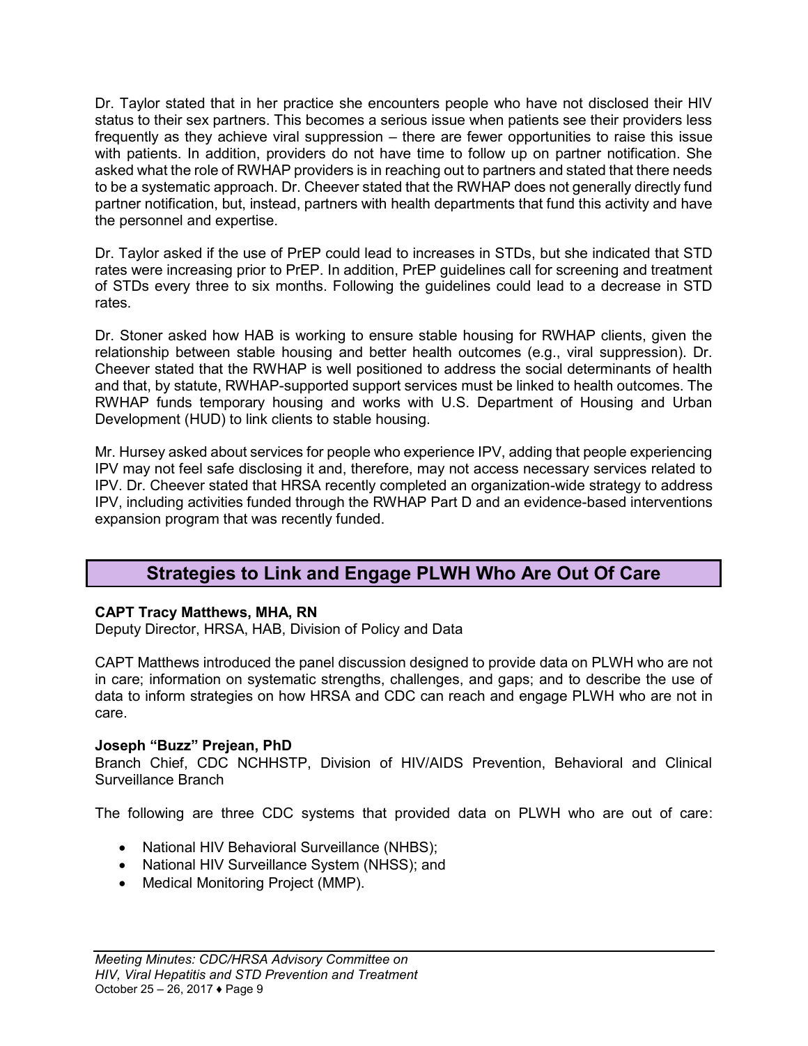Dr. Taylor stated that in her practice she encounters people who have not disclosed their HIV status to their sex partners. This becomes a serious issue when patients see their providers less frequently as they achieve viral suppression – there are fewer opportunities to raise this issue with patients. In addition, providers do not have time to follow up on partner notification. She asked what the role of RWHAP providers is in reaching out to partners and stated that there needs to be a systematic approach. Dr. Cheever stated that the RWHAP does not generally directly fund partner notification, but, instead, partners with health departments that fund this activity and have the personnel and expertise.

Dr. Taylor asked if the use of PrEP could lead to increases in STDs, but she indicated that STD rates were increasing prior to PrEP. In addition, PrEP guidelines call for screening and treatment of STDs every three to six months. Following the guidelines could lead to a decrease in STD rates.

Dr. Stoner asked how HAB is working to ensure stable housing for RWHAP clients, given the relationship between stable housing and better health outcomes (e.g., viral suppression). Dr. Cheever stated that the RWHAP is well positioned to address the social determinants of health and that, by statute, RWHAP-supported support services must be linked to health outcomes. The RWHAP funds temporary housing and works with U.S. Department of Housing and Urban Development (HUD) to link clients to stable housing.

Mr. Hursey asked about services for people who experience IPV, adding that people experiencing IPV may not feel safe disclosing it and, therefore, may not access necessary services related to IPV. Dr. Cheever stated that HRSA recently completed an organization-wide strategy to address IPV, including activities funded through the RWHAP Part D and an evidence-based interventions expansion program that was recently funded.

## Strategies to Link and Engage PLWH Who Are Out Of Care

**CAPT Tracy Matthews, MHA, RN**
Deputy Director, HRSA, HAB, Division of Policy and Data

CAPT Matthews introduced the panel discussion designed to provide data on PLWH who are not in care; information on systematic strengths, challenges, and gaps; and to describe the use of data to inform strategies on how HRSA and CDC can reach and engage PLWH who are not in care.

**Joseph "Buzz" Prejean, PhD**
Branch Chief, CDC NCHHSTP, Division of HIV/AIDS Prevention, Behavioral and Clinical Surveillance Branch

The following are three CDC systems that provided data on PLWH who are out of care:

- National HIV Behavioral Surveillance (NHBS);
- National HIV Surveillance System (NHSS); and
- Medical Monitoring Project (MMP).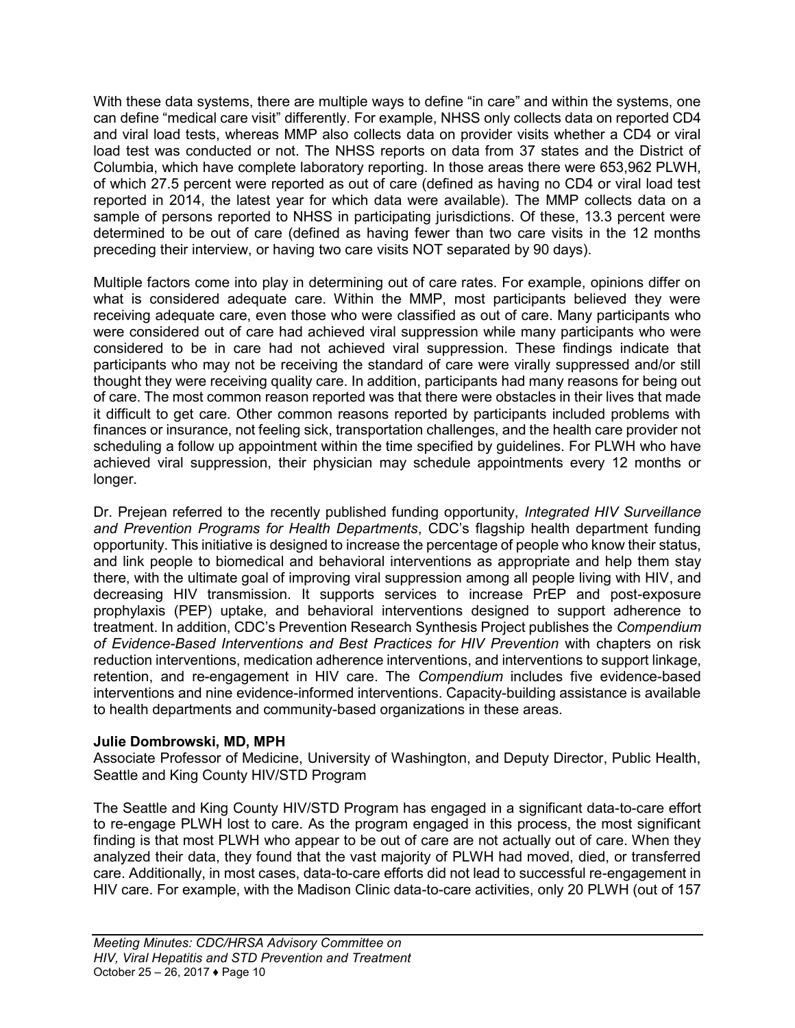With these data systems, there are multiple ways to define "in care" and within the systems, one can define "medical care visit" differently. For example, NHSS only collects data on reported CD4 and viral load tests, whereas MMP also collects data on provider visits whether a CD4 or viral load test was conducted or not. The NHSS reports on data from 37 states and the District of Columbia, which have complete laboratory reporting. In those areas there were 653,962 PLWH, of which 27.5 percent were reported as out of care (defined as having no CD4 or viral load test reported in 2014, the latest year for which data were available). The MMP collects data on a sample of persons reported to NHSS in participating jurisdictions. Of these, 13.3 percent were determined to be out of care (defined as having fewer than two care visits in the 12 months preceding their interview, or having two care visits NOT separated by 90 days).

Multiple factors come into play in determining out of care rates. For example, opinions differ on what is considered adequate care. Within the MMP, most participants believed they were receiving adequate care, even those who were classified as out of care. Many participants who were considered out of care had achieved viral suppression while many participants who were considered to be in care had not achieved viral suppression. These findings indicate that participants who may not be receiving the standard of care were virally suppressed and/or still thought they were receiving quality care. In addition, participants had many reasons for being out of care. The most common reason reported was that there were obstacles in their lives that made it difficult to get care. Other common reasons reported by participants included problems with finances or insurance, not feeling sick, transportation challenges, and the health care provider not scheduling a follow up appointment within the time specified by guidelines. For PLWH who have achieved viral suppression, their physician may schedule appointments every 12 months or longer.

Dr. Prejean referred to the recently published funding opportunity, *Integrated HIV Surveillance and Prevention Programs for Health Departments*, CDC's flagship health department funding opportunity. This initiative is designed to increase the percentage of people who know their status, and link people to biomedical and behavioral interventions as appropriate and help them stay there, with the ultimate goal of improving viral suppression among all people living with HIV, and decreasing HIV transmission. It supports services to increase PrEP and post-exposure prophylaxis (PEP) uptake, and behavioral interventions designed to support adherence to treatment. In addition, CDC's Prevention Research Synthesis Project publishes the *Compendium of Evidence-Based Interventions and Best Practices for HIV Prevention* with chapters on risk reduction interventions, medication adherence interventions, and interventions to support linkage, retention, and re-engagement in HIV care. The *Compendium* includes five evidence-based interventions and nine evidence-informed interventions. Capacity-building assistance is available to health departments and community-based organizations in these areas.

**Julie Dombrowski, MD, MPH**
Associate Professor of Medicine, University of Washington, and Deputy Director, Public Health, Seattle and King County HIV/STD Program

The Seattle and King County HIV/STD Program has engaged in a significant data-to-care effort to re-engage PLWH lost to care. As the program engaged in this process, the most significant finding is that most PLWH who appear to be out of care are not actually out of care. When they analyzed their data, they found that the vast majority of PLWH had moved, died, or transferred care. Additionally, in most cases, data-to-care efforts did not lead to successful re-engagement in HIV care. For example, with the Madison Clinic data-to-care activities, only 20 PLWH (out of 157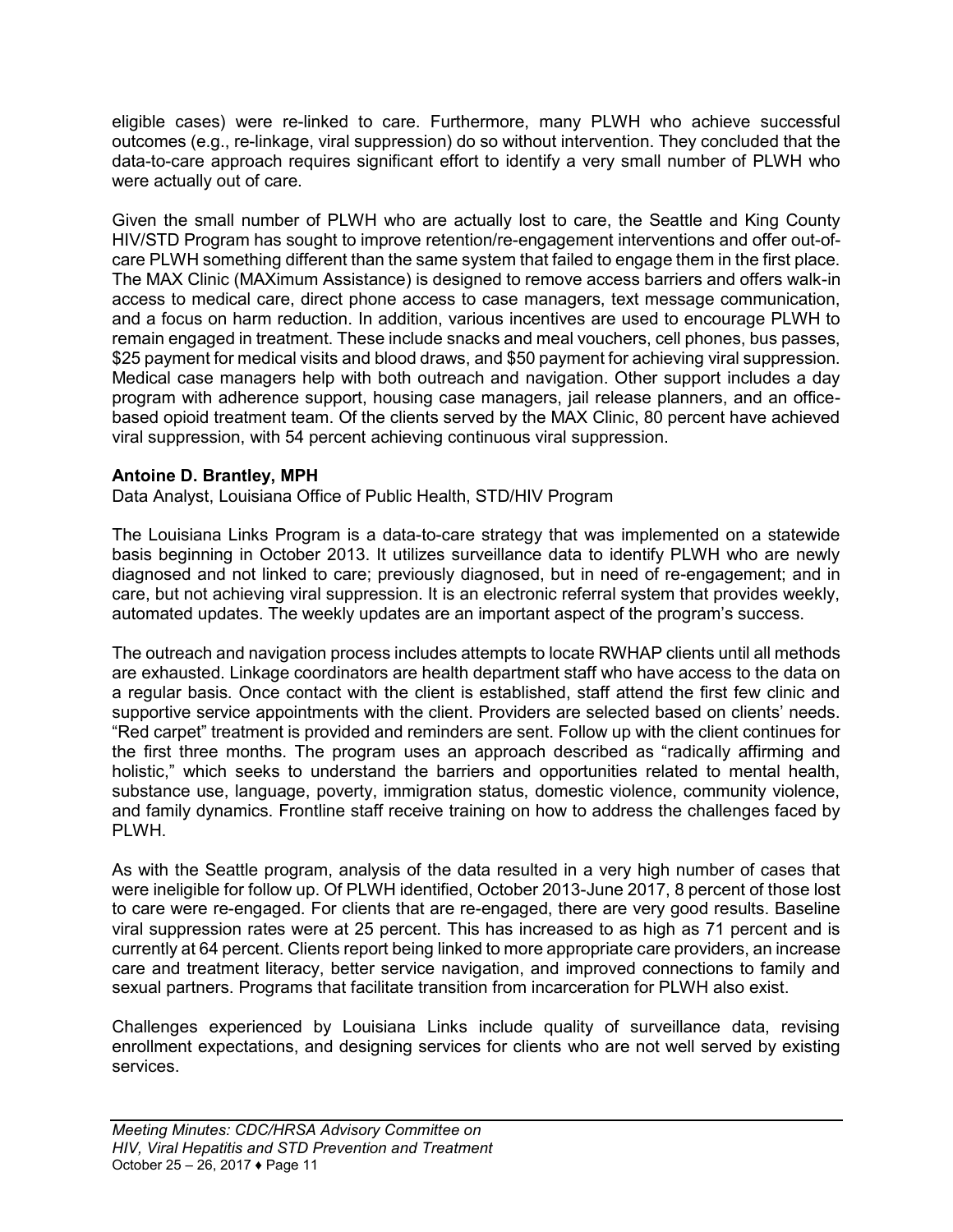eligible cases) were re-linked to care. Furthermore, many PLWH who achieve successful outcomes (e.g., re-linkage, viral suppression) do so without intervention. They concluded that the data-to-care approach requires significant effort to identify a very small number of PLWH who were actually out of care.

Given the small number of PLWH who are actually lost to care, the Seattle and King County HIV/STD Program has sought to improve retention/re-engagement interventions and offer out-of-care PLWH something different than the same system that failed to engage them in the first place. The MAX Clinic (MAXimum Assistance) is designed to remove access barriers and offers walk-in access to medical care, direct phone access to case managers, text message communication, and a focus on harm reduction. In addition, various incentives are used to encourage PLWH to remain engaged in treatment. These include snacks and meal vouchers, cell phones, bus passes, $25 payment for medical visits and blood draws, and $50 payment for achieving viral suppression. Medical case managers help with both outreach and navigation. Other support includes a day program with adherence support, housing case managers, jail release planners, and an office-based opioid treatment team. Of the clients served by the MAX Clinic, 80 percent have achieved viral suppression, with 54 percent achieving continuous viral suppression.

**Antoine D. Brantley, MPH**
Data Analyst, Louisiana Office of Public Health, STD/HIV Program

The Louisiana Links Program is a data-to-care strategy that was implemented on a statewide basis beginning in October 2013. It utilizes surveillance data to identify PLWH who are newly diagnosed and not linked to care; previously diagnosed, but in need of re-engagement; and in care, but not achieving viral suppression. It is an electronic referral system that provides weekly, automated updates. The weekly updates are an important aspect of the program's success.

The outreach and navigation process includes attempts to locate RWHAP clients until all methods are exhausted. Linkage coordinators are health department staff who have access to the data on a regular basis. Once contact with the client is established, staff attend the first few clinic and supportive service appointments with the client. Providers are selected based on clients' needs. "Red carpet" treatment is provided and reminders are sent. Follow up with the client continues for the first three months. The program uses an approach described as "radically affirming and holistic," which seeks to understand the barriers and opportunities related to mental health, substance use, language, poverty, immigration status, domestic violence, community violence, and family dynamics. Frontline staff receive training on how to address the challenges faced by PLWH.

As with the Seattle program, analysis of the data resulted in a very high number of cases that were ineligible for follow up. Of PLWH identified, October 2013-June 2017, 8 percent of those lost to care were re-engaged. For clients that are re-engaged, there are very good results. Baseline viral suppression rates were at 25 percent. This has increased to as high as 71 percent and is currently at 64 percent. Clients report being linked to more appropriate care providers, an increase care and treatment literacy, better service navigation, and improved connections to family and sexual partners. Programs that facilitate transition from incarceration for PLWH also exist.

Challenges experienced by Louisiana Links include quality of surveillance data, revising enrollment expectations, and designing services for clients who are not well served by existing services.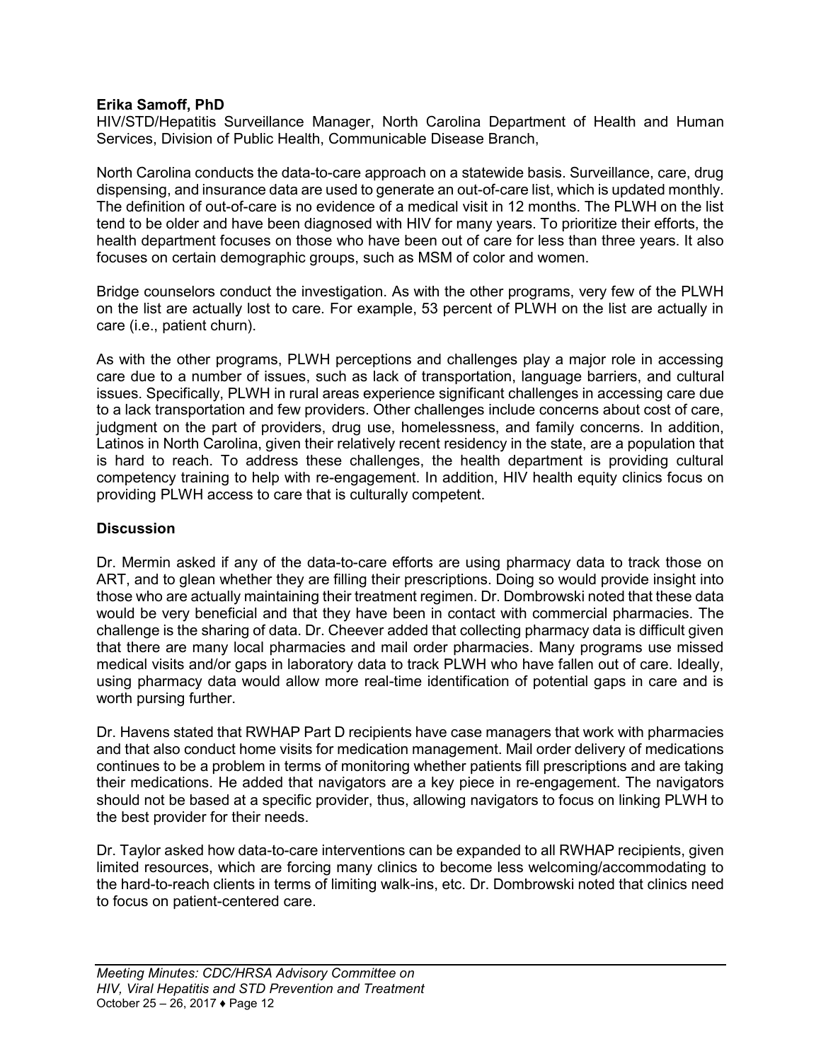**Erika Samoff, PhD**
HIV/STD/Hepatitis Surveillance Manager, North Carolina Department of Health and Human Services, Division of Public Health, Communicable Disease Branch,

North Carolina conducts the data-to-care approach on a statewide basis. Surveillance, care, drug dispensing, and insurance data are used to generate an out-of-care list, which is updated monthly. The definition of out-of-care is no evidence of a medical visit in 12 months. The PLWH on the list tend to be older and have been diagnosed with HIV for many years. To prioritize their efforts, the health department focuses on those who have been out of care for less than three years. It also focuses on certain demographic groups, such as MSM of color and women.

Bridge counselors conduct the investigation. As with the other programs, very few of the PLWH on the list are actually lost to care. For example, 53 percent of PLWH on the list are actually in care (i.e., patient churn).

As with the other programs, PLWH perceptions and challenges play a major role in accessing care due to a number of issues, such as lack of transportation, language barriers, and cultural issues. Specifically, PLWH in rural areas experience significant challenges in accessing care due to a lack transportation and few providers. Other challenges include concerns about cost of care, judgment on the part of providers, drug use, homelessness, and family concerns. In addition, Latinos in North Carolina, given their relatively recent residency in the state, are a population that is hard to reach. To address these challenges, the health department is providing cultural competency training to help with re-engagement. In addition, HIV health equity clinics focus on providing PLWH access to care that is culturally competent.

**Discussion**

Dr. Mermin asked if any of the data-to-care efforts are using pharmacy data to track those on ART, and to glean whether they are filling their prescriptions. Doing so would provide insight into those who are actually maintaining their treatment regimen. Dr. Dombrowski noted that these data would be very beneficial and that they have been in contact with commercial pharmacies. The challenge is the sharing of data. Dr. Cheever added that collecting pharmacy data is difficult given that there are many local pharmacies and mail order pharmacies. Many programs use missed medical visits and/or gaps in laboratory data to track PLWH who have fallen out of care. Ideally, using pharmacy data would allow more real-time identification of potential gaps in care and is worth pursing further.

Dr. Havens stated that RWHAP Part D recipients have case managers that work with pharmacies and that also conduct home visits for medication management. Mail order delivery of medications continues to be a problem in terms of monitoring whether patients fill prescriptions and are taking their medications. He added that navigators are a key piece in re-engagement. The navigators should not be based at a specific provider, thus, allowing navigators to focus on linking PLWH to the best provider for their needs.

Dr. Taylor asked how data-to-care interventions can be expanded to all RWHAP recipients, given limited resources, which are forcing many clinics to become less welcoming/accommodating to the hard-to-reach clients in terms of limiting walk-ins, etc. Dr. Dombrowski noted that clinics need to focus on patient-centered care.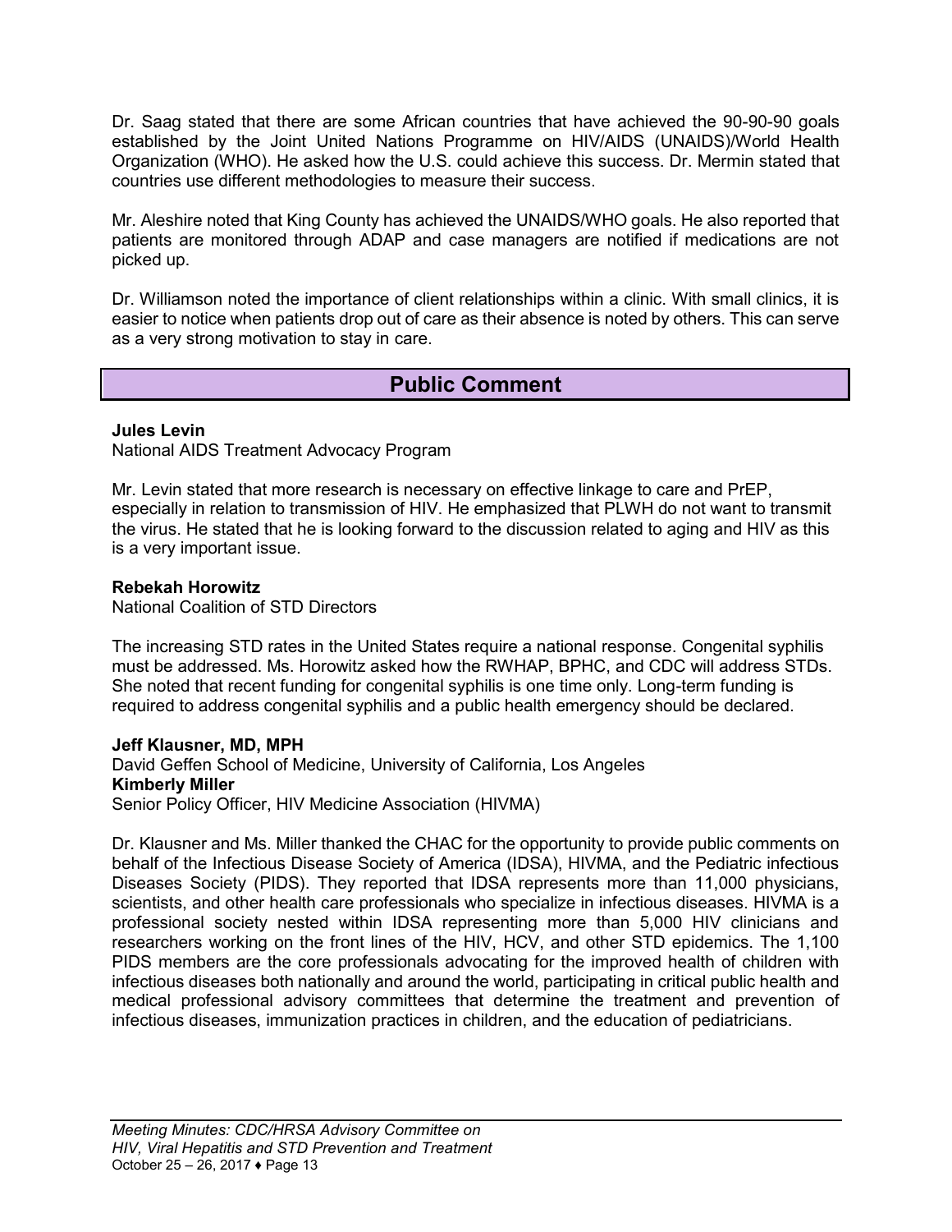Dr. Saag stated that there are some African countries that have achieved the 90-90-90 goals established by the Joint United Nations Programme on HIV/AIDS (UNAIDS)/World Health Organization (WHO). He asked how the U.S. could achieve this success. Dr. Mermin stated that countries use different methodologies to measure their success.

Mr. Aleshire noted that King County has achieved the UNAIDS/WHO goals. He also reported that patients are monitored through ADAP and case managers are notified if medications are not picked up.

Dr. Williamson noted the importance of client relationships within a clinic. With small clinics, it is easier to notice when patients drop out of care as their absence is noted by others. This can serve as a very strong motivation to stay in care.

## Public Comment

**Jules Levin**
National AIDS Treatment Advocacy Program

Mr. Levin stated that more research is necessary on effective linkage to care and PrEP, especially in relation to transmission of HIV. He emphasized that PLWH do not want to transmit the virus. He stated that he is looking forward to the discussion related to aging and HIV as this is a very important issue.

**Rebekah Horowitz**
National Coalition of STD Directors

The increasing STD rates in the United States require a national response. Congenital syphilis must be addressed. Ms. Horowitz asked how the RWHAP, BPHC, and CDC will address STDs. She noted that recent funding for congenital syphilis is one time only. Long-term funding is required to address congenital syphilis and a public health emergency should be declared.

**Jeff Klausner, MD, MPH**
David Geffen School of Medicine, University of California, Los Angeles
**Kimberly Miller**
Senior Policy Officer, HIV Medicine Association (HIVMA)

Dr. Klausner and Ms. Miller thanked the CHAC for the opportunity to provide public comments on behalf of the Infectious Disease Society of America (IDSA), HIVMA, and the Pediatric infectious Diseases Society (PIDS). They reported that IDSA represents more than 11,000 physicians, scientists, and other health care professionals who specialize in infectious diseases. HIVMA is a professional society nested within IDSA representing more than 5,000 HIV clinicians and researchers working on the front lines of the HIV, HCV, and other STD epidemics. The 1,100 PIDS members are the core professionals advocating for the improved health of children with infectious diseases both nationally and around the world, participating in critical public health and medical professional advisory committees that determine the treatment and prevention of infectious diseases, immunization practices in children, and the education of pediatricians.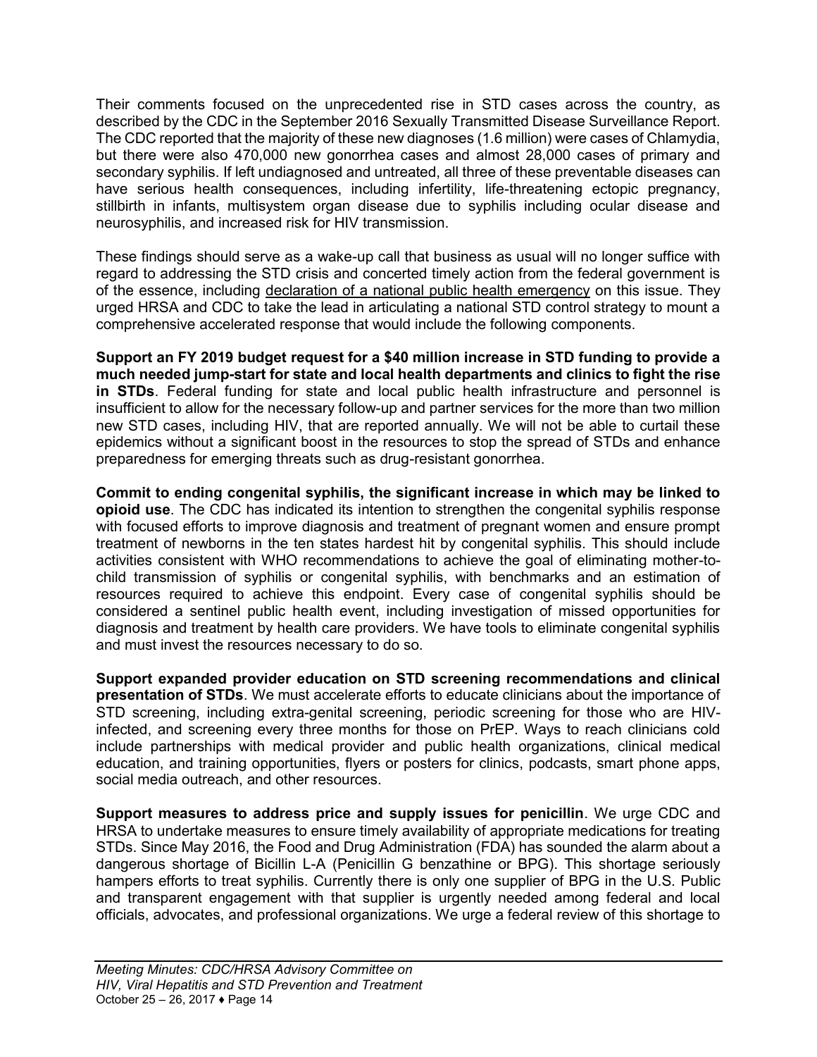Their comments focused on the unprecedented rise in STD cases across the country, as described by the CDC in the September 2016 Sexually Transmitted Disease Surveillance Report. The CDC reported that the majority of these new diagnoses (1.6 million) were cases of Chlamydia, but there were also 470,000 new gonorrhea cases and almost 28,000 cases of primary and secondary syphilis. If left undiagnosed and untreated, all three of these preventable diseases can have serious health consequences, including infertility, life-threatening ectopic pregnancy, stillbirth in infants, multisystem organ disease due to syphilis including ocular disease and neurosyphilis, and increased risk for HIV transmission.

These findings should serve as a wake-up call that business as usual will no longer suffice with regard to addressing the STD crisis and concerted timely action from the federal government is of the essence, including declaration of a national public health emergency on this issue. They urged HRSA and CDC to take the lead in articulating a national STD control strategy to mount a comprehensive accelerated response that would include the following components.

**Support an FY 2019 budget request for a $40 million increase in STD funding to provide a much needed jump-start for state and local health departments and clinics to fight the rise in STDs**. Federal funding for state and local public health infrastructure and personnel is insufficient to allow for the necessary follow-up and partner services for the more than two million new STD cases, including HIV, that are reported annually. We will not be able to curtail these epidemics without a significant boost in the resources to stop the spread of STDs and enhance preparedness for emerging threats such as drug-resistant gonorrhea.

**Commit to ending congenital syphilis, the significant increase in which may be linked to opioid use**. The CDC has indicated its intention to strengthen the congenital syphilis response with focused efforts to improve diagnosis and treatment of pregnant women and ensure prompt treatment of newborns in the ten states hardest hit by congenital syphilis. This should include activities consistent with WHO recommendations to achieve the goal of eliminating mother-to-child transmission of syphilis or congenital syphilis, with benchmarks and an estimation of resources required to achieve this endpoint. Every case of congenital syphilis should be considered a sentinel public health event, including investigation of missed opportunities for diagnosis and treatment by health care providers. We have tools to eliminate congenital syphilis and must invest the resources necessary to do so.

**Support expanded provider education on STD screening recommendations and clinical presentation of STDs**. We must accelerate efforts to educate clinicians about the importance of STD screening, including extra-genital screening, periodic screening for those who are HIV-infected, and screening every three months for those on PrEP. Ways to reach clinicians cold include partnerships with medical provider and public health organizations, clinical medical education, and training opportunities, flyers or posters for clinics, podcasts, smart phone apps, social media outreach, and other resources.

**Support measures to address price and supply issues for penicillin**. We urge CDC and HRSA to undertake measures to ensure timely availability of appropriate medications for treating STDs. Since May 2016, the Food and Drug Administration (FDA) has sounded the alarm about a dangerous shortage of Bicillin L-A (Penicillin G benzathine or BPG). This shortage seriously hampers efforts to treat syphilis. Currently there is only one supplier of BPG in the U.S. Public and transparent engagement with that supplier is urgently needed among federal and local officials, advocates, and professional organizations. We urge a federal review of this shortage to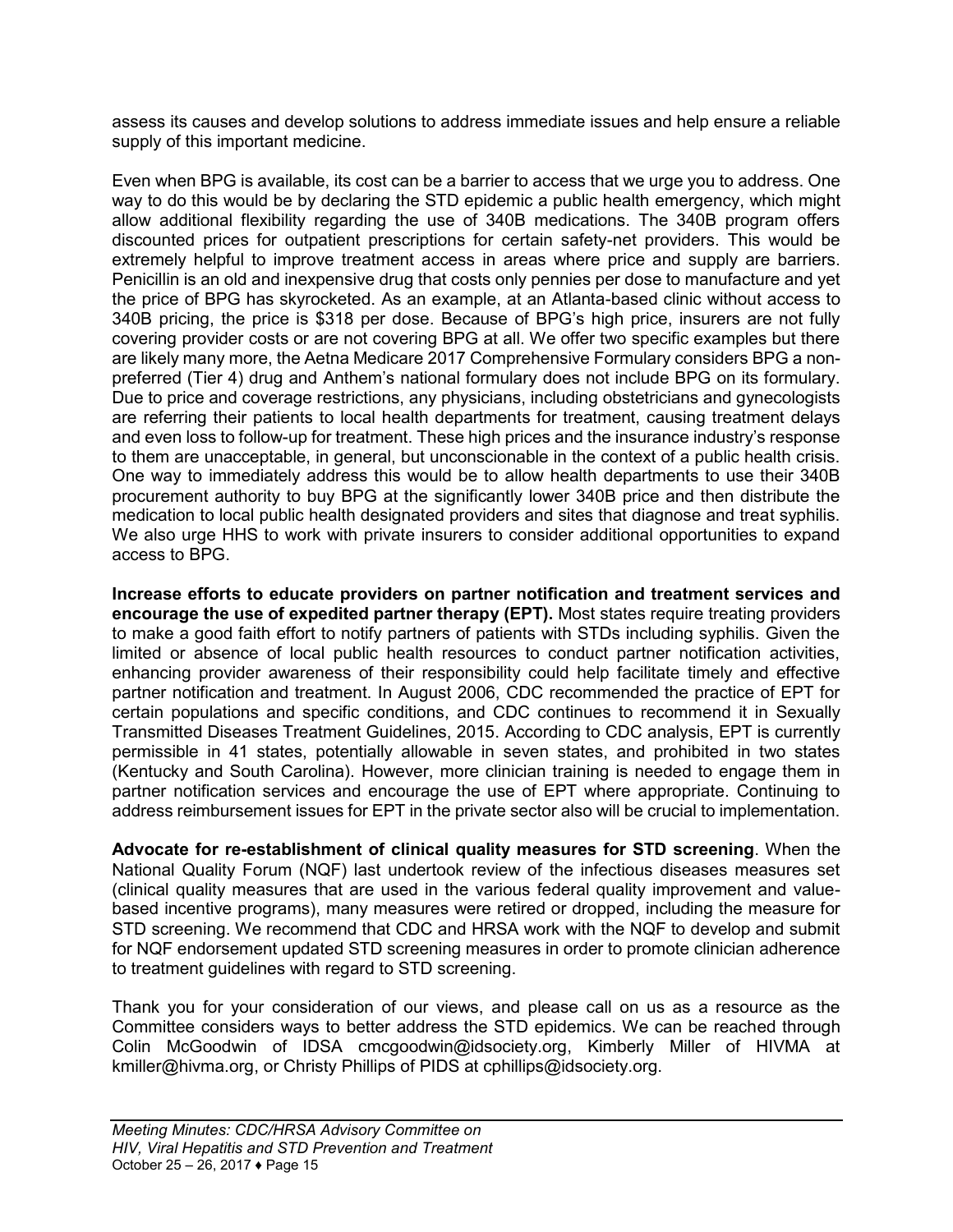assess its causes and develop solutions to address immediate issues and help ensure a reliable supply of this important medicine.

Even when BPG is available, its cost can be a barrier to access that we urge you to address. One way to do this would be by declaring the STD epidemic a public health emergency, which might allow additional flexibility regarding the use of 340B medications. The 340B program offers discounted prices for outpatient prescriptions for certain safety-net providers. This would be extremely helpful to improve treatment access in areas where price and supply are barriers. Penicillin is an old and inexpensive drug that costs only pennies per dose to manufacture and yet the price of BPG has skyrocketed. As an example, at an Atlanta-based clinic without access to 340B pricing, the price is $318 per dose. Because of BPG's high price, insurers are not fully covering provider costs or are not covering BPG at all. We offer two specific examples but there are likely many more, the Aetna Medicare 2017 Comprehensive Formulary considers BPG a non-preferred (Tier 4) drug and Anthem's national formulary does not include BPG on its formulary. Due to price and coverage restrictions, any physicians, including obstetricians and gynecologists are referring their patients to local health departments for treatment, causing treatment delays and even loss to follow-up for treatment. These high prices and the insurance industry's response to them are unacceptable, in general, but unconscionable in the context of a public health crisis. One way to immediately address this would be to allow health departments to use their 340B procurement authority to buy BPG at the significantly lower 340B price and then distribute the medication to local public health designated providers and sites that diagnose and treat syphilis. We also urge HHS to work with private insurers to consider additional opportunities to expand access to BPG.

**Increase efforts to educate providers on partner notification and treatment services and encourage the use of expedited partner therapy (EPT).** Most states require treating providers to make a good faith effort to notify partners of patients with STDs including syphilis. Given the limited or absence of local public health resources to conduct partner notification activities, enhancing provider awareness of their responsibility could help facilitate timely and effective partner notification and treatment. In August 2006, CDC recommended the practice of EPT for certain populations and specific conditions, and CDC continues to recommend it in Sexually Transmitted Diseases Treatment Guidelines, 2015. According to CDC analysis, EPT is currently permissible in 41 states, potentially allowable in seven states, and prohibited in two states (Kentucky and South Carolina). However, more clinician training is needed to engage them in partner notification services and encourage the use of EPT where appropriate. Continuing to address reimbursement issues for EPT in the private sector also will be crucial to implementation.

**Advocate for re-establishment of clinical quality measures for STD screening**. When the National Quality Forum (NQF) last undertook review of the infectious diseases measures set (clinical quality measures that are used in the various federal quality improvement and value-based incentive programs), many measures were retired or dropped, including the measure for STD screening. We recommend that CDC and HRSA work with the NQF to develop and submit for NQF endorsement updated STD screening measures in order to promote clinician adherence to treatment guidelines with regard to STD screening.

Thank you for your consideration of our views, and please call on us as a resource as the Committee considers ways to better address the STD epidemics. We can be reached through Colin McGoodwin of IDSA cmcgoodwin@idsociety.org, Kimberly Miller of HIVMA at kmiller@hivma.org, or Christy Phillips of PIDS at cphillips@idsociety.org.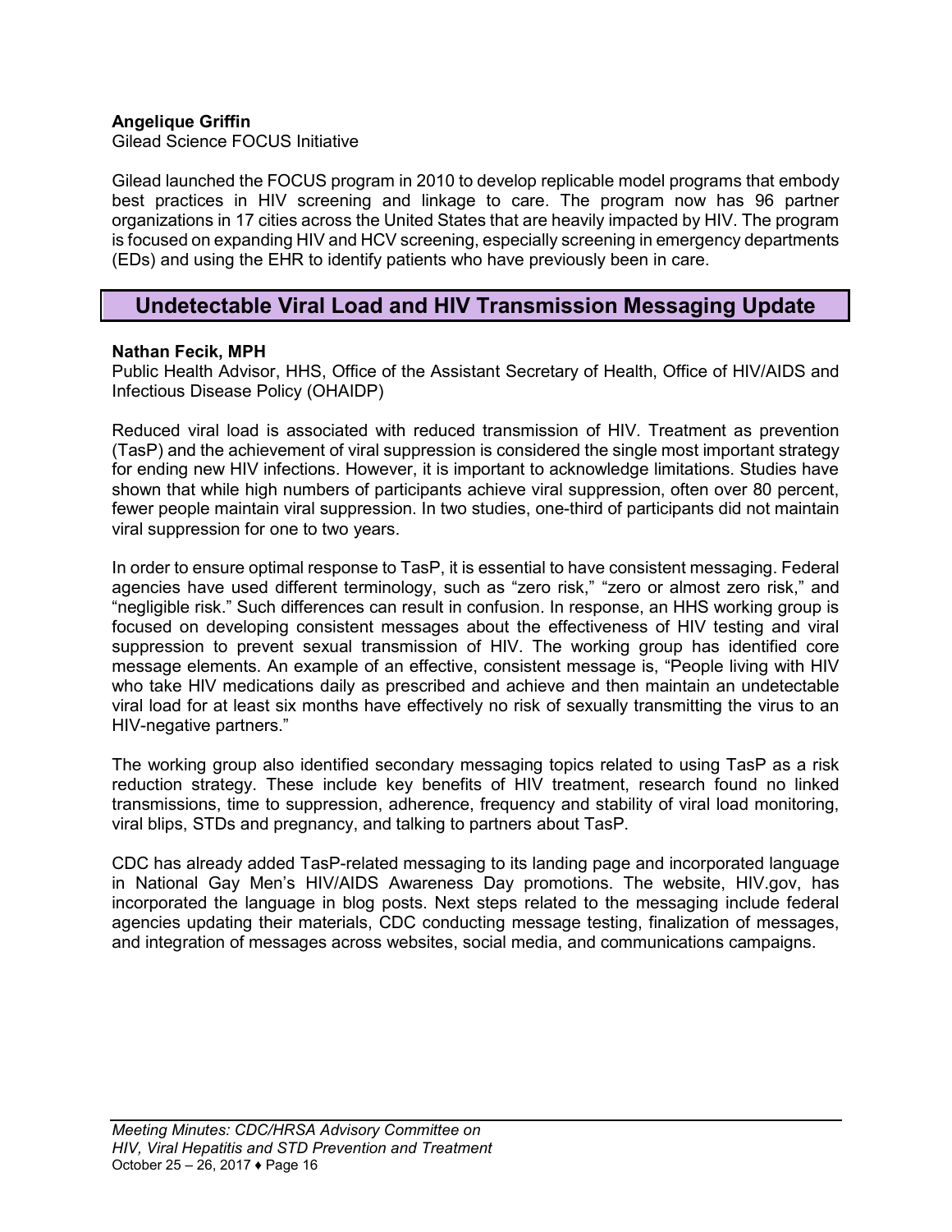**Angelique Griffin**
Gilead Science FOCUS Initiative

Gilead launched the FOCUS program in 2010 to develop replicable model programs that embody best practices in HIV screening and linkage to care. The program now has 96 partner organizations in 17 cities across the United States that are heavily impacted by HIV. The program is focused on expanding HIV and HCV screening, especially screening in emergency departments (EDs) and using the EHR to identify patients who have previously been in care.

## Undetectable Viral Load and HIV Transmission Messaging Update

**Nathan Fecik, MPH**
Public Health Advisor, HHS, Office of the Assistant Secretary of Health, Office of HIV/AIDS and Infectious Disease Policy (OHAIDP)

Reduced viral load is associated with reduced transmission of HIV. Treatment as prevention (TasP) and the achievement of viral suppression is considered the single most important strategy for ending new HIV infections. However, it is important to acknowledge limitations. Studies have shown that while high numbers of participants achieve viral suppression, often over 80 percent, fewer people maintain viral suppression. In two studies, one-third of participants did not maintain viral suppression for one to two years.

In order to ensure optimal response to TasP, it is essential to have consistent messaging. Federal agencies have used different terminology, such as "zero risk," "zero or almost zero risk," and "negligible risk." Such differences can result in confusion. In response, an HHS working group is focused on developing consistent messages about the effectiveness of HIV testing and viral suppression to prevent sexual transmission of HIV. The working group has identified core message elements. An example of an effective, consistent message is, "People living with HIV who take HIV medications daily as prescribed and achieve and then maintain an undetectable viral load for at least six months have effectively no risk of sexually transmitting the virus to an HIV-negative partners."

The working group also identified secondary messaging topics related to using TasP as a risk reduction strategy. These include key benefits of HIV treatment, research found no linked transmissions, time to suppression, adherence, frequency and stability of viral load monitoring, viral blips, STDs and pregnancy, and talking to partners about TasP.

CDC has already added TasP-related messaging to its landing page and incorporated language in National Gay Men's HIV/AIDS Awareness Day promotions. The website, HIV.gov, has incorporated the language in blog posts. Next steps related to the messaging include federal agencies updating their materials, CDC conducting message testing, finalization of messages, and integration of messages across websites, social media, and communications campaigns.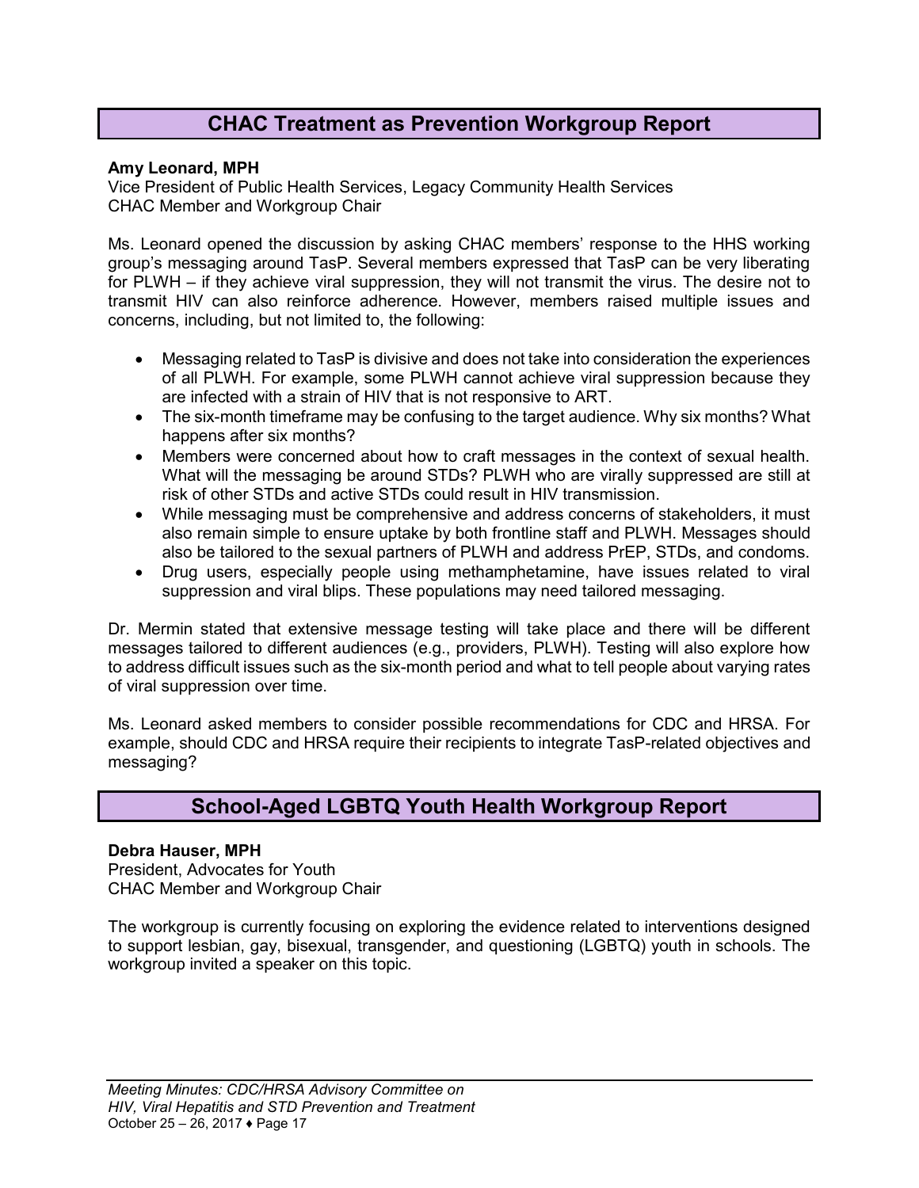## CHAC Treatment as Prevention Workgroup Report

**Amy Leonard, MPH**
Vice President of Public Health Services, Legacy Community Health Services
CHAC Member and Workgroup Chair

Ms. Leonard opened the discussion by asking CHAC members' response to the HHS working group's messaging around TasP. Several members expressed that TasP can be very liberating for PLWH – if they achieve viral suppression, they will not transmit the virus. The desire not to transmit HIV can also reinforce adherence. However, members raised multiple issues and concerns, including, but not limited to, the following:

- Messaging related to TasP is divisive and does not take into consideration the experiences of all PLWH. For example, some PLWH cannot achieve viral suppression because they are infected with a strain of HIV that is not responsive to ART.
- The six-month timeframe may be confusing to the target audience. Why six months? What happens after six months?
- Members were concerned about how to craft messages in the context of sexual health. What will the messaging be around STDs? PLWH who are virally suppressed are still at risk of other STDs and active STDs could result in HIV transmission.
- While messaging must be comprehensive and address concerns of stakeholders, it must also remain simple to ensure uptake by both frontline staff and PLWH. Messages should also be tailored to the sexual partners of PLWH and address PrEP, STDs, and condoms.
- Drug users, especially people using methamphetamine, have issues related to viral suppression and viral blips. These populations may need tailored messaging.

Dr. Mermin stated that extensive message testing will take place and there will be different messages tailored to different audiences (e.g., providers, PLWH). Testing will also explore how to address difficult issues such as the six-month period and what to tell people about varying rates of viral suppression over time.

Ms. Leonard asked members to consider possible recommendations for CDC and HRSA. For example, should CDC and HRSA require their recipients to integrate TasP-related objectives and messaging?

## School-Aged LGBTQ Youth Health Workgroup Report

**Debra Hauser, MPH**
President, Advocates for Youth
CHAC Member and Workgroup Chair

The workgroup is currently focusing on exploring the evidence related to interventions designed to support lesbian, gay, bisexual, transgender, and questioning (LGBTQ) youth in schools. The workgroup invited a speaker on this topic.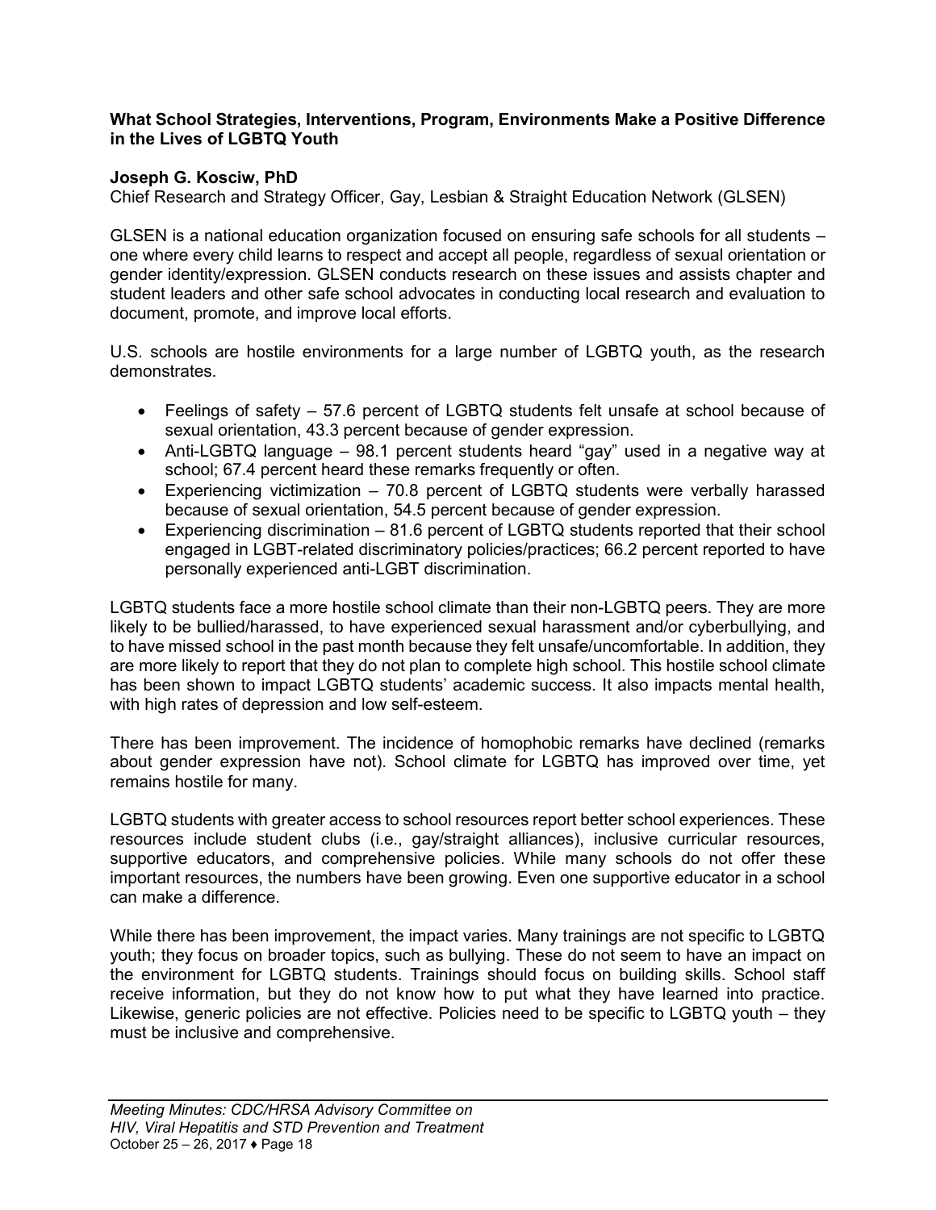**What School Strategies, Interventions, Program, Environments Make a Positive Difference in the Lives of LGBTQ Youth**

**Joseph G. Kosciw, PhD**
Chief Research and Strategy Officer, Gay, Lesbian & Straight Education Network (GLSEN)

GLSEN is a national education organization focused on ensuring safe schools for all students – one where every child learns to respect and accept all people, regardless of sexual orientation or gender identity/expression. GLSEN conducts research on these issues and assists chapter and student leaders and other safe school advocates in conducting local research and evaluation to document, promote, and improve local efforts.

U.S. schools are hostile environments for a large number of LGBTQ youth, as the research demonstrates.

- Feelings of safety – 57.6 percent of LGBTQ students felt unsafe at school because of sexual orientation, 43.3 percent because of gender expression.
- Anti-LGBTQ language – 98.1 percent students heard "gay" used in a negative way at school; 67.4 percent heard these remarks frequently or often.
- Experiencing victimization – 70.8 percent of LGBTQ students were verbally harassed because of sexual orientation, 54.5 percent because of gender expression.
- Experiencing discrimination – 81.6 percent of LGBTQ students reported that their school engaged in LGBT-related discriminatory policies/practices; 66.2 percent reported to have personally experienced anti-LGBT discrimination.

LGBTQ students face a more hostile school climate than their non-LGBTQ peers. They are more likely to be bullied/harassed, to have experienced sexual harassment and/or cyberbullying, and to have missed school in the past month because they felt unsafe/uncomfortable. In addition, they are more likely to report that they do not plan to complete high school. This hostile school climate has been shown to impact LGBTQ students' academic success. It also impacts mental health, with high rates of depression and low self-esteem.

There has been improvement. The incidence of homophobic remarks have declined (remarks about gender expression have not). School climate for LGBTQ has improved over time, yet remains hostile for many.

LGBTQ students with greater access to school resources report better school experiences. These resources include student clubs (i.e., gay/straight alliances), inclusive curricular resources, supportive educators, and comprehensive policies. While many schools do not offer these important resources, the numbers have been growing. Even one supportive educator in a school can make a difference.

While there has been improvement, the impact varies. Many trainings are not specific to LGBTQ youth; they focus on broader topics, such as bullying. These do not seem to have an impact on the environment for LGBTQ students. Trainings should focus on building skills. School staff receive information, but they do not know how to put what they have learned into practice. Likewise, generic policies are not effective. Policies need to be specific to LGBTQ youth – they must be inclusive and comprehensive.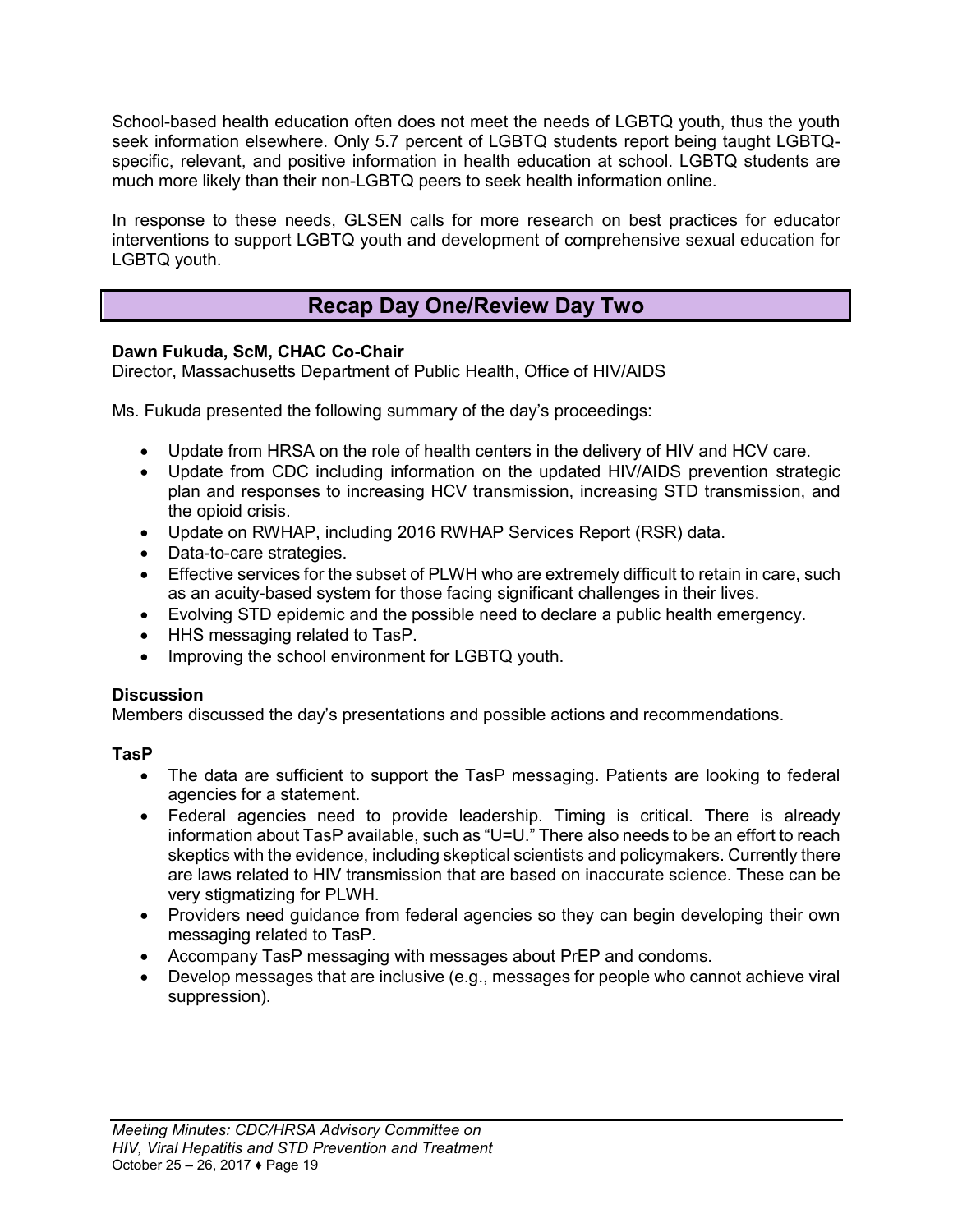School-based health education often does not meet the needs of LGBTQ youth, thus the youth seek information elsewhere. Only 5.7 percent of LGBTQ students report being taught LGBTQ-specific, relevant, and positive information in health education at school. LGBTQ students are much more likely than their non-LGBTQ peers to seek health information online.

In response to these needs, GLSEN calls for more research on best practices for educator interventions to support LGBTQ youth and development of comprehensive sexual education for LGBTQ youth.

## Recap Day One/Review Day Two

**Dawn Fukuda, ScM, CHAC Co-Chair**
Director, Massachusetts Department of Public Health, Office of HIV/AIDS

Ms. Fukuda presented the following summary of the day's proceedings:

- Update from HRSA on the role of health centers in the delivery of HIV and HCV care.
- Update from CDC including information on the updated HIV/AIDS prevention strategic plan and responses to increasing HCV transmission, increasing STD transmission, and the opioid crisis.
- Update on RWHAP, including 2016 RWHAP Services Report (RSR) data.
- Data-to-care strategies.
- Effective services for the subset of PLWH who are extremely difficult to retain in care, such as an acuity-based system for those facing significant challenges in their lives.
- Evolving STD epidemic and the possible need to declare a public health emergency.
- HHS messaging related to TasP.
- Improving the school environment for LGBTQ youth.

**Discussion**
Members discussed the day's presentations and possible actions and recommendations.

**TasP**

- The data are sufficient to support the TasP messaging. Patients are looking to federal agencies for a statement.
- Federal agencies need to provide leadership. Timing is critical. There is already information about TasP available, such as "U=U." There also needs to be an effort to reach skeptics with the evidence, including skeptical scientists and policymakers. Currently there are laws related to HIV transmission that are based on inaccurate science. These can be very stigmatizing for PLWH.
- Providers need guidance from federal agencies so they can begin developing their own messaging related to TasP.
- Accompany TasP messaging with messages about PrEP and condoms.
- Develop messages that are inclusive (e.g., messages for people who cannot achieve viral suppression).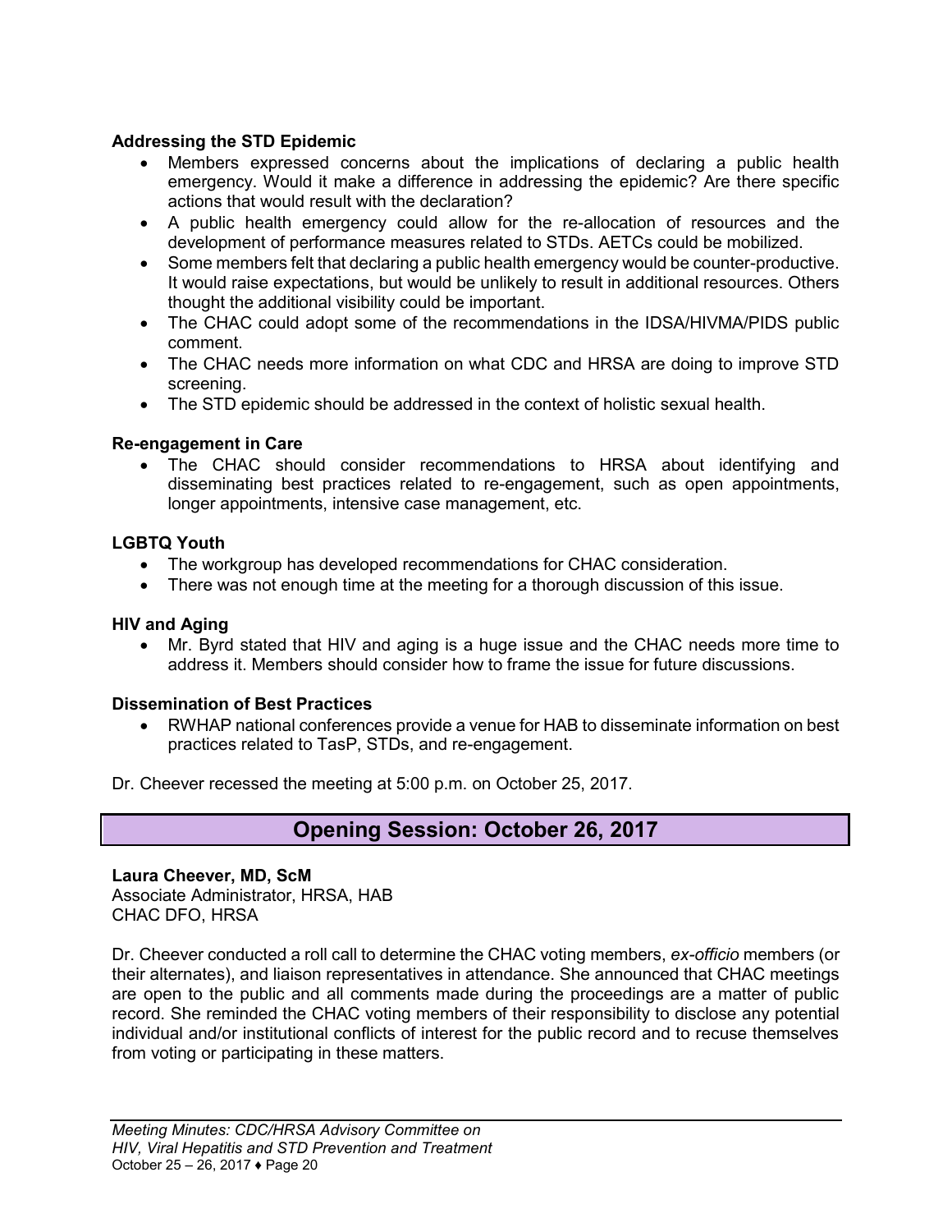**Addressing the STD Epidemic**

- Members expressed concerns about the implications of declaring a public health emergency. Would it make a difference in addressing the epidemic? Are there specific actions that would result with the declaration?
- A public health emergency could allow for the re-allocation of resources and the development of performance measures related to STDs. AETCs could be mobilized.
- Some members felt that declaring a public health emergency would be counter-productive. It would raise expectations, but would be unlikely to result in additional resources. Others thought the additional visibility could be important.
- The CHAC could adopt some of the recommendations in the IDSA/HIVMA/PIDS public comment.
- The CHAC needs more information on what CDC and HRSA are doing to improve STD screening.
- The STD epidemic should be addressed in the context of holistic sexual health.

**Re-engagement in Care**

- The CHAC should consider recommendations to HRSA about identifying and disseminating best practices related to re-engagement, such as open appointments, longer appointments, intensive case management, etc.

**LGBTQ Youth**

- The workgroup has developed recommendations for CHAC consideration.
- There was not enough time at the meeting for a thorough discussion of this issue.

**HIV and Aging**

- Mr. Byrd stated that HIV and aging is a huge issue and the CHAC needs more time to address it. Members should consider how to frame the issue for future discussions.

**Dissemination of Best Practices**

- RWHAP national conferences provide a venue for HAB to disseminate information on best practices related to TasP, STDs, and re-engagement.

Dr. Cheever recessed the meeting at 5:00 p.m. on October 25, 2017.

## Opening Session: October 26, 2017

**Laura Cheever, MD, ScM**
Associate Administrator, HRSA, HAB
CHAC DFO, HRSA

Dr. Cheever conducted a roll call to determine the CHAC voting members, *ex-officio* members (or their alternates), and liaison representatives in attendance. She announced that CHAC meetings are open to the public and all comments made during the proceedings are a matter of public record. She reminded the CHAC voting members of their responsibility to disclose any potential individual and/or institutional conflicts of interest for the public record and to recuse themselves from voting or participating in these matters.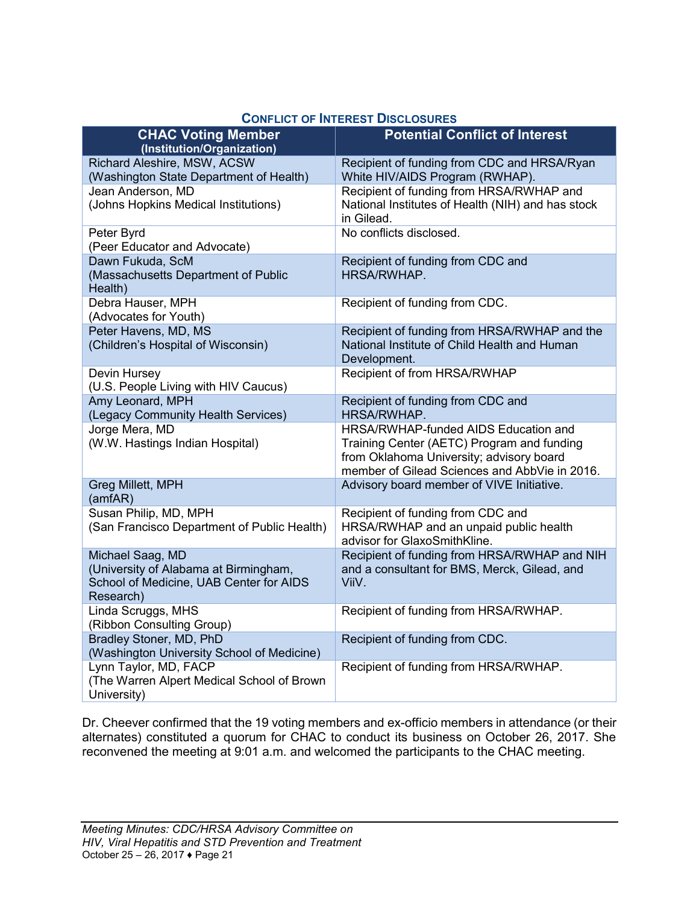**CONFLICT OF INTEREST DISCLOSURES**

| CHAC Voting Member (Institution/Organization) | Potential Conflict of Interest |
|---|---|
| Richard Aleshire, MSW, ACSW (Washington State Department of Health) | Recipient of funding from CDC and HRSA/Ryan White HIV/AIDS Program (RWHAP). |
| Jean Anderson, MD (Johns Hopkins Medical Institutions) | Recipient of funding from HRSA/RWHAP and National Institutes of Health (NIH) and has stock in Gilead. |
| Peter Byrd (Peer Educator and Advocate) | No conflicts disclosed. |
| Dawn Fukuda, ScM (Massachusetts Department of Public Health) | Recipient of funding from CDC and HRSA/RWHAP. |
| Debra Hauser, MPH (Advocates for Youth) | Recipient of funding from CDC. |
| Peter Havens, MD, MS (Children's Hospital of Wisconsin) | Recipient of funding from HRSA/RWHAP and the National Institute of Child Health and Human Development. |
| Devin Hursey (U.S. People Living with HIV Caucus) | Recipient of from HRSA/RWHAP |
| Amy Leonard, MPH (Legacy Community Health Services) | Recipient of funding from CDC and HRSA/RWHAP. |
| Jorge Mera, MD (W.W. Hastings Indian Hospital) | HRSA/RWHAP-funded AIDS Education and Training Center (AETC) Program and funding from Oklahoma University; advisory board member of Gilead Sciences and AbbVie in 2016. |
| Greg Millett, MPH (amfAR) | Advisory board member of VIVE Initiative. |
| Susan Philip, MD, MPH (San Francisco Department of Public Health) | Recipient of funding from CDC and HRSA/RWHAP and an unpaid public health advisor for GlaxoSmithKline. |
| Michael Saag, MD (University of Alabama at Birmingham, School of Medicine, UAB Center for AIDS Research) | Recipient of funding from HRSA/RWHAP and NIH and a consultant for BMS, Merck, Gilead, and ViiV. |
| Linda Scruggs, MHS (Ribbon Consulting Group) | Recipient of funding from HRSA/RWHAP. |
| Bradley Stoner, MD, PhD (Washington University School of Medicine) | Recipient of funding from CDC. |
| Lynn Taylor, MD, FACP (The Warren Alpert Medical School of Brown University) | Recipient of funding from HRSA/RWHAP. |

Dr. Cheever confirmed that the 19 voting members and ex-officio members in attendance (or their alternates) constituted a quorum for CHAC to conduct its business on October 26, 2017. She reconvened the meeting at 9:01 a.m. and welcomed the participants to the CHAC meeting.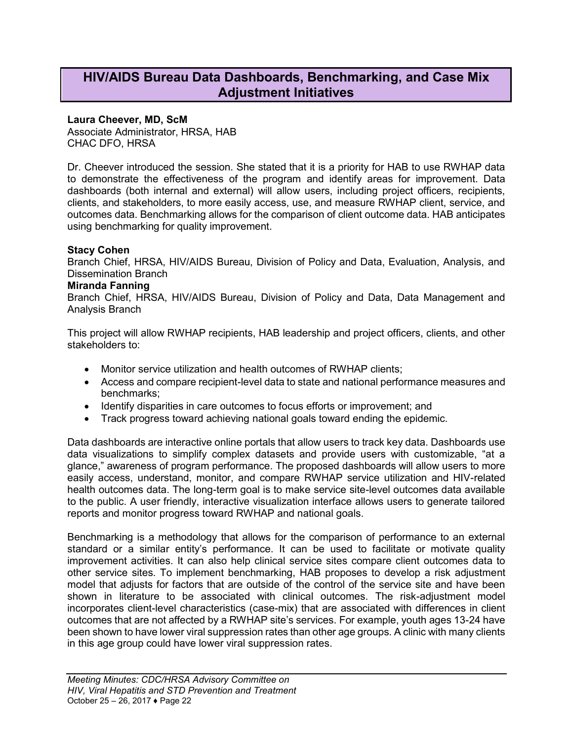## HIV/AIDS Bureau Data Dashboards, Benchmarking, and Case Mix Adjustment Initiatives

**Laura Cheever, MD, ScM**
Associate Administrator, HRSA, HAB
CHAC DFO, HRSA

Dr. Cheever introduced the session. She stated that it is a priority for HAB to use RWHAP data to demonstrate the effectiveness of the program and identify areas for improvement. Data dashboards (both internal and external) will allow users, including project officers, recipients, clients, and stakeholders, to more easily access, use, and measure RWHAP client, service, and outcomes data. Benchmarking allows for the comparison of client outcome data. HAB anticipates using benchmarking for quality improvement.

**Stacy Cohen**
Branch Chief, HRSA, HIV/AIDS Bureau, Division of Policy and Data, Evaluation, Analysis, and Dissemination Branch
**Miranda Fanning**
Branch Chief, HRSA, HIV/AIDS Bureau, Division of Policy and Data, Data Management and Analysis Branch

This project will allow RWHAP recipients, HAB leadership and project officers, clients, and other stakeholders to:

- Monitor service utilization and health outcomes of RWHAP clients;
- Access and compare recipient-level data to state and national performance measures and benchmarks;
- Identify disparities in care outcomes to focus efforts or improvement; and
- Track progress toward achieving national goals toward ending the epidemic.

Data dashboards are interactive online portals that allow users to track key data. Dashboards use data visualizations to simplify complex datasets and provide users with customizable, "at a glance," awareness of program performance. The proposed dashboards will allow users to more easily access, understand, monitor, and compare RWHAP service utilization and HIV-related health outcomes data. The long-term goal is to make service site-level outcomes data available to the public. A user friendly, interactive visualization interface allows users to generate tailored reports and monitor progress toward RWHAP and national goals.

Benchmarking is a methodology that allows for the comparison of performance to an external standard or a similar entity's performance. It can be used to facilitate or motivate quality improvement activities. It can also help clinical service sites compare client outcomes data to other service sites. To implement benchmarking, HAB proposes to develop a risk adjustment model that adjusts for factors that are outside of the control of the service site and have been shown in literature to be associated with clinical outcomes. The risk-adjustment model incorporates client-level characteristics (case-mix) that are associated with differences in client outcomes that are not affected by a RWHAP site's services. For example, youth ages 13-24 have been shown to have lower viral suppression rates than other age groups. A clinic with many clients in this age group could have lower viral suppression rates.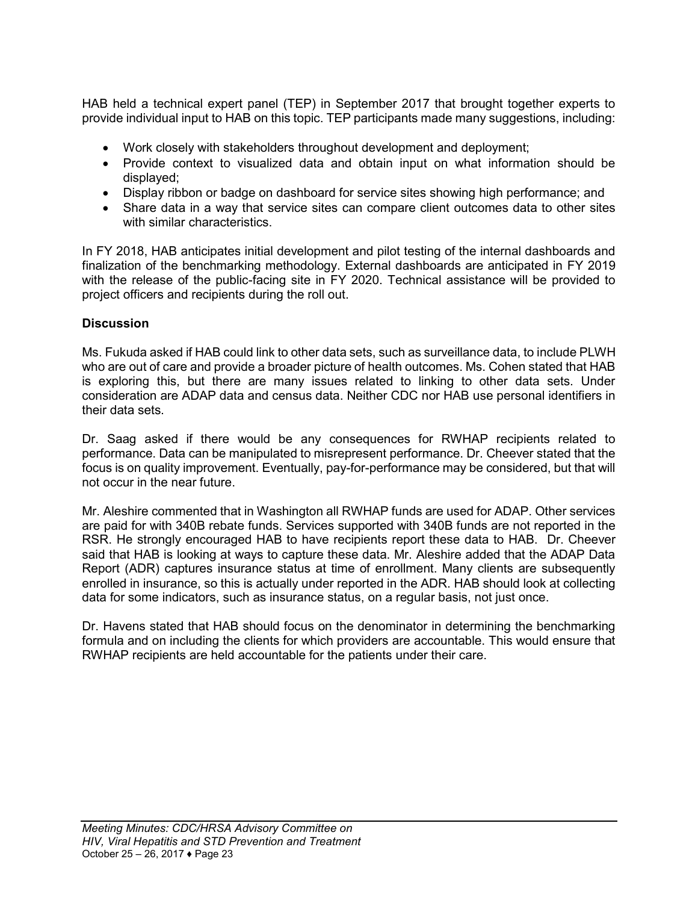HAB held a technical expert panel (TEP) in September 2017 that brought together experts to provide individual input to HAB on this topic. TEP participants made many suggestions, including:

- Work closely with stakeholders throughout development and deployment;
- Provide context to visualized data and obtain input on what information should be displayed;
- Display ribbon or badge on dashboard for service sites showing high performance; and
- Share data in a way that service sites can compare client outcomes data to other sites with similar characteristics.

In FY 2018, HAB anticipates initial development and pilot testing of the internal dashboards and finalization of the benchmarking methodology. External dashboards are anticipated in FY 2019 with the release of the public-facing site in FY 2020. Technical assistance will be provided to project officers and recipients during the roll out.

**Discussion**

Ms. Fukuda asked if HAB could link to other data sets, such as surveillance data, to include PLWH who are out of care and provide a broader picture of health outcomes. Ms. Cohen stated that HAB is exploring this, but there are many issues related to linking to other data sets. Under consideration are ADAP data and census data. Neither CDC nor HAB use personal identifiers in their data sets.

Dr. Saag asked if there would be any consequences for RWHAP recipients related to performance. Data can be manipulated to misrepresent performance. Dr. Cheever stated that the focus is on quality improvement. Eventually, pay-for-performance may be considered, but that will not occur in the near future.

Mr. Aleshire commented that in Washington all RWHAP funds are used for ADAP. Other services are paid for with 340B rebate funds. Services supported with 340B funds are not reported in the RSR. He strongly encouraged HAB to have recipients report these data to HAB. Dr. Cheever said that HAB is looking at ways to capture these data. Mr. Aleshire added that the ADAP Data Report (ADR) captures insurance status at time of enrollment. Many clients are subsequently enrolled in insurance, so this is actually under reported in the ADR. HAB should look at collecting data for some indicators, such as insurance status, on a regular basis, not just once.

Dr. Havens stated that HAB should focus on the denominator in determining the benchmarking formula and on including the clients for which providers are accountable. This would ensure that RWHAP recipients are held accountable for the patients under their care.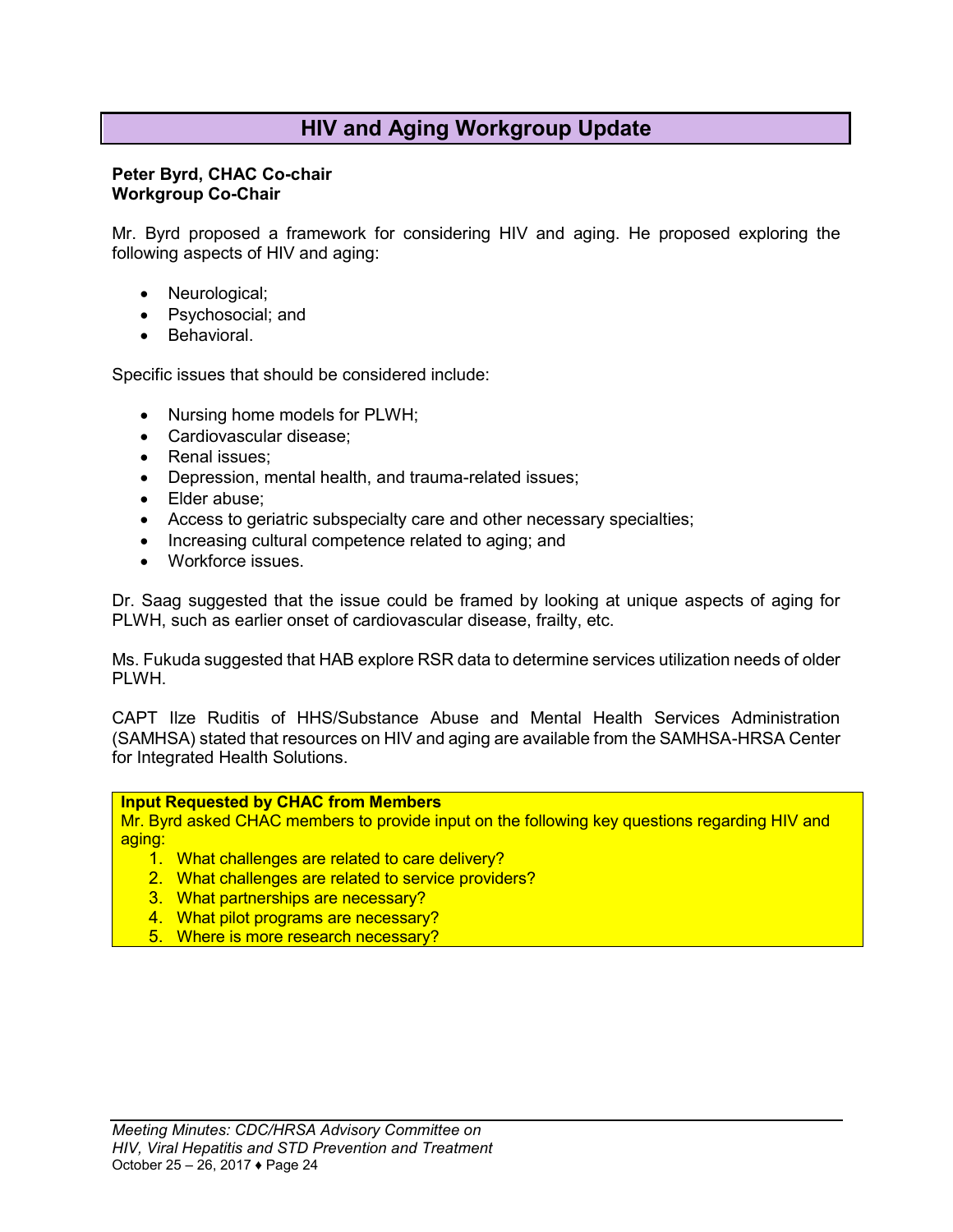## HIV and Aging Workgroup Update

**Peter Byrd, CHAC Co-chair**
**Workgroup Co-Chair**

Mr. Byrd proposed a framework for considering HIV and aging. He proposed exploring the following aspects of HIV and aging:

- Neurological;
- Psychosocial; and
- Behavioral.

Specific issues that should be considered include:

- Nursing home models for PLWH;
- Cardiovascular disease;
- Renal issues;
- Depression, mental health, and trauma-related issues;
- Elder abuse;
- Access to geriatric subspecialty care and other necessary specialties;
- Increasing cultural competence related to aging; and
- Workforce issues.

Dr. Saag suggested that the issue could be framed by looking at unique aspects of aging for PLWH, such as earlier onset of cardiovascular disease, frailty, etc.

Ms. Fukuda suggested that HAB explore RSR data to determine services utilization needs of older PLWH.

CAPT Ilze Ruditis of HHS/Substance Abuse and Mental Health Services Administration (SAMHSA) stated that resources on HIV and aging are available from the SAMHSA-HRSA Center for Integrated Health Solutions.

**Input Requested by CHAC from Members**

Mr. Byrd asked CHAC members to provide input on the following key questions regarding HIV and aging:

1. What challenges are related to care delivery?
2. What challenges are related to service providers?
3. What partnerships are necessary?
4. What pilot programs are necessary?
5. Where is more research necessary?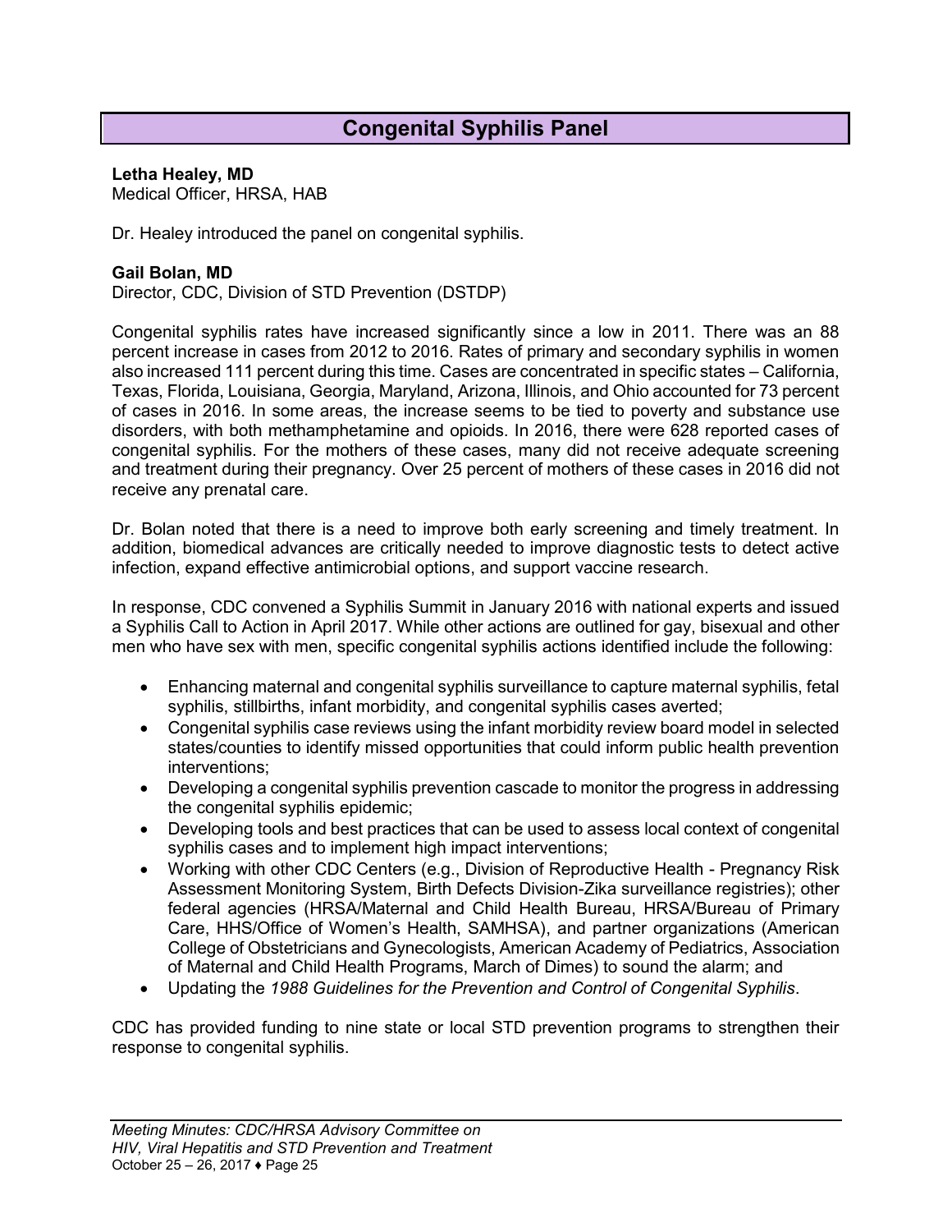# Congenital Syphilis Panel

**Letha Healey, MD**
Medical Officer, HRSA, HAB

Dr. Healey introduced the panel on congenital syphilis.

**Gail Bolan, MD**
Director, CDC, Division of STD Prevention (DSTDP)

Congenital syphilis rates have increased significantly since a low in 2011. There was an 88 percent increase in cases from 2012 to 2016. Rates of primary and secondary syphilis in women also increased 111 percent during this time. Cases are concentrated in specific states – California, Texas, Florida, Louisiana, Georgia, Maryland, Arizona, Illinois, and Ohio accounted for 73 percent of cases in 2016. In some areas, the increase seems to be tied to poverty and substance use disorders, with both methamphetamine and opioids. In 2016, there were 628 reported cases of congenital syphilis. For the mothers of these cases, many did not receive adequate screening and treatment during their pregnancy. Over 25 percent of mothers of these cases in 2016 did not receive any prenatal care.

Dr. Bolan noted that there is a need to improve both early screening and timely treatment. In addition, biomedical advances are critically needed to improve diagnostic tests to detect active infection, expand effective antimicrobial options, and support vaccine research.

In response, CDC convened a Syphilis Summit in January 2016 with national experts and issued a Syphilis Call to Action in April 2017. While other actions are outlined for gay, bisexual and other men who have sex with men, specific congenital syphilis actions identified include the following:

- Enhancing maternal and congenital syphilis surveillance to capture maternal syphilis, fetal syphilis, stillbirths, infant morbidity, and congenital syphilis cases averted;
- Congenital syphilis case reviews using the infant morbidity review board model in selected states/counties to identify missed opportunities that could inform public health prevention interventions;
- Developing a congenital syphilis prevention cascade to monitor the progress in addressing the congenital syphilis epidemic;
- Developing tools and best practices that can be used to assess local context of congenital syphilis cases and to implement high impact interventions;
- Working with other CDC Centers (e.g., Division of Reproductive Health - Pregnancy Risk Assessment Monitoring System, Birth Defects Division-Zika surveillance registries); other federal agencies (HRSA/Maternal and Child Health Bureau, HRSA/Bureau of Primary Care, HHS/Office of Women's Health, SAMHSA), and partner organizations (American College of Obstetricians and Gynecologists, American Academy of Pediatrics, Association of Maternal and Child Health Programs, March of Dimes) to sound the alarm; and
- Updating the *1988 Guidelines for the Prevention and Control of Congenital Syphilis*.

CDC has provided funding to nine state or local STD prevention programs to strengthen their response to congenital syphilis.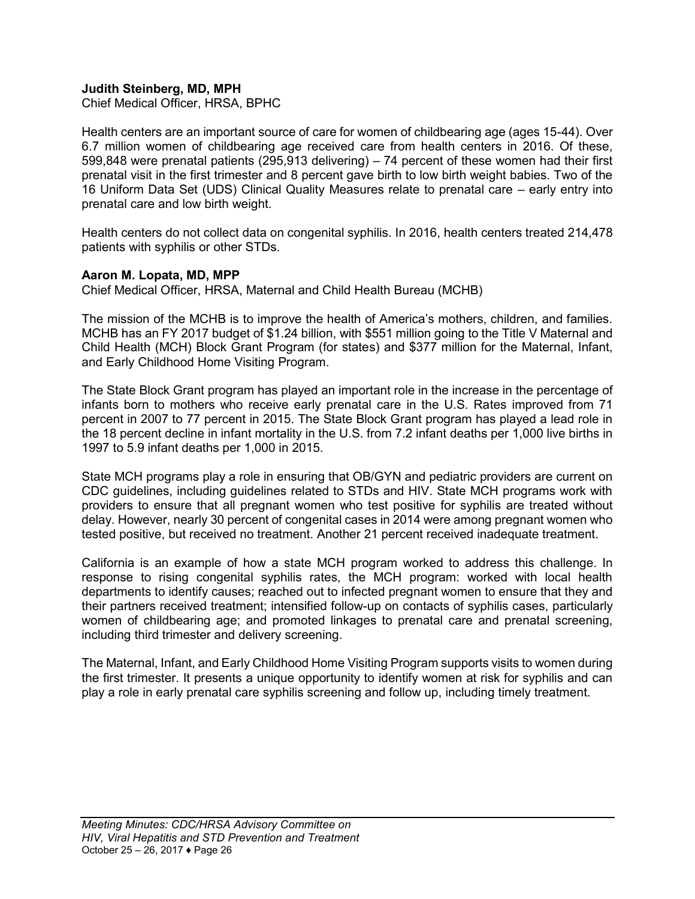**Judith Steinberg, MD, MPH**
Chief Medical Officer, HRSA, BPHC

Health centers are an important source of care for women of childbearing age (ages 15-44). Over 6.7 million women of childbearing age received care from health centers in 2016. Of these, 599,848 were prenatal patients (295,913 delivering) – 74 percent of these women had their first prenatal visit in the first trimester and 8 percent gave birth to low birth weight babies. Two of the 16 Uniform Data Set (UDS) Clinical Quality Measures relate to prenatal care – early entry into prenatal care and low birth weight.

Health centers do not collect data on congenital syphilis. In 2016, health centers treated 214,478 patients with syphilis or other STDs.

**Aaron M. Lopata, MD, MPP**
Chief Medical Officer, HRSA, Maternal and Child Health Bureau (MCHB)

The mission of the MCHB is to improve the health of America's mothers, children, and families. MCHB has an FY 2017 budget of $1.24 billion, with $551 million going to the Title V Maternal and Child Health (MCH) Block Grant Program (for states) and $377 million for the Maternal, Infant, and Early Childhood Home Visiting Program.

The State Block Grant program has played an important role in the increase in the percentage of infants born to mothers who receive early prenatal care in the U.S. Rates improved from 71 percent in 2007 to 77 percent in 2015. The State Block Grant program has played a lead role in the 18 percent decline in infant mortality in the U.S. from 7.2 infant deaths per 1,000 live births in 1997 to 5.9 infant deaths per 1,000 in 2015.

State MCH programs play a role in ensuring that OB/GYN and pediatric providers are current on CDC guidelines, including guidelines related to STDs and HIV. State MCH programs work with providers to ensure that all pregnant women who test positive for syphilis are treated without delay. However, nearly 30 percent of congenital cases in 2014 were among pregnant women who tested positive, but received no treatment. Another 21 percent received inadequate treatment.

California is an example of how a state MCH program worked to address this challenge. In response to rising congenital syphilis rates, the MCH program: worked with local health departments to identify causes; reached out to infected pregnant women to ensure that they and their partners received treatment; intensified follow-up on contacts of syphilis cases, particularly women of childbearing age; and promoted linkages to prenatal care and prenatal screening, including third trimester and delivery screening.

The Maternal, Infant, and Early Childhood Home Visiting Program supports visits to women during the first trimester. It presents a unique opportunity to identify women at risk for syphilis and can play a role in early prenatal care syphilis screening and follow up, including timely treatment.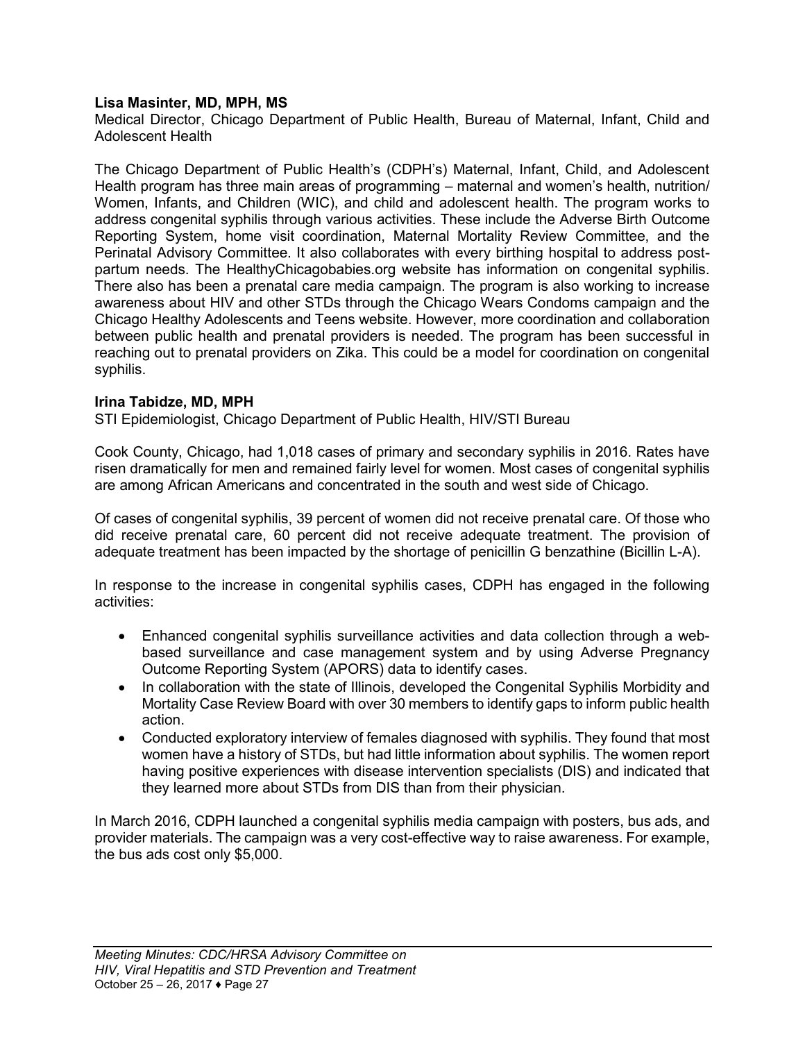**Lisa Masinter, MD, MPH, MS**
Medical Director, Chicago Department of Public Health, Bureau of Maternal, Infant, Child and Adolescent Health

The Chicago Department of Public Health's (CDPH's) Maternal, Infant, Child, and Adolescent Health program has three main areas of programming – maternal and women's health, nutrition/ Women, Infants, and Children (WIC), and child and adolescent health. The program works to address congenital syphilis through various activities. These include the Adverse Birth Outcome Reporting System, home visit coordination, Maternal Mortality Review Committee, and the Perinatal Advisory Committee. It also collaborates with every birthing hospital to address post-partum needs. The HealthyChicagobabies.org website has information on congenital syphilis. There also has been a prenatal care media campaign. The program is also working to increase awareness about HIV and other STDs through the Chicago Wears Condoms campaign and the Chicago Healthy Adolescents and Teens website. However, more coordination and collaboration between public health and prenatal providers is needed. The program has been successful in reaching out to prenatal providers on Zika. This could be a model for coordination on congenital syphilis.

**Irina Tabidze, MD, MPH**
STI Epidemiologist, Chicago Department of Public Health, HIV/STI Bureau

Cook County, Chicago, had 1,018 cases of primary and secondary syphilis in 2016. Rates have risen dramatically for men and remained fairly level for women. Most cases of congenital syphilis are among African Americans and concentrated in the south and west side of Chicago.

Of cases of congenital syphilis, 39 percent of women did not receive prenatal care. Of those who did receive prenatal care, 60 percent did not receive adequate treatment. The provision of adequate treatment has been impacted by the shortage of penicillin G benzathine (Bicillin L-A).

In response to the increase in congenital syphilis cases, CDPH has engaged in the following activities:

- Enhanced congenital syphilis surveillance activities and data collection through a web-based surveillance and case management system and by using Adverse Pregnancy Outcome Reporting System (APORS) data to identify cases.
- In collaboration with the state of Illinois, developed the Congenital Syphilis Morbidity and Mortality Case Review Board with over 30 members to identify gaps to inform public health action.
- Conducted exploratory interview of females diagnosed with syphilis. They found that most women have a history of STDs, but had little information about syphilis. The women report having positive experiences with disease intervention specialists (DIS) and indicated that they learned more about STDs from DIS than from their physician.

In March 2016, CDPH launched a congenital syphilis media campaign with posters, bus ads, and provider materials. The campaign was a very cost-effective way to raise awareness. For example, the bus ads cost only $5,000.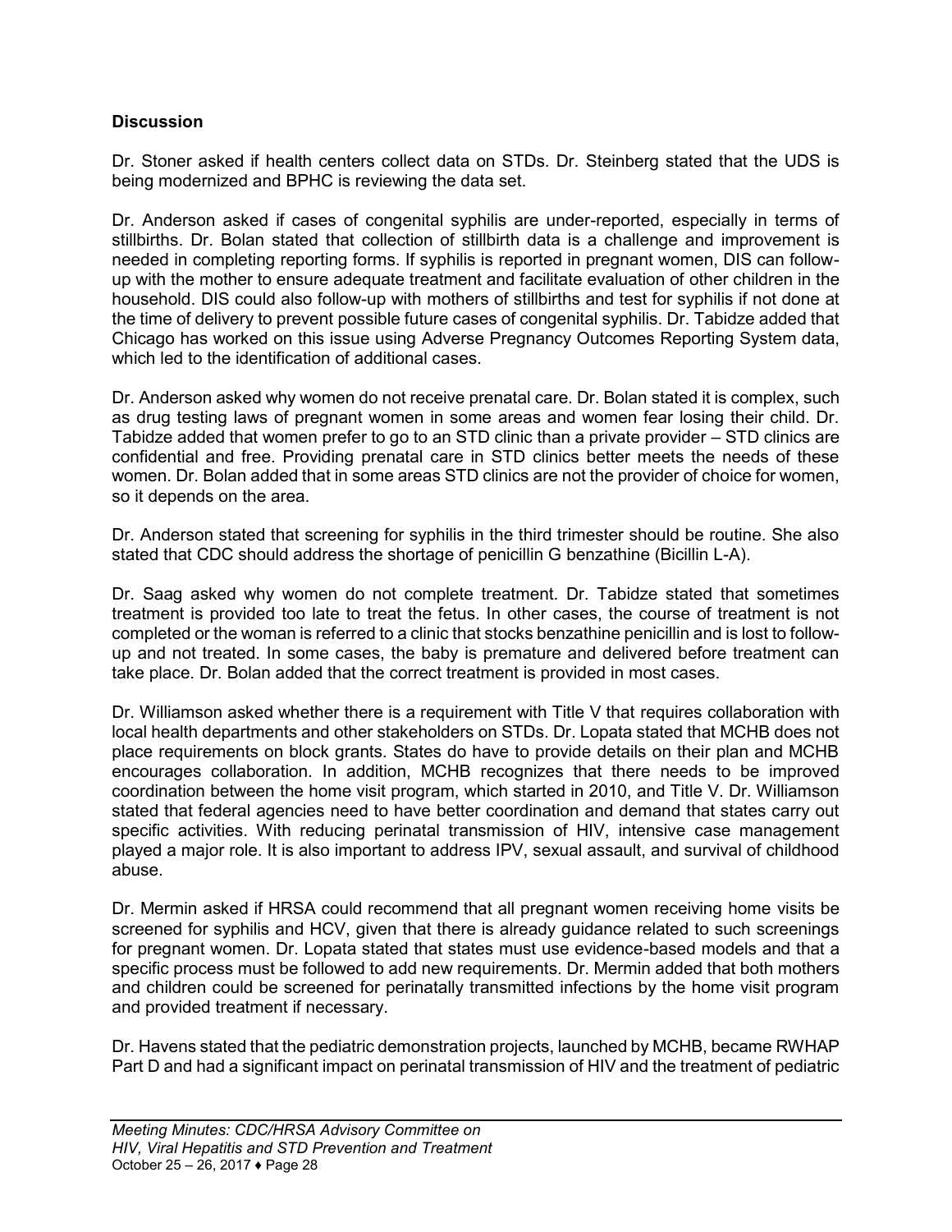## Discussion

Dr. Stoner asked if health centers collect data on STDs. Dr. Steinberg stated that the UDS is being modernized and BPHC is reviewing the data set.

Dr. Anderson asked if cases of congenital syphilis are under-reported, especially in terms of stillbirths. Dr. Bolan stated that collection of stillbirth data is a challenge and improvement is needed in completing reporting forms. If syphilis is reported in pregnant women, DIS can follow-up with the mother to ensure adequate treatment and facilitate evaluation of other children in the household. DIS could also follow-up with mothers of stillbirths and test for syphilis if not done at the time of delivery to prevent possible future cases of congenital syphilis. Dr. Tabidze added that Chicago has worked on this issue using Adverse Pregnancy Outcomes Reporting System data, which led to the identification of additional cases.

Dr. Anderson asked why women do not receive prenatal care. Dr. Bolan stated it is complex, such as drug testing laws of pregnant women in some areas and women fear losing their child. Dr. Tabidze added that women prefer to go to an STD clinic than a private provider – STD clinics are confidential and free. Providing prenatal care in STD clinics better meets the needs of these women. Dr. Bolan added that in some areas STD clinics are not the provider of choice for women, so it depends on the area.

Dr. Anderson stated that screening for syphilis in the third trimester should be routine. She also stated that CDC should address the shortage of penicillin G benzathine (Bicillin L-A).

Dr. Saag asked why women do not complete treatment. Dr. Tabidze stated that sometimes treatment is provided too late to treat the fetus. In other cases, the course of treatment is not completed or the woman is referred to a clinic that stocks benzathine penicillin and is lost to follow-up and not treated. In some cases, the baby is premature and delivered before treatment can take place. Dr. Bolan added that the correct treatment is provided in most cases.

Dr. Williamson asked whether there is a requirement with Title V that requires collaboration with local health departments and other stakeholders on STDs. Dr. Lopata stated that MCHB does not place requirements on block grants. States do have to provide details on their plan and MCHB encourages collaboration. In addition, MCHB recognizes that there needs to be improved coordination between the home visit program, which started in 2010, and Title V. Dr. Williamson stated that federal agencies need to have better coordination and demand that states carry out specific activities. With reducing perinatal transmission of HIV, intensive case management played a major role. It is also important to address IPV, sexual assault, and survival of childhood abuse.

Dr. Mermin asked if HRSA could recommend that all pregnant women receiving home visits be screened for syphilis and HCV, given that there is already guidance related to such screenings for pregnant women. Dr. Lopata stated that states must use evidence-based models and that a specific process must be followed to add new requirements. Dr. Mermin added that both mothers and children could be screened for perinatally transmitted infections by the home visit program and provided treatment if necessary.

Dr. Havens stated that the pediatric demonstration projects, launched by MCHB, became RWHAP Part D and had a significant impact on perinatal transmission of HIV and the treatment of pediatric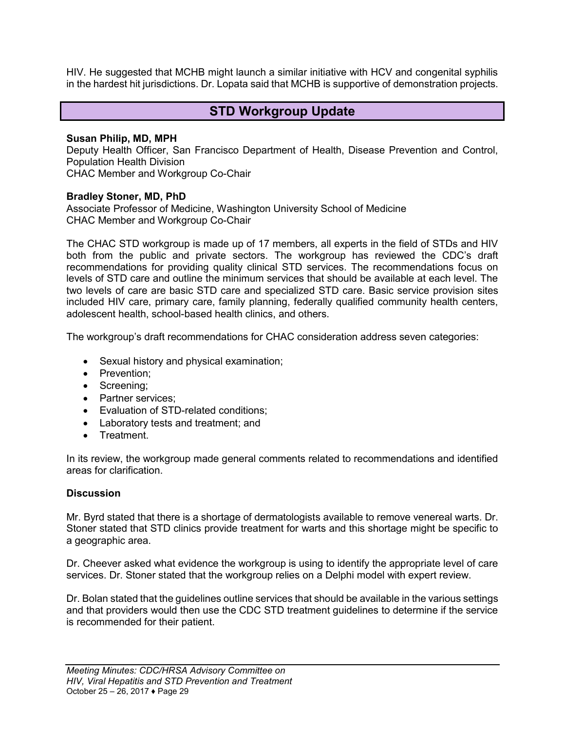HIV. He suggested that MCHB might launch a similar initiative with HCV and congenital syphilis in the hardest hit jurisdictions. Dr. Lopata said that MCHB is supportive of demonstration projects.

## STD Workgroup Update

**Susan Philip, MD, MPH**
Deputy Health Officer, San Francisco Department of Health, Disease Prevention and Control, Population Health Division
CHAC Member and Workgroup Co-Chair

**Bradley Stoner, MD, PhD**
Associate Professor of Medicine, Washington University School of Medicine
CHAC Member and Workgroup Co-Chair

The CHAC STD workgroup is made up of 17 members, all experts in the field of STDs and HIV both from the public and private sectors. The workgroup has reviewed the CDC's draft recommendations for providing quality clinical STD services. The recommendations focus on levels of STD care and outline the minimum services that should be available at each level. The two levels of care are basic STD care and specialized STD care. Basic service provision sites included HIV care, primary care, family planning, federally qualified community health centers, adolescent health, school-based health clinics, and others.

The workgroup's draft recommendations for CHAC consideration address seven categories:

- Sexual history and physical examination;
- Prevention;
- Screening;
- Partner services;
- Evaluation of STD-related conditions;
- Laboratory tests and treatment; and
- Treatment.

In its review, the workgroup made general comments related to recommendations and identified areas for clarification.

**Discussion**

Mr. Byrd stated that there is a shortage of dermatologists available to remove venereal warts. Dr. Stoner stated that STD clinics provide treatment for warts and this shortage might be specific to a geographic area.

Dr. Cheever asked what evidence the workgroup is using to identify the appropriate level of care services. Dr. Stoner stated that the workgroup relies on a Delphi model with expert review.

Dr. Bolan stated that the guidelines outline services that should be available in the various settings and that providers would then use the CDC STD treatment guidelines to determine if the service is recommended for their patient.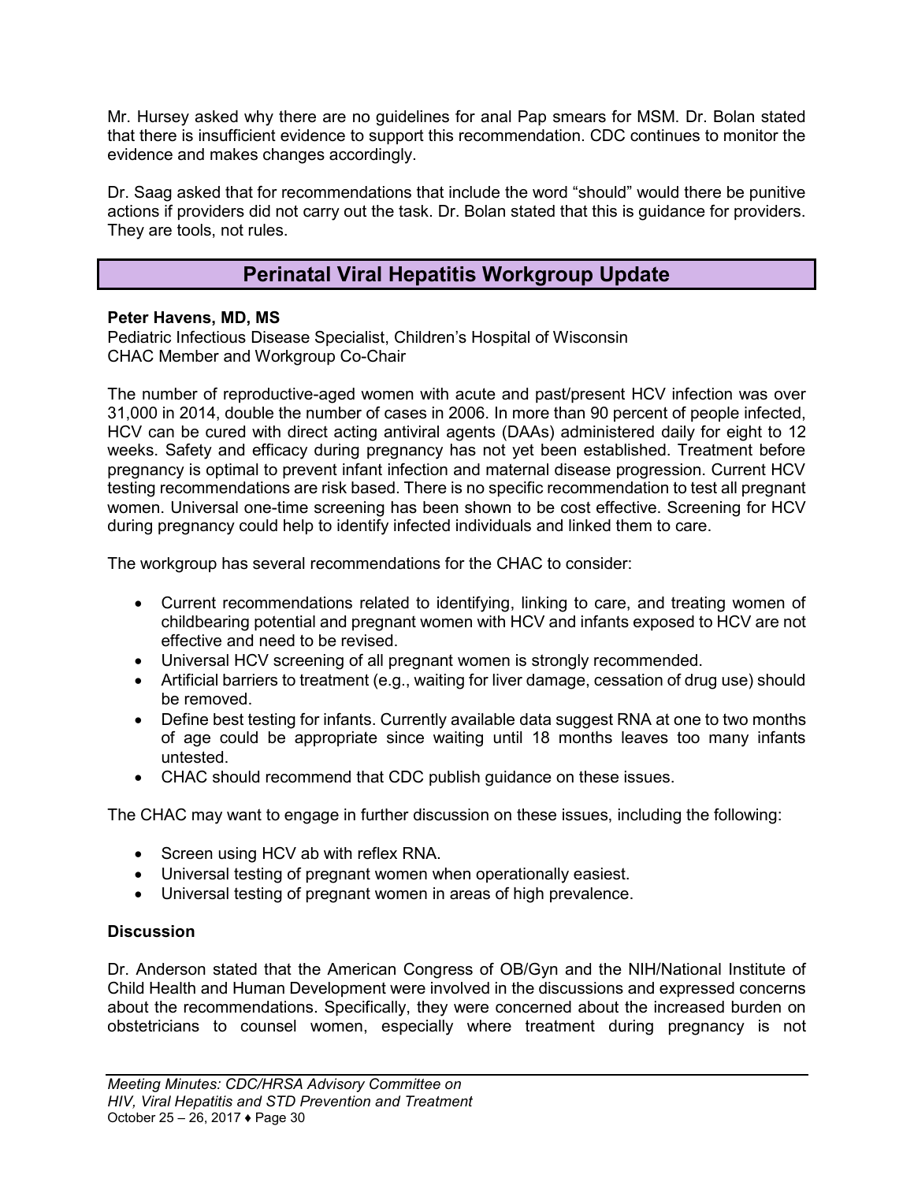Mr. Hursey asked why there are no guidelines for anal Pap smears for MSM. Dr. Bolan stated that there is insufficient evidence to support this recommendation. CDC continues to monitor the evidence and makes changes accordingly.

Dr. Saag asked that for recommendations that include the word "should" would there be punitive actions if providers did not carry out the task. Dr. Bolan stated that this is guidance for providers. They are tools, not rules.

## Perinatal Viral Hepatitis Workgroup Update

**Peter Havens, MD, MS**
Pediatric Infectious Disease Specialist, Children's Hospital of Wisconsin
CHAC Member and Workgroup Co-Chair

The number of reproductive-aged women with acute and past/present HCV infection was over 31,000 in 2014, double the number of cases in 2006. In more than 90 percent of people infected, HCV can be cured with direct acting antiviral agents (DAAs) administered daily for eight to 12 weeks. Safety and efficacy during pregnancy has not yet been established. Treatment before pregnancy is optimal to prevent infant infection and maternal disease progression. Current HCV testing recommendations are risk based. There is no specific recommendation to test all pregnant women. Universal one-time screening has been shown to be cost effective. Screening for HCV during pregnancy could help to identify infected individuals and linked them to care.

The workgroup has several recommendations for the CHAC to consider:

- Current recommendations related to identifying, linking to care, and treating women of childbearing potential and pregnant women with HCV and infants exposed to HCV are not effective and need to be revised.
- Universal HCV screening of all pregnant women is strongly recommended.
- Artificial barriers to treatment (e.g., waiting for liver damage, cessation of drug use) should be removed.
- Define best testing for infants. Currently available data suggest RNA at one to two months of age could be appropriate since waiting until 18 months leaves too many infants untested.
- CHAC should recommend that CDC publish guidance on these issues.

The CHAC may want to engage in further discussion on these issues, including the following:

- Screen using HCV ab with reflex RNA.
- Universal testing of pregnant women when operationally easiest.
- Universal testing of pregnant women in areas of high prevalence.

**Discussion**

Dr. Anderson stated that the American Congress of OB/Gyn and the NIH/National Institute of Child Health and Human Development were involved in the discussions and expressed concerns about the recommendations. Specifically, they were concerned about the increased burden on obstetricians to counsel women, especially where treatment during pregnancy is not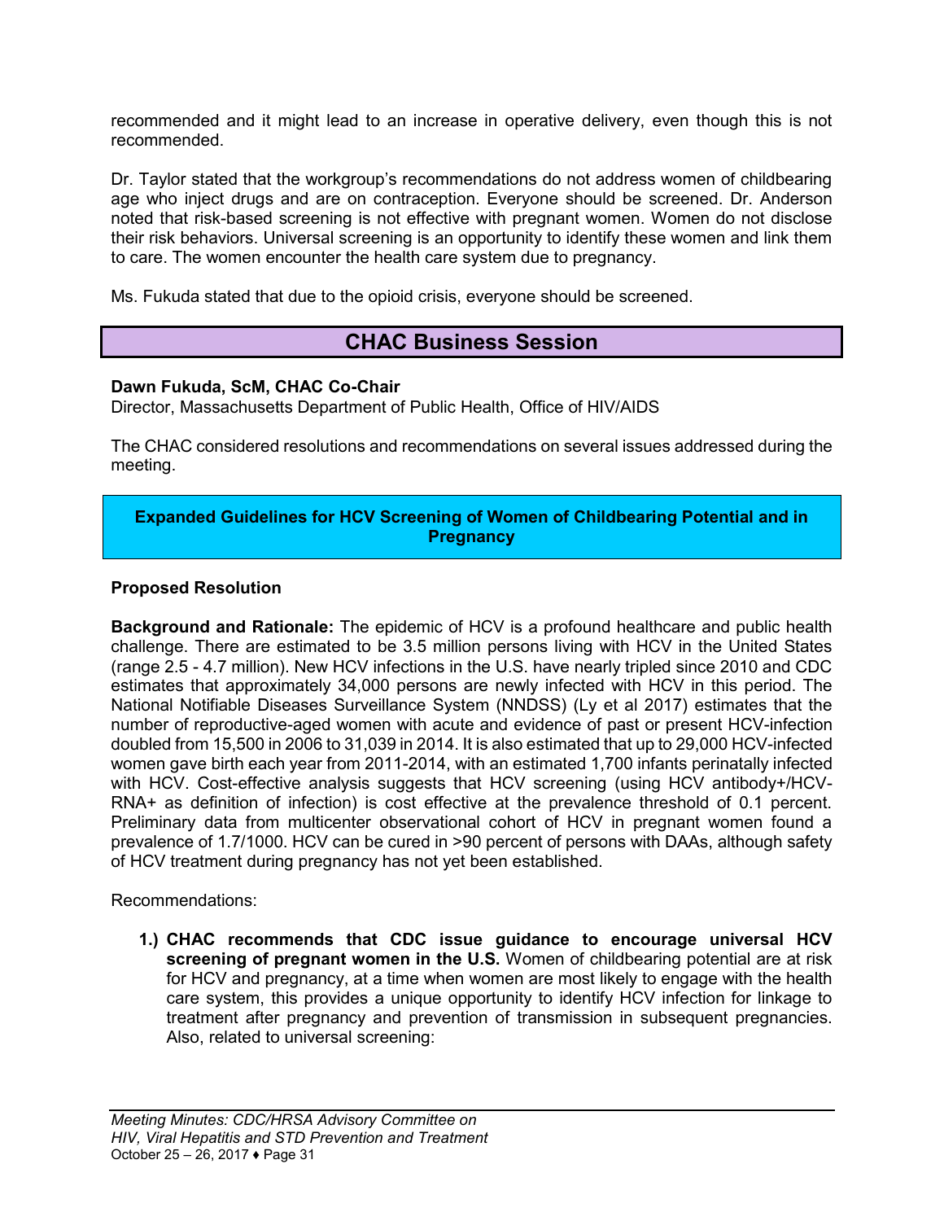recommended and it might lead to an increase in operative delivery, even though this is not recommended.

Dr. Taylor stated that the workgroup's recommendations do not address women of childbearing age who inject drugs and are on contraception. Everyone should be screened. Dr. Anderson noted that risk-based screening is not effective with pregnant women. Women do not disclose their risk behaviors. Universal screening is an opportunity to identify these women and link them to care. The women encounter the health care system due to pregnancy.

Ms. Fukuda stated that due to the opioid crisis, everyone should be screened.

## CHAC Business Session

**Dawn Fukuda, ScM, CHAC Co-Chair**
Director, Massachusetts Department of Public Health, Office of HIV/AIDS

The CHAC considered resolutions and recommendations on several issues addressed during the meeting.

### Expanded Guidelines for HCV Screening of Women of Childbearing Potential and in Pregnancy

**Proposed Resolution**

**Background and Rationale:** The epidemic of HCV is a profound healthcare and public health challenge. There are estimated to be 3.5 million persons living with HCV in the United States (range 2.5 - 4.7 million). New HCV infections in the U.S. have nearly tripled since 2010 and CDC estimates that approximately 34,000 persons are newly infected with HCV in this period. The National Notifiable Diseases Surveillance System (NNDSS) (Ly et al 2017) estimates that the number of reproductive-aged women with acute and evidence of past or present HCV-infection doubled from 15,500 in 2006 to 31,039 in 2014. It is also estimated that up to 29,000 HCV-infected women gave birth each year from 2011-2014, with an estimated 1,700 infants perinatally infected with HCV. Cost-effective analysis suggests that HCV screening (using HCV antibody+/HCV-RNA+ as definition of infection) is cost effective at the prevalence threshold of 0.1 percent. Preliminary data from multicenter observational cohort of HCV in pregnant women found a prevalence of 1.7/1000. HCV can be cured in >90 percent of persons with DAAs, although safety of HCV treatment during pregnancy has not yet been established.

Recommendations:

1.) **CHAC recommends that CDC issue guidance to encourage universal HCV screening of pregnant women in the U.S.** Women of childbearing potential are at risk for HCV and pregnancy, at a time when women are most likely to engage with the health care system, this provides a unique opportunity to identify HCV infection for linkage to treatment after pregnancy and prevention of transmission in subsequent pregnancies. Also, related to universal screening: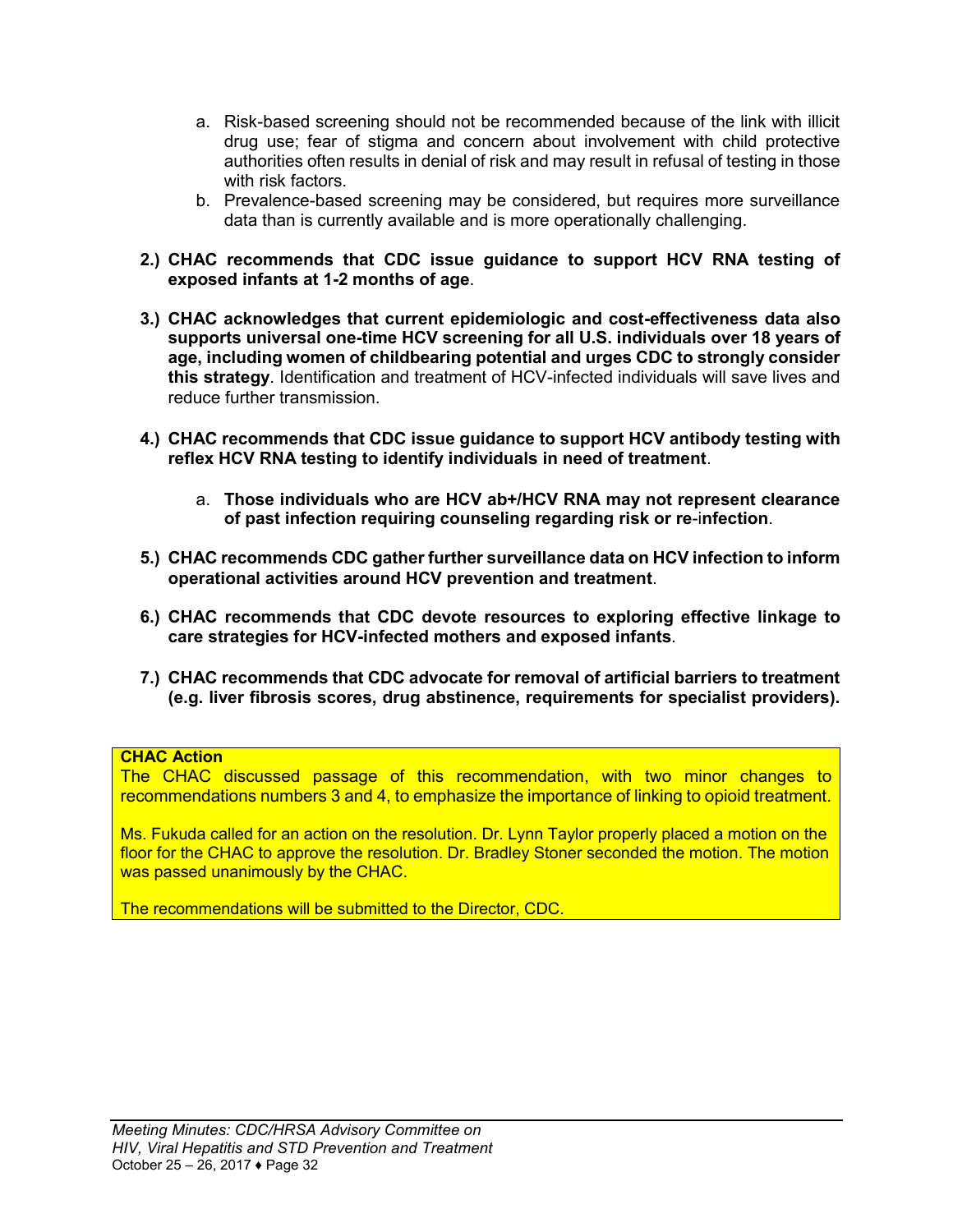a. Risk-based screening should not be recommended because of the link with illicit drug use; fear of stigma and concern about involvement with child protective authorities often results in denial of risk and may result in refusal of testing in those with risk factors.
   b. Prevalence-based screening may be considered, but requires more surveillance data than is currently available and is more operationally challenging.

2.) **CHAC recommends that CDC issue guidance to support HCV RNA testing of exposed infants at 1-2 months of age**.

3.) **CHAC acknowledges that current epidemiologic and cost-effectiveness data also supports universal one-time HCV screening for all U.S. individuals over 18 years of age, including women of childbearing potential and urges CDC to strongly consider this strategy**. Identification and treatment of HCV-infected individuals will save lives and reduce further transmission.

4.) **CHAC recommends that CDC issue guidance to support HCV antibody testing with reflex HCV RNA testing to identify individuals in need of treatment**.

   a. **Those individuals who are HCV ab+/HCV RNA may not represent clearance of past infection requiring counseling regarding risk or re-infection**.

5.) **CHAC recommends CDC gather further surveillance data on HCV infection to inform operational activities around HCV prevention and treatment**.

6.) **CHAC recommends that CDC devote resources to exploring effective linkage to care strategies for HCV-infected mothers and exposed infants**.

7.) **CHAC recommends that CDC advocate for removal of artificial barriers to treatment (e.g. liver fibrosis scores, drug abstinence, requirements for specialist providers).**

**CHAC Action**

The CHAC discussed passage of this recommendation, with two minor changes to recommendations numbers 3 and 4, to emphasize the importance of linking to opioid treatment.

Ms. Fukuda called for an action on the resolution. Dr. Lynn Taylor properly placed a motion on the floor for the CHAC to approve the resolution. Dr. Bradley Stoner seconded the motion. The motion was passed unanimously by the CHAC.

The recommendations will be submitted to the Director, CDC.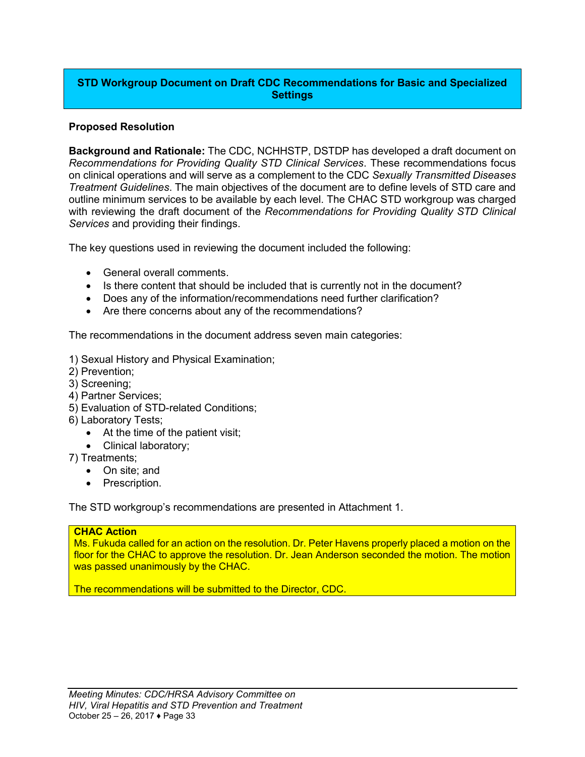## STD Workgroup Document on Draft CDC Recommendations for Basic and Specialized Settings

**Proposed Resolution**

**Background and Rationale:** The CDC, NCHHSTP, DSTDP has developed a draft document on *Recommendations for Providing Quality STD Clinical Services*. These recommendations focus on clinical operations and will serve as a complement to the CDC *Sexually Transmitted Diseases Treatment Guidelines*. The main objectives of the document are to define levels of STD care and outline minimum services to be available by each level. The CHAC STD workgroup was charged with reviewing the draft document of the *Recommendations for Providing Quality STD Clinical Services* and providing their findings.

The key questions used in reviewing the document included the following:

- General overall comments.
- Is there content that should be included that is currently not in the document?
- Does any of the information/recommendations need further clarification?
- Are there concerns about any of the recommendations?

The recommendations in the document address seven main categories:

1) Sexual History and Physical Examination;
2) Prevention;
3) Screening;
4) Partner Services;
5) Evaluation of STD-related Conditions;
6) Laboratory Tests;
    - At the time of the patient visit;
    - Clinical laboratory;
7) Treatments;
    - On site; and
    - Prescription.

The STD workgroup's recommendations are presented in Attachment 1.

**CHAC Action**
Ms. Fukuda called for an action on the resolution. Dr. Peter Havens properly placed a motion on the floor for the CHAC to approve the resolution. Dr. Jean Anderson seconded the motion. The motion was passed unanimously by the CHAC.

The recommendations will be submitted to the Director, CDC.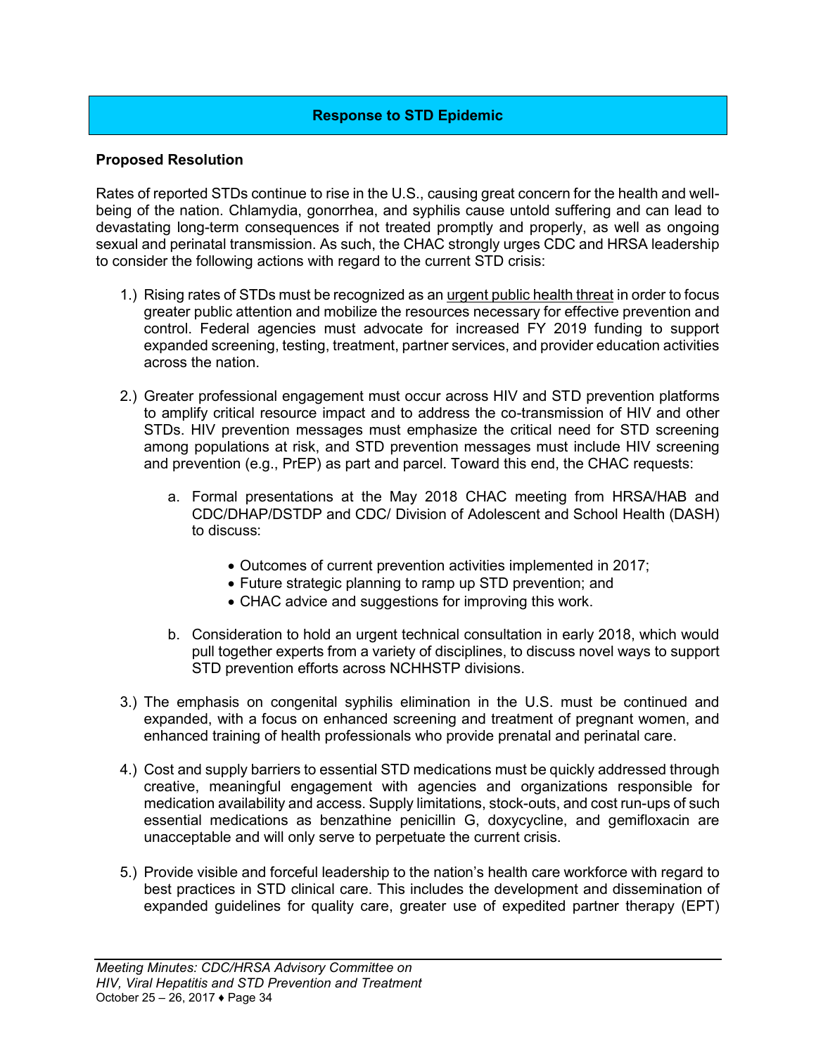## Response to STD Epidemic

**Proposed Resolution**

Rates of reported STDs continue to rise in the U.S., causing great concern for the health and well-being of the nation. Chlamydia, gonorrhea, and syphilis cause untold suffering and can lead to devastating long-term consequences if not treated promptly and properly, as well as ongoing sexual and perinatal transmission. As such, the CHAC strongly urges CDC and HRSA leadership to consider the following actions with regard to the current STD crisis:

1.) Rising rates of STDs must be recognized as an <u>urgent public health threat</u> in order to focus greater public attention and mobilize the resources necessary for effective prevention and control. Federal agencies must advocate for increased FY 2019 funding to support expanded screening, testing, treatment, partner services, and provider education activities across the nation.

2.) Greater professional engagement must occur across HIV and STD prevention platforms to amplify critical resource impact and to address the co-transmission of HIV and other STDs. HIV prevention messages must emphasize the critical need for STD screening among populations at risk, and STD prevention messages must include HIV screening and prevention (e.g., PrEP) as part and parcel. Toward this end, the CHAC requests:

   a. Formal presentations at the May 2018 CHAC meeting from HRSA/HAB and CDC/DHAP/DSTDP and CDC/ Division of Adolescent and School Health (DASH) to discuss:

      - Outcomes of current prevention activities implemented in 2017;
      - Future strategic planning to ramp up STD prevention; and
      - CHAC advice and suggestions for improving this work.

   b. Consideration to hold an urgent technical consultation in early 2018, which would pull together experts from a variety of disciplines, to discuss novel ways to support STD prevention efforts across NCHHSTP divisions.

3.) The emphasis on congenital syphilis elimination in the U.S. must be continued and expanded, with a focus on enhanced screening and treatment of pregnant women, and enhanced training of health professionals who provide prenatal and perinatal care.

4.) Cost and supply barriers to essential STD medications must be quickly addressed through creative, meaningful engagement with agencies and organizations responsible for medication availability and access. Supply limitations, stock-outs, and cost run-ups of such essential medications as benzathine penicillin G, doxycycline, and gemifloxacin are unacceptable and will only serve to perpetuate the current crisis.

5.) Provide visible and forceful leadership to the nation's health care workforce with regard to best practices in STD clinical care. This includes the development and dissemination of expanded guidelines for quality care, greater use of expedited partner therapy (EPT)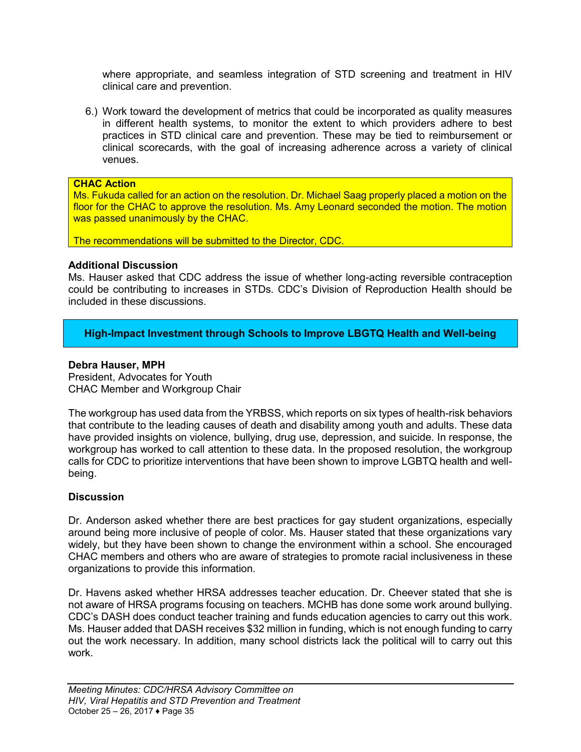where appropriate, and seamless integration of STD screening and treatment in HIV clinical care and prevention.

6.) Work toward the development of metrics that could be incorporated as quality measures in different health systems, to monitor the extent to which providers adhere to best practices in STD clinical care and prevention. These may be tied to reimbursement or clinical scorecards, with the goal of increasing adherence across a variety of clinical venues.

**CHAC Action**

Ms. Fukuda called for an action on the resolution. Dr. Michael Saag properly placed a motion on the floor for the CHAC to approve the resolution. Ms. Amy Leonard seconded the motion. The motion was passed unanimously by the CHAC.

The recommendations will be submitted to the Director, CDC.

**Additional Discussion**

Ms. Hauser asked that CDC address the issue of whether long-acting reversible contraception could be contributing to increases in STDs. CDC's Division of Reproduction Health should be included in these discussions.

## High-Impact Investment through Schools to Improve LBGTQ Health and Well-being

**Debra Hauser, MPH**
President, Advocates for Youth
CHAC Member and Workgroup Chair

The workgroup has used data from the YRBSS, which reports on six types of health-risk behaviors that contribute to the leading causes of death and disability among youth and adults. These data have provided insights on violence, bullying, drug use, depression, and suicide. In response, the workgroup has worked to call attention to these data. In the proposed resolution, the workgroup calls for CDC to prioritize interventions that have been shown to improve LGBTQ health and well-being.

**Discussion**

Dr. Anderson asked whether there are best practices for gay student organizations, especially around being more inclusive of people of color. Ms. Hauser stated that these organizations vary widely, but they have been shown to change the environment within a school. She encouraged CHAC members and others who are aware of strategies to promote racial inclusiveness in these organizations to provide this information.

Dr. Havens asked whether HRSA addresses teacher education. Dr. Cheever stated that she is not aware of HRSA programs focusing on teachers. MCHB has done some work around bullying. CDC's DASH does conduct teacher training and funds education agencies to carry out this work. Ms. Hauser added that DASH receives $32 million in funding, which is not enough funding to carry out the work necessary. In addition, many school districts lack the political will to carry out this work.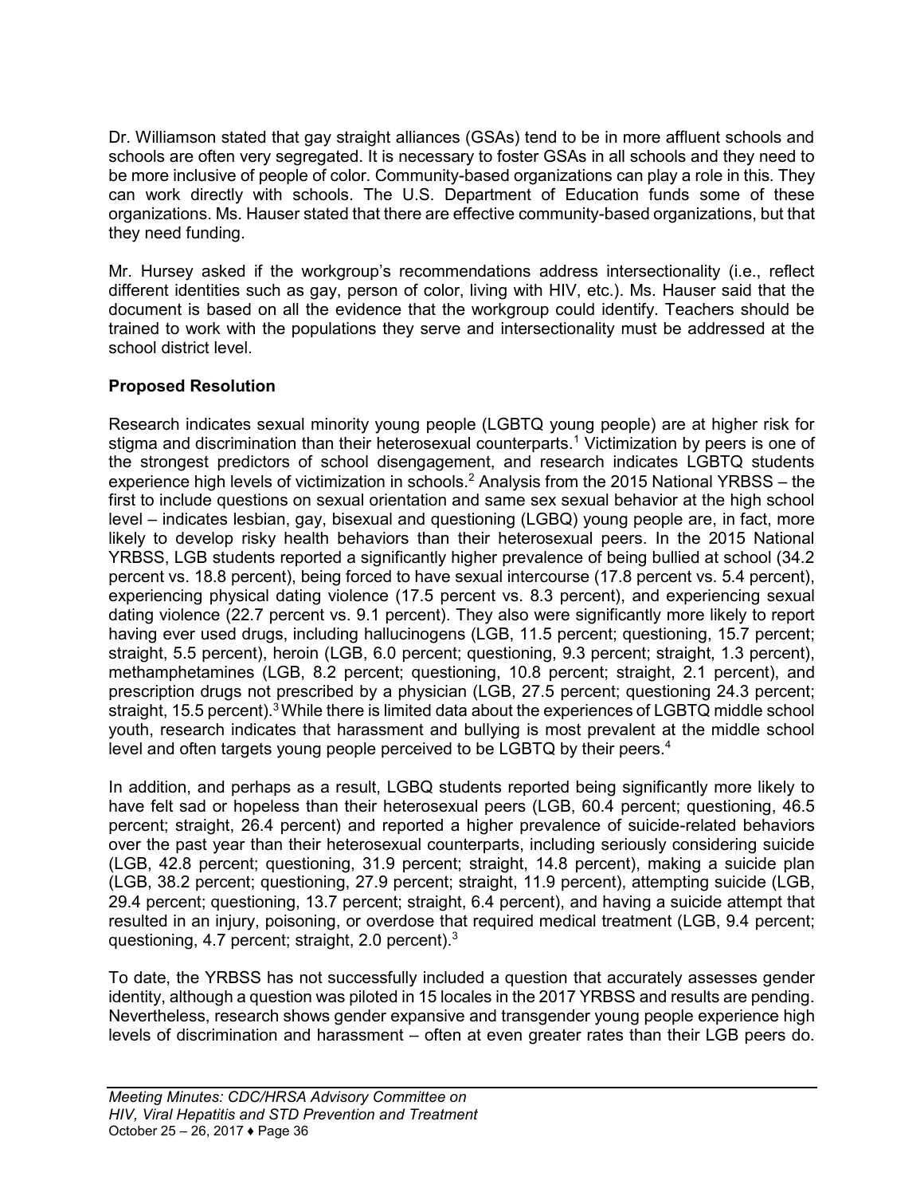Dr. Williamson stated that gay straight alliances (GSAs) tend to be in more affluent schools and schools are often very segregated. It is necessary to foster GSAs in all schools and they need to be more inclusive of people of color. Community-based organizations can play a role in this. They can work directly with schools. The U.S. Department of Education funds some of these organizations. Ms. Hauser stated that there are effective community-based organizations, but that they need funding.

Mr. Hursey asked if the workgroup's recommendations address intersectionality (i.e., reflect different identities such as gay, person of color, living with HIV, etc.). Ms. Hauser said that the document is based on all the evidence that the workgroup could identify. Teachers should be trained to work with the populations they serve and intersectionality must be addressed at the school district level.

**Proposed Resolution**

Research indicates sexual minority young people (LGBTQ young people) are at higher risk for stigma and discrimination than their heterosexual counterparts.[1] Victimization by peers is one of the strongest predictors of school disengagement, and research indicates LGBTQ students experience high levels of victimization in schools.[2] Analysis from the 2015 National YRBSS – the first to include questions on sexual orientation and same sex sexual behavior at the high school level – indicates lesbian, gay, bisexual and questioning (LGBQ) young people are, in fact, more likely to develop risky health behaviors than their heterosexual peers. In the 2015 National YRBSS, LGB students reported a significantly higher prevalence of being bullied at school (34.2 percent vs. 18.8 percent), being forced to have sexual intercourse (17.8 percent vs. 5.4 percent), experiencing physical dating violence (17.5 percent vs. 8.3 percent), and experiencing sexual dating violence (22.7 percent vs. 9.1 percent). They also were significantly more likely to report having ever used drugs, including hallucinogens (LGB, 11.5 percent; questioning, 15.7 percent; straight, 5.5 percent), heroin (LGB, 6.0 percent; questioning, 9.3 percent; straight, 1.3 percent), methamphetamines (LGB, 8.2 percent; questioning, 10.8 percent; straight, 2.1 percent), and prescription drugs not prescribed by a physician (LGB, 27.5 percent; questioning 24.3 percent; straight, 15.5 percent).[3] While there is limited data about the experiences of LGBTQ middle school youth, research indicates that harassment and bullying is most prevalent at the middle school level and often targets young people perceived to be LGBTQ by their peers.[4]

In addition, and perhaps as a result, LGBQ students reported being significantly more likely to have felt sad or hopeless than their heterosexual peers (LGB, 60.4 percent; questioning, 46.5 percent; straight, 26.4 percent) and reported a higher prevalence of suicide-related behaviors over the past year than their heterosexual counterparts, including seriously considering suicide (LGB, 42.8 percent; questioning, 31.9 percent; straight, 14.8 percent), making a suicide plan (LGB, 38.2 percent; questioning, 27.9 percent; straight, 11.9 percent), attempting suicide (LGB, 29.4 percent; questioning, 13.7 percent; straight, 6.4 percent), and having a suicide attempt that resulted in an injury, poisoning, or overdose that required medical treatment (LGB, 9.4 percent; questioning, 4.7 percent; straight, 2.0 percent).[3]

To date, the YRBSS has not successfully included a question that accurately assesses gender identity, although a question was piloted in 15 locales in the 2017 YRBSS and results are pending. Nevertheless, research shows gender expansive and transgender young people experience high levels of discrimination and harassment – often at even greater rates than their LGB peers do.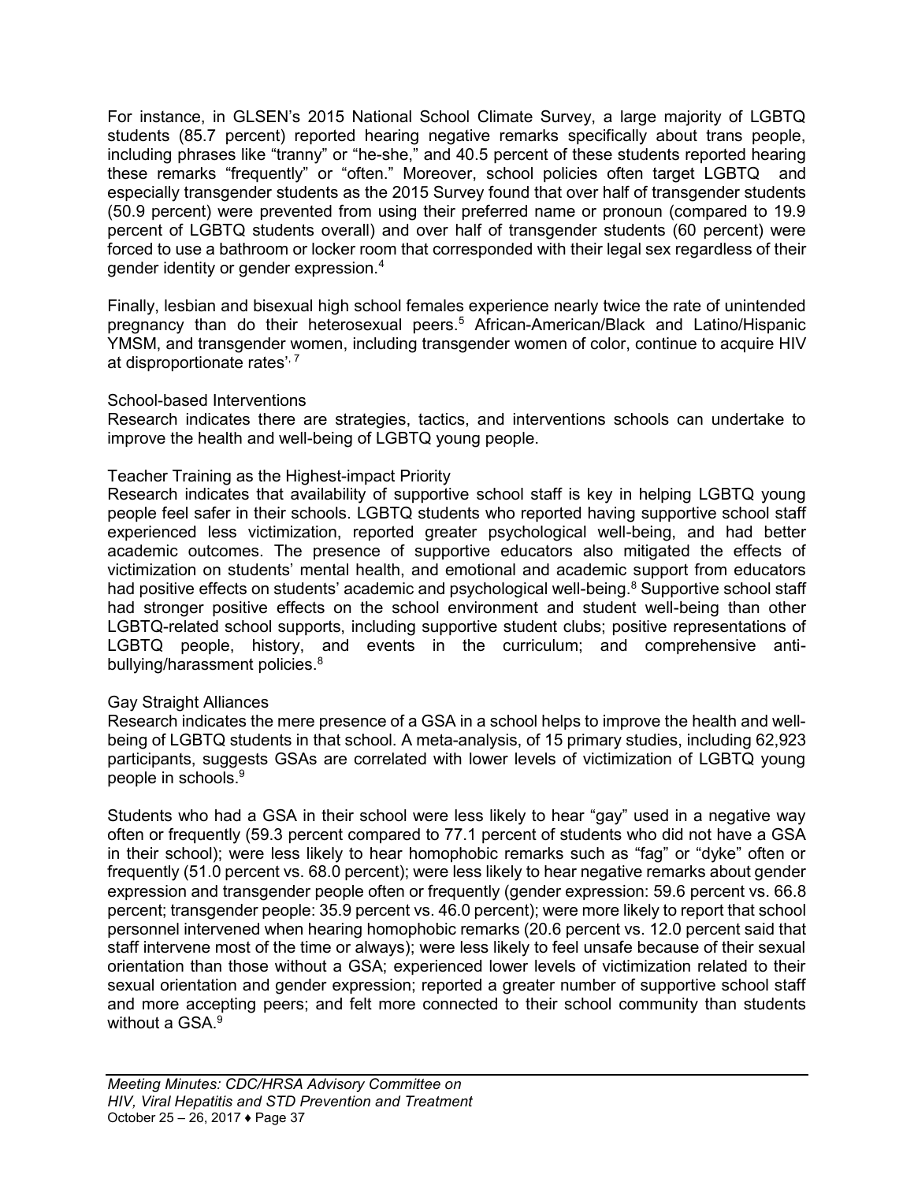For instance, in GLSEN's 2015 National School Climate Survey, a large majority of LGBTQ students (85.7 percent) reported hearing negative remarks specifically about trans people, including phrases like "tranny" or "he-she," and 40.5 percent of these students reported hearing these remarks "frequently" or "often." Moreover, school policies often target LGBTQ and especially transgender students as the 2015 Survey found that over half of transgender students (50.9 percent) were prevented from using their preferred name or pronoun (compared to 19.9 percent of LGBTQ students overall) and over half of transgender students (60 percent) were forced to use a bathroom or locker room that corresponded with their legal sex regardless of their gender identity or gender expression.[4]

Finally, lesbian and bisexual high school females experience nearly twice the rate of unintended pregnancy than do their heterosexual peers.[5] African-American/Black and Latino/Hispanic YMSM, and transgender women, including transgender women of color, continue to acquire HIV at disproportionate rates'[, 7]

### School-based Interventions

Research indicates there are strategies, tactics, and interventions schools can undertake to improve the health and well-being of LGBTQ young people.

### Teacher Training as the Highest-impact Priority

Research indicates that availability of supportive school staff is key in helping LGBTQ young people feel safer in their schools. LGBTQ students who reported having supportive school staff experienced less victimization, reported greater psychological well-being, and had better academic outcomes. The presence of supportive educators also mitigated the effects of victimization on students' mental health, and emotional and academic support from educators had positive effects on students' academic and psychological well-being.[8] Supportive school staff had stronger positive effects on the school environment and student well-being than other LGBTQ-related school supports, including supportive student clubs; positive representations of LGBTQ people, history, and events in the curriculum; and comprehensive anti-bullying/harassment policies.[8]

### Gay Straight Alliances

Research indicates the mere presence of a GSA in a school helps to improve the health and well-being of LGBTQ students in that school. A meta-analysis, of 15 primary studies, including 62,923 participants, suggests GSAs are correlated with lower levels of victimization of LGBTQ young people in schools.[9]

Students who had a GSA in their school were less likely to hear "gay" used in a negative way often or frequently (59.3 percent compared to 77.1 percent of students who did not have a GSA in their school); were less likely to hear homophobic remarks such as "fag" or "dyke" often or frequently (51.0 percent vs. 68.0 percent); were less likely to hear negative remarks about gender expression and transgender people often or frequently (gender expression: 59.6 percent vs. 66.8 percent; transgender people: 35.9 percent vs. 46.0 percent); were more likely to report that school personnel intervened when hearing homophobic remarks (20.6 percent vs. 12.0 percent said that staff intervene most of the time or always); were less likely to feel unsafe because of their sexual orientation than those without a GSA; experienced lower levels of victimization related to their sexual orientation and gender expression; reported a greater number of supportive school staff and more accepting peers; and felt more connected to their school community than students without a GSA.[9]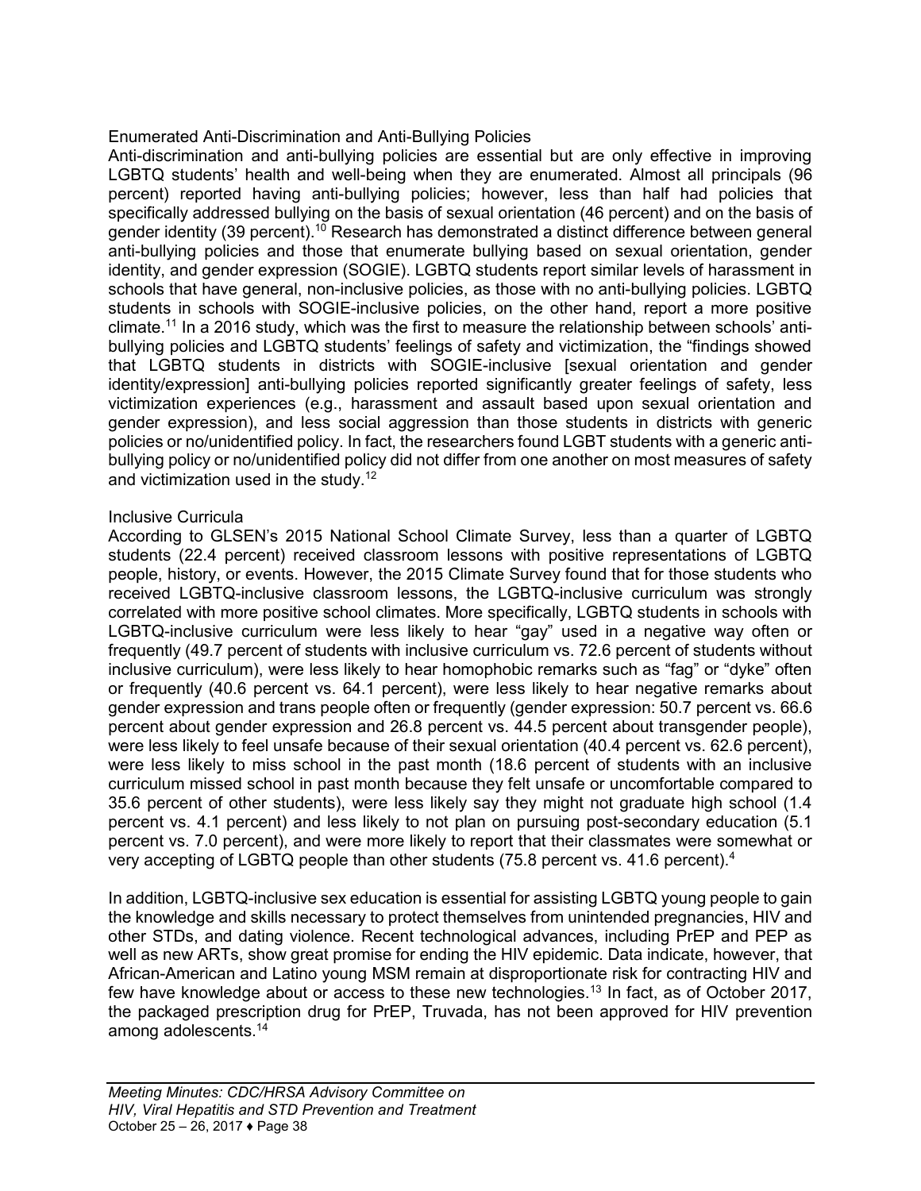### Enumerated Anti-Discrimination and Anti-Bullying Policies

Anti-discrimination and anti-bullying policies are essential but are only effective in improving LGBTQ students' health and well-being when they are enumerated. Almost all principals (96 percent) reported having anti-bullying policies; however, less than half had policies that specifically addressed bullying on the basis of sexual orientation (46 percent) and on the basis of gender identity (39 percent).[10] Research has demonstrated a distinct difference between general anti-bullying policies and those that enumerate bullying based on sexual orientation, gender identity, and gender expression (SOGIE). LGBTQ students report similar levels of harassment in schools that have general, non-inclusive policies, as those with no anti-bullying policies. LGBTQ students in schools with SOGIE-inclusive policies, on the other hand, report a more positive climate.[11] In a 2016 study, which was the first to measure the relationship between schools' anti-bullying policies and LGBTQ students' feelings of safety and victimization, the "findings showed that LGBTQ students in districts with SOGIE-inclusive [sexual orientation and gender identity/expression] anti-bullying policies reported significantly greater feelings of safety, less victimization experiences (e.g., harassment and assault based upon sexual orientation and gender expression), and less social aggression than those students in districts with generic policies or no/unidentified policy. In fact, the researchers found LGBT students with a generic anti-bullying policy or no/unidentified policy did not differ from one another on most measures of safety and victimization used in the study.[12]

### Inclusive Curricula

According to GLSEN's 2015 National School Climate Survey, less than a quarter of LGBTQ students (22.4 percent) received classroom lessons with positive representations of LGBTQ people, history, or events. However, the 2015 Climate Survey found that for those students who received LGBTQ-inclusive classroom lessons, the LGBTQ-inclusive curriculum was strongly correlated with more positive school climates. More specifically, LGBTQ students in schools with LGBTQ-inclusive curriculum were less likely to hear "gay" used in a negative way often or frequently (49.7 percent of students with inclusive curriculum vs. 72.6 percent of students without inclusive curriculum), were less likely to hear homophobic remarks such as "fag" or "dyke" often or frequently (40.6 percent vs. 64.1 percent), were less likely to hear negative remarks about gender expression and trans people often or frequently (gender expression: 50.7 percent vs. 66.6 percent about gender expression and 26.8 percent vs. 44.5 percent about transgender people), were less likely to feel unsafe because of their sexual orientation (40.4 percent vs. 62.6 percent), were less likely to miss school in the past month (18.6 percent of students with an inclusive curriculum missed school in past month because they felt unsafe or uncomfortable compared to 35.6 percent of other students), were less likely say they might not graduate high school (1.4 percent vs. 4.1 percent) and less likely to not plan on pursuing post-secondary education (5.1 percent vs. 7.0 percent), and were more likely to report that their classmates were somewhat or very accepting of LGBTQ people than other students (75.8 percent vs. 41.6 percent).[4]

In addition, LGBTQ-inclusive sex education is essential for assisting LGBTQ young people to gain the knowledge and skills necessary to protect themselves from unintended pregnancies, HIV and other STDs, and dating violence. Recent technological advances, including PrEP and PEP as well as new ARTs, show great promise for ending the HIV epidemic. Data indicate, however, that African-American and Latino young MSM remain at disproportionate risk for contracting HIV and few have knowledge about or access to these new technologies.[13] In fact, as of October 2017, the packaged prescription drug for PrEP, Truvada, has not been approved for HIV prevention among adolescents.[14]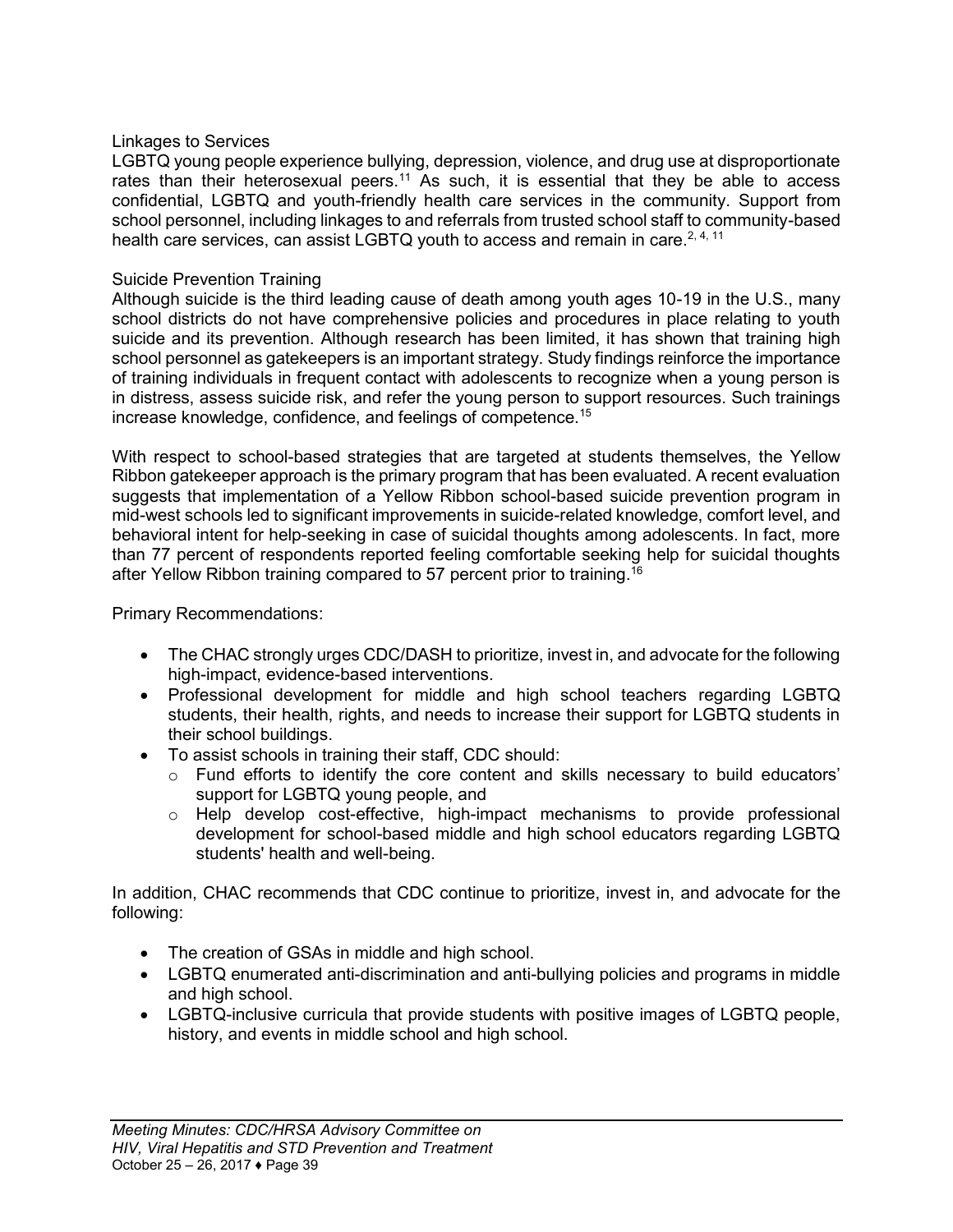Linkages to Services

LGBTQ young people experience bullying, depression, violence, and drug use at disproportionate rates than their heterosexual peers.[11] As such, it is essential that they be able to access confidential, LGBTQ and youth-friendly health care services in the community. Support from school personnel, including linkages to and referrals from trusted school staff to community-based health care services, can assist LGBTQ youth to access and remain in care.[2, 4, 11]

Suicide Prevention Training

Although suicide is the third leading cause of death among youth ages 10-19 in the U.S., many school districts do not have comprehensive policies and procedures in place relating to youth suicide and its prevention. Although research has been limited, it has shown that training high school personnel as gatekeepers is an important strategy. Study findings reinforce the importance of training individuals in frequent contact with adolescents to recognize when a young person is in distress, assess suicide risk, and refer the young person to support resources. Such trainings increase knowledge, confidence, and feelings of competence.[15]

With respect to school-based strategies that are targeted at students themselves, the Yellow Ribbon gatekeeper approach is the primary program that has been evaluated. A recent evaluation suggests that implementation of a Yellow Ribbon school-based suicide prevention program in mid-west schools led to significant improvements in suicide-related knowledge, comfort level, and behavioral intent for help-seeking in case of suicidal thoughts among adolescents. In fact, more than 77 percent of respondents reported feeling comfortable seeking help for suicidal thoughts after Yellow Ribbon training compared to 57 percent prior to training.[16]

Primary Recommendations:

- The CHAC strongly urges CDC/DASH to prioritize, invest in, and advocate for the following high-impact, evidence-based interventions.
- Professional development for middle and high school teachers regarding LGBTQ students, their health, rights, and needs to increase their support for LGBTQ students in their school buildings.
- To assist schools in training their staff, CDC should:
  - Fund efforts to identify the core content and skills necessary to build educators' support for LGBTQ young people, and
  - Help develop cost-effective, high-impact mechanisms to provide professional development for school-based middle and high school educators regarding LGBTQ students' health and well-being.

In addition, CHAC recommends that CDC continue to prioritize, invest in, and advocate for the following:

- The creation of GSAs in middle and high school.
- LGBTQ enumerated anti-discrimination and anti-bullying policies and programs in middle and high school.
- LGBTQ-inclusive curricula that provide students with positive images of LGBTQ people, history, and events in middle school and high school.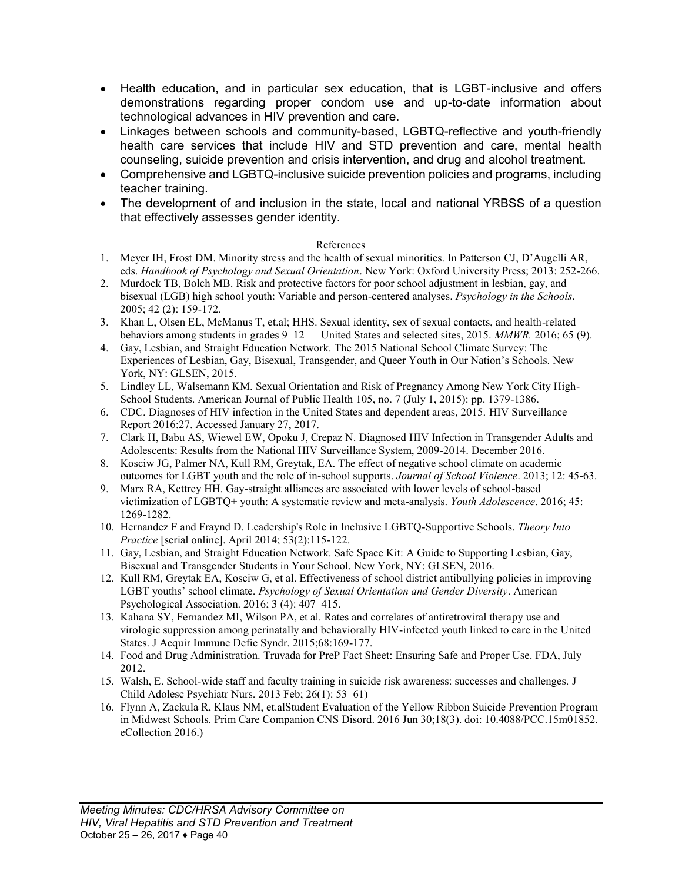- Health education, and in particular sex education, that is LGBT-inclusive and offers demonstrations regarding proper condom use and up-to-date information about technological advances in HIV prevention and care.
- Linkages between schools and community-based, LGBTQ-reflective and youth-friendly health care services that include HIV and STD prevention and care, mental health counseling, suicide prevention and crisis intervention, and drug and alcohol treatment.
- Comprehensive and LGBTQ-inclusive suicide prevention policies and programs, including teacher training.
- The development of and inclusion in the state, local and national YRBSS of a question that effectively assesses gender identity.

References

1. Meyer IH, Frost DM. Minority stress and the health of sexual minorities. In Patterson CJ, D'Augelli AR, eds. *Handbook of Psychology and Sexual Orientation*. New York: Oxford University Press; 2013: 252-266.
2. Murdock TB, Bolch MB. Risk and protective factors for poor school adjustment in lesbian, gay, and bisexual (LGB) high school youth: Variable and person-centered analyses. *Psychology in the Schools*. 2005; 42 (2): 159-172.
3. Khan L, Olsen EL, McManus T, et.al; HHS. Sexual identity, sex of sexual contacts, and health-related behaviors among students in grades 9–12 — United States and selected sites, 2015. *MMWR.* 2016; 65 (9).
4. Gay, Lesbian, and Straight Education Network. The 2015 National School Climate Survey: The Experiences of Lesbian, Gay, Bisexual, Transgender, and Queer Youth in Our Nation's Schools. New York, NY: GLSEN, 2015.
5. Lindley LL, Walsemann KM. Sexual Orientation and Risk of Pregnancy Among New York City High-School Students. American Journal of Public Health 105, no. 7 (July 1, 2015): pp. 1379-1386.
6. CDC. Diagnoses of HIV infection in the United States and dependent areas, 2015. HIV Surveillance Report 2016:27. Accessed January 27, 2017.
7. Clark H, Babu AS, Wiewel EW, Opoku J, Crepaz N. Diagnosed HIV Infection in Transgender Adults and Adolescents: Results from the National HIV Surveillance System, 2009-2014. December 2016.
8. Kosciw JG, Palmer NA, Kull RM, Greytak, EA. The effect of negative school climate on academic outcomes for LGBT youth and the role of in-school supports. *Journal of School Violence*. 2013; 12: 45-63.
9. Marx RA, Kettrey HH. Gay-straight alliances are associated with lower levels of school-based victimization of LGBTQ+ youth: A systematic review and meta-analysis. *Youth Adolescence*. 2016; 45: 1269-1282.
10. Hernandez F and Fraynd D. Leadership's Role in Inclusive LGBTQ-Supportive Schools. *Theory Into Practice* [serial online]. April 2014; 53(2):115-122.
11. Gay, Lesbian, and Straight Education Network. Safe Space Kit: A Guide to Supporting Lesbian, Gay, Bisexual and Transgender Students in Your School. New York, NY: GLSEN, 2016.
12. Kull RM, Greytak EA, Kosciw G, et al. Effectiveness of school district antibullying policies in improving LGBT youths' school climate. *Psychology of Sexual Orientation and Gender Diversity*. American Psychological Association. 2016; 3 (4): 407–415.
13. Kahana SY, Fernandez MI, Wilson PA, et al. Rates and correlates of antiretroviral therapy use and virologic suppression among perinatally and behaviorally HIV-infected youth linked to care in the United States. J Acquir Immune Defic Syndr. 2015;68:169-177.
14. Food and Drug Administration. Truvada for PreP Fact Sheet: Ensuring Safe and Proper Use. FDA, July 2012.
15. Walsh, E. School-wide staff and faculty training in suicide risk awareness: successes and challenges. J Child Adolesc Psychiatr Nurs. 2013 Feb; 26(1): 53–61)
16. Flynn A, Zackula R, Klaus NM, et.alStudent Evaluation of the Yellow Ribbon Suicide Prevention Program in Midwest Schools. Prim Care Companion CNS Disord. 2016 Jun 30;18(3). doi: 10.4088/PCC.15m01852. eCollection 2016.)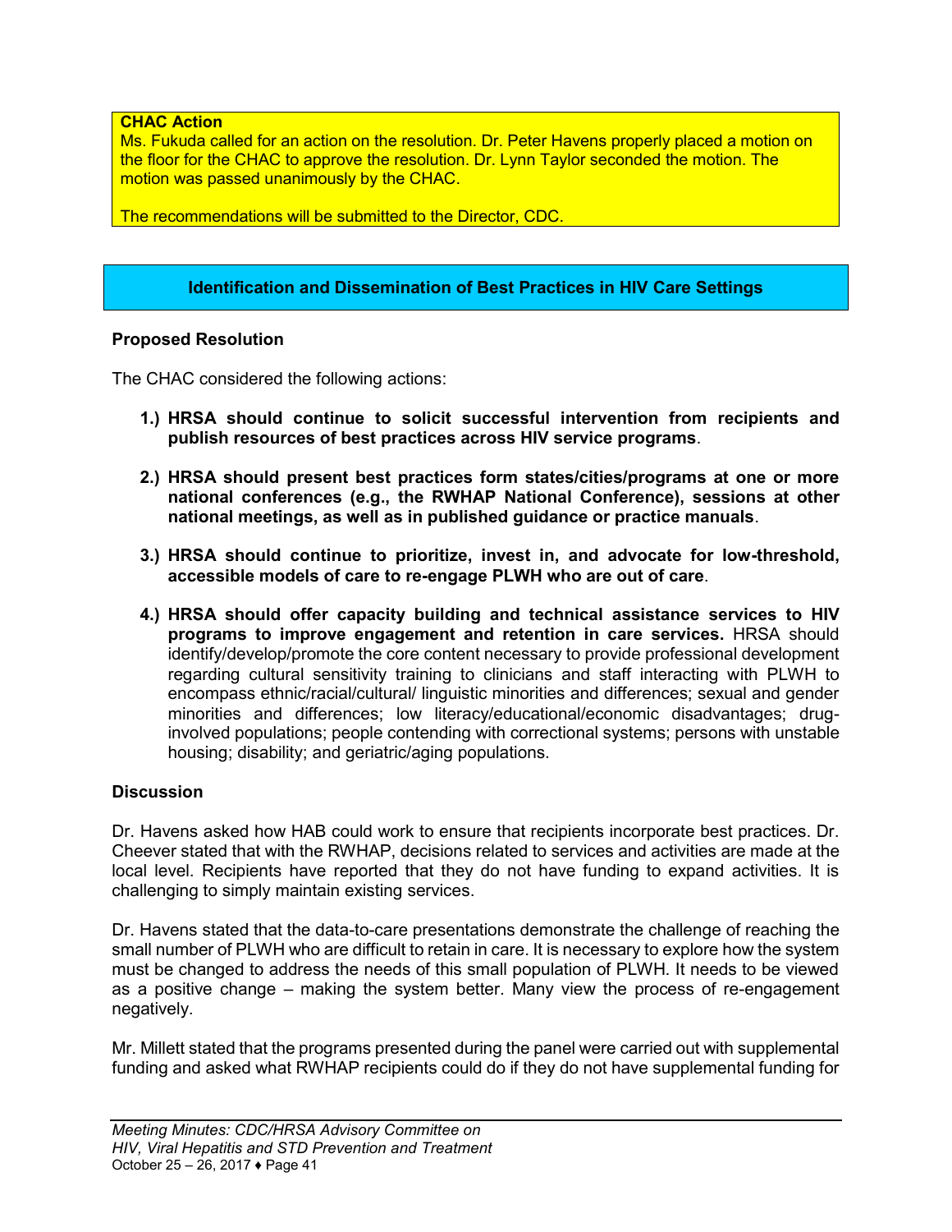**CHAC Action**

Ms. Fukuda called for an action on the resolution. Dr. Peter Havens properly placed a motion on the floor for the CHAC to approve the resolution. Dr. Lynn Taylor seconded the motion. The motion was passed unanimously by the CHAC.

The recommendations will be submitted to the Director, CDC.

## Identification and Dissemination of Best Practices in HIV Care Settings

### Proposed Resolution

The CHAC considered the following actions:

1.) **HRSA should continue to solicit successful intervention from recipients and publish resources of best practices across HIV service programs**.

2.) **HRSA should present best practices form states/cities/programs at one or more national conferences (e.g., the RWHAP National Conference), sessions at other national meetings, as well as in published guidance or practice manuals**.

3.) **HRSA should continue to prioritize, invest in, and advocate for low-threshold, accessible models of care to re-engage PLWH who are out of care**.

4.) **HRSA should offer capacity building and technical assistance services to HIV programs to improve engagement and retention in care services.** HRSA should identify/develop/promote the core content necessary to provide professional development regarding cultural sensitivity training to clinicians and staff interacting with PLWH to encompass ethnic/racial/cultural/ linguistic minorities and differences; sexual and gender minorities and differences; low literacy/educational/economic disadvantages; drug-involved populations; people contending with correctional systems; persons with unstable housing; disability; and geriatric/aging populations.

### Discussion

Dr. Havens asked how HAB could work to ensure that recipients incorporate best practices. Dr. Cheever stated that with the RWHAP, decisions related to services and activities are made at the local level. Recipients have reported that they do not have funding to expand activities. It is challenging to simply maintain existing services.

Dr. Havens stated that the data-to-care presentations demonstrate the challenge of reaching the small number of PLWH who are difficult to retain in care. It is necessary to explore how the system must be changed to address the needs of this small population of PLWH. It needs to be viewed as a positive change – making the system better. Many view the process of re-engagement negatively.

Mr. Millett stated that the programs presented during the panel were carried out with supplemental funding and asked what RWHAP recipients could do if they do not have supplemental funding for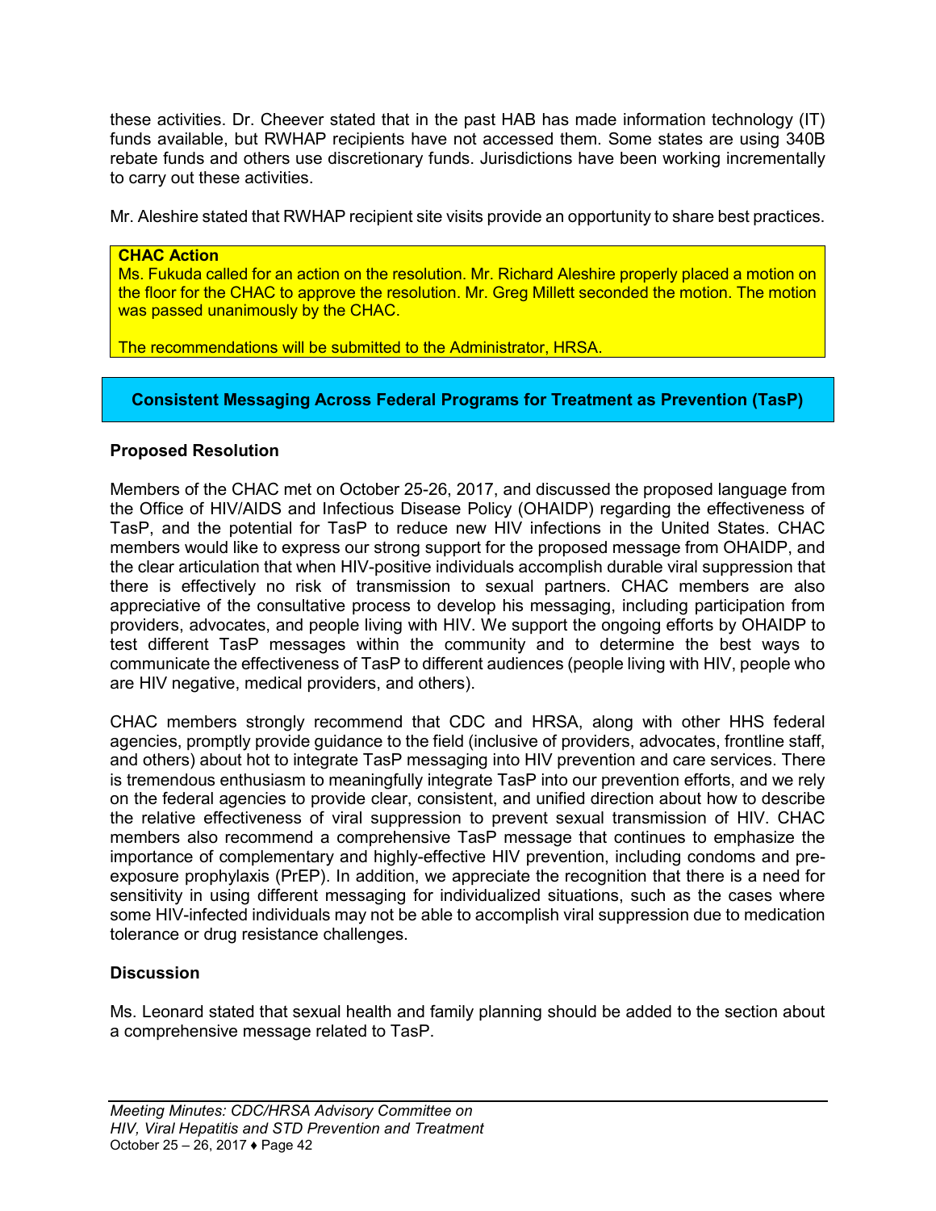these activities. Dr. Cheever stated that in the past HAB has made information technology (IT) funds available, but RWHAP recipients have not accessed them. Some states are using 340B rebate funds and others use discretionary funds. Jurisdictions have been working incrementally to carry out these activities.

Mr. Aleshire stated that RWHAP recipient site visits provide an opportunity to share best practices.

**CHAC Action**

Ms. Fukuda called for an action on the resolution. Mr. Richard Aleshire properly placed a motion on the floor for the CHAC to approve the resolution. Mr. Greg Millett seconded the motion. The motion was passed unanimously by the CHAC.

The recommendations will be submitted to the Administrator, HRSA.

## Consistent Messaging Across Federal Programs for Treatment as Prevention (TasP)

### Proposed Resolution

Members of the CHAC met on October 25-26, 2017, and discussed the proposed language from the Office of HIV/AIDS and Infectious Disease Policy (OHAIDP) regarding the effectiveness of TasP, and the potential for TasP to reduce new HIV infections in the United States. CHAC members would like to express our strong support for the proposed message from OHAIDP, and the clear articulation that when HIV-positive individuals accomplish durable viral suppression that there is effectively no risk of transmission to sexual partners. CHAC members are also appreciative of the consultative process to develop his messaging, including participation from providers, advocates, and people living with HIV. We support the ongoing efforts by OHAIDP to test different TasP messages within the community and to determine the best ways to communicate the effectiveness of TasP to different audiences (people living with HIV, people who are HIV negative, medical providers, and others).

CHAC members strongly recommend that CDC and HRSA, along with other HHS federal agencies, promptly provide guidance to the field (inclusive of providers, advocates, frontline staff, and others) about hot to integrate TasP messaging into HIV prevention and care services. There is tremendous enthusiasm to meaningfully integrate TasP into our prevention efforts, and we rely on the federal agencies to provide clear, consistent, and unified direction about how to describe the relative effectiveness of viral suppression to prevent sexual transmission of HIV. CHAC members also recommend a comprehensive TasP message that continues to emphasize the importance of complementary and highly-effective HIV prevention, including condoms and pre-exposure prophylaxis (PrEP). In addition, we appreciate the recognition that there is a need for sensitivity in using different messaging for individualized situations, such as the cases where some HIV-infected individuals may not be able to accomplish viral suppression due to medication tolerance or drug resistance challenges.

### Discussion

Ms. Leonard stated that sexual health and family planning should be added to the section about a comprehensive message related to TasP.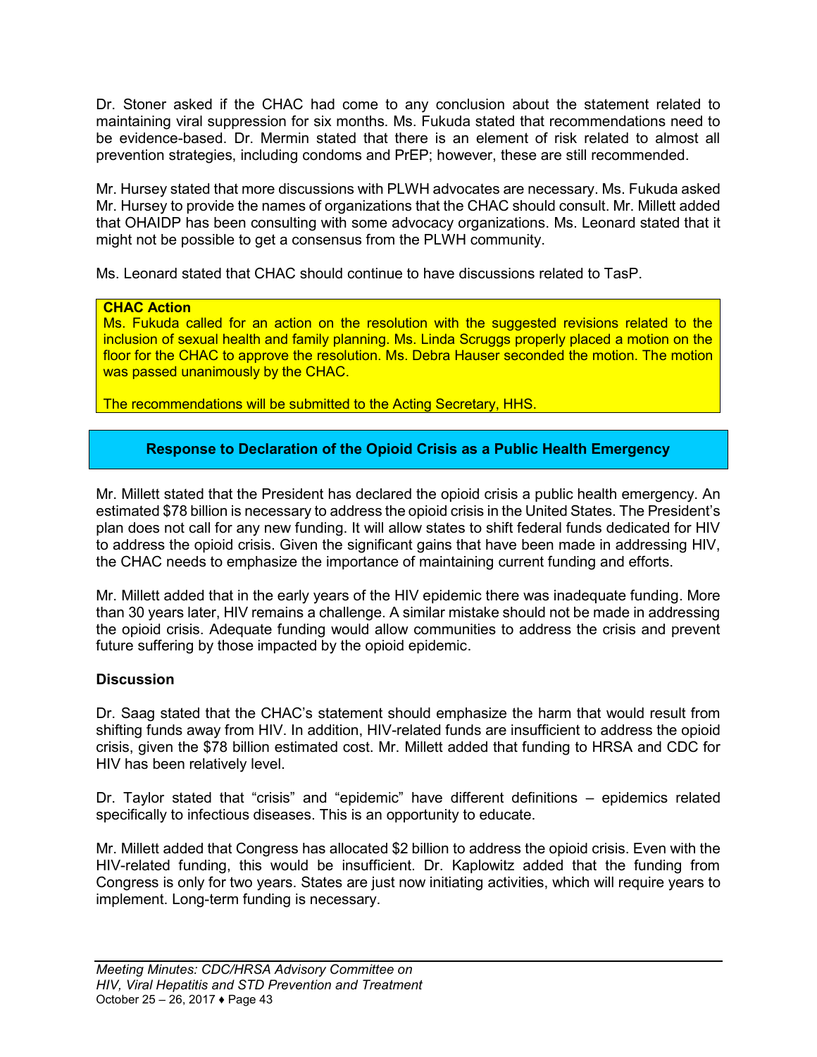Dr. Stoner asked if the CHAC had come to any conclusion about the statement related to maintaining viral suppression for six months. Ms. Fukuda stated that recommendations need to be evidence-based. Dr. Mermin stated that there is an element of risk related to almost all prevention strategies, including condoms and PrEP; however, these are still recommended.

Mr. Hursey stated that more discussions with PLWH advocates are necessary. Ms. Fukuda asked Mr. Hursey to provide the names of organizations that the CHAC should consult. Mr. Millett added that OHAIDP has been consulting with some advocacy organizations. Ms. Leonard stated that it might not be possible to get a consensus from the PLWH community.

Ms. Leonard stated that CHAC should continue to have discussions related to TasP.

**CHAC Action**

Ms. Fukuda called for an action on the resolution with the suggested revisions related to the inclusion of sexual health and family planning. Ms. Linda Scruggs properly placed a motion on the floor for the CHAC to approve the resolution. Ms. Debra Hauser seconded the motion. The motion was passed unanimously by the CHAC.

The recommendations will be submitted to the Acting Secretary, HHS.

## Response to Declaration of the Opioid Crisis as a Public Health Emergency

Mr. Millett stated that the President has declared the opioid crisis a public health emergency. An estimated $78 billion is necessary to address the opioid crisis in the United States. The President's plan does not call for any new funding. It will allow states to shift federal funds dedicated for HIV to address the opioid crisis. Given the significant gains that have been made in addressing HIV, the CHAC needs to emphasize the importance of maintaining current funding and efforts.

Mr. Millett added that in the early years of the HIV epidemic there was inadequate funding. More than 30 years later, HIV remains a challenge. A similar mistake should not be made in addressing the opioid crisis. Adequate funding would allow communities to address the crisis and prevent future suffering by those impacted by the opioid epidemic.

### Discussion

Dr. Saag stated that the CHAC's statement should emphasize the harm that would result from shifting funds away from HIV. In addition, HIV-related funds are insufficient to address the opioid crisis, given the $78 billion estimated cost. Mr. Millett added that funding to HRSA and CDC for HIV has been relatively level.

Dr. Taylor stated that "crisis" and "epidemic" have different definitions – epidemics related specifically to infectious diseases. This is an opportunity to educate.

Mr. Millett added that Congress has allocated $2 billion to address the opioid crisis. Even with the HIV-related funding, this would be insufficient. Dr. Kaplowitz added that the funding from Congress is only for two years. States are just now initiating activities, which will require years to implement. Long-term funding is necessary.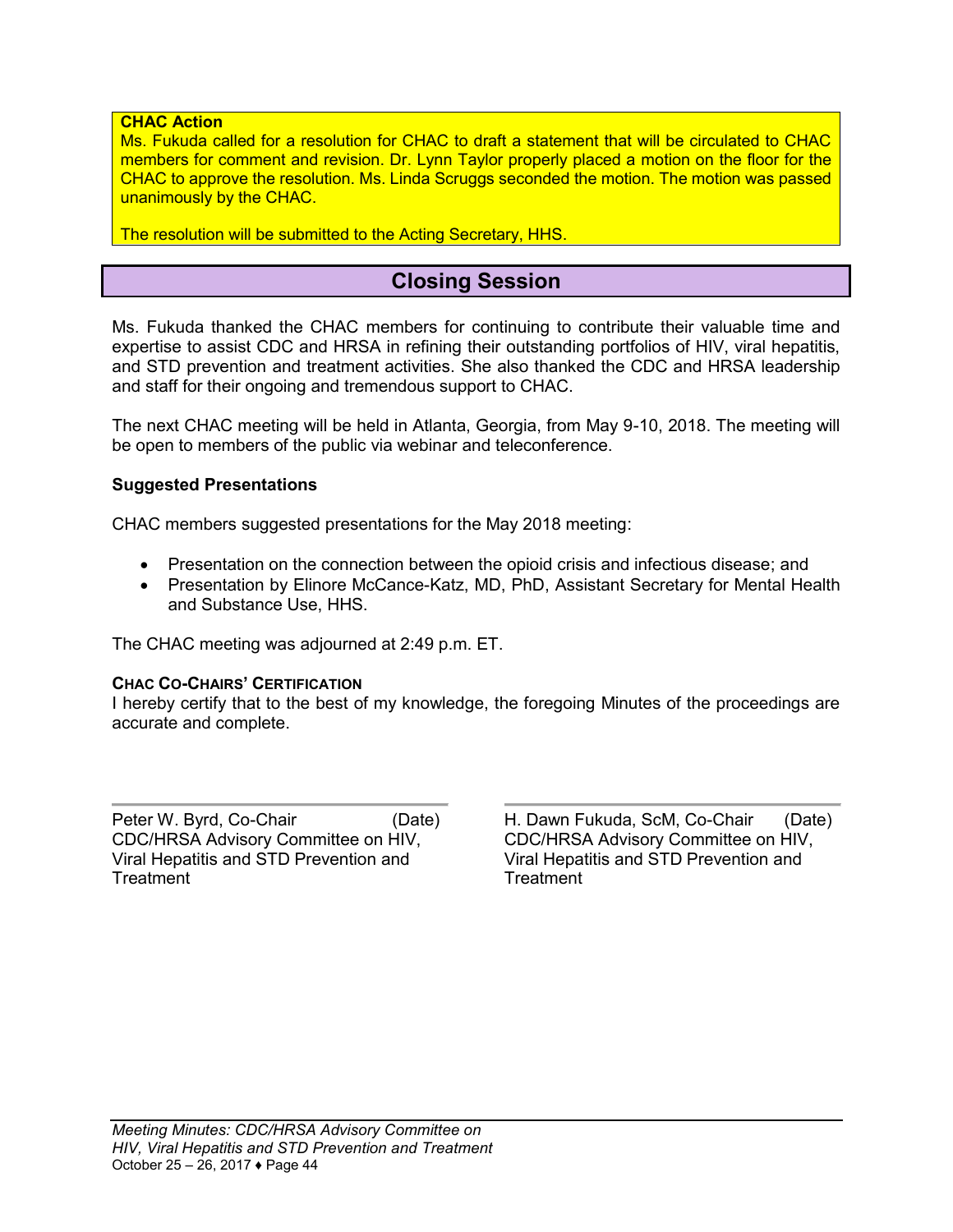**CHAC Action**

Ms. Fukuda called for a resolution for CHAC to draft a statement that will be circulated to CHAC members for comment and revision. Dr. Lynn Taylor properly placed a motion on the floor for the CHAC to approve the resolution. Ms. Linda Scruggs seconded the motion. The motion was passed unanimously by the CHAC.

The resolution will be submitted to the Acting Secretary, HHS.

## Closing Session

Ms. Fukuda thanked the CHAC members for continuing to contribute their valuable time and expertise to assist CDC and HRSA in refining their outstanding portfolios of HIV, viral hepatitis, and STD prevention and treatment activities. She also thanked the CDC and HRSA leadership and staff for their ongoing and tremendous support to CHAC.

The next CHAC meeting will be held in Atlanta, Georgia, from May 9-10, 2018. The meeting will be open to members of the public via webinar and teleconference.

### Suggested Presentations

CHAC members suggested presentations for the May 2018 meeting:

- Presentation on the connection between the opioid crisis and infectious disease; and
- Presentation by Elinore McCance-Katz, MD, PhD, Assistant Secretary for Mental Health and Substance Use, HHS.

The CHAC meeting was adjourned at 2:49 p.m. ET.

**CHAC CO-CHAIRS' CERTIFICATION**

I hereby certify that to the best of my knowledge, the foregoing Minutes of the proceedings are accurate and complete.

Peter W. Byrd, Co-Chair (Date)
CDC/HRSA Advisory Committee on HIV, Viral Hepatitis and STD Prevention and Treatment

H. Dawn Fukuda, ScM, Co-Chair (Date)
CDC/HRSA Advisory Committee on HIV, Viral Hepatitis and STD Prevention and Treatment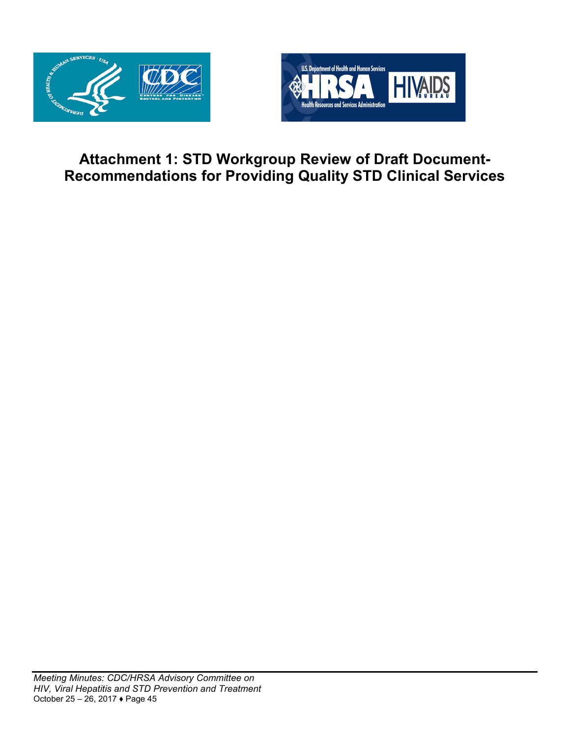# Attachment 1: STD Workgroup Review of Draft Document-Recommendations for Providing Quality STD Clinical Services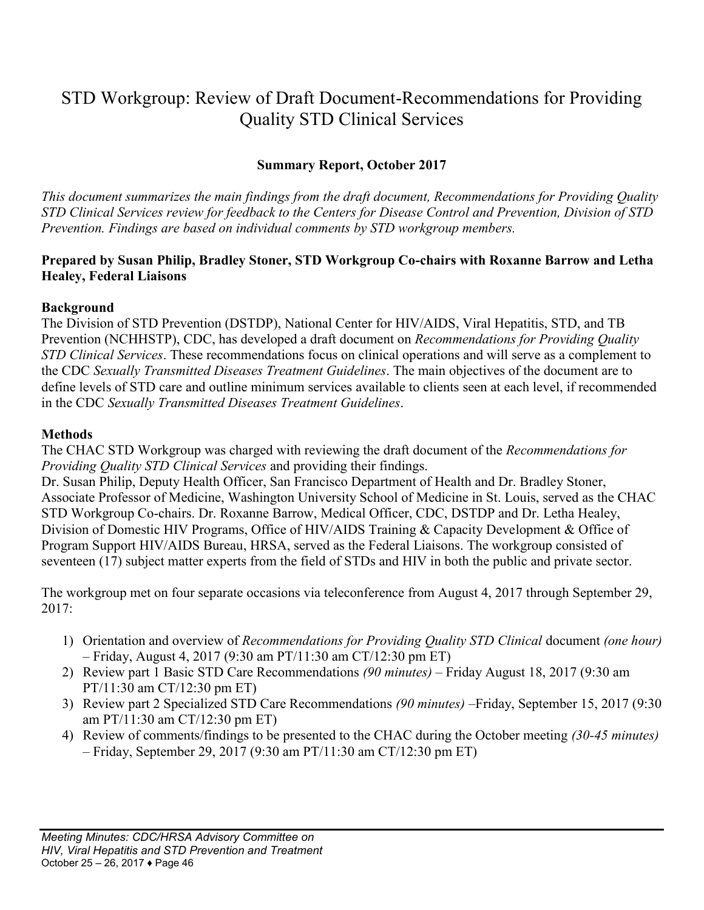# STD Workgroup: Review of Draft Document-Recommendations for Providing Quality STD Clinical Services

**Summary Report, October 2017**

*This document summarizes the main findings from the draft document, Recommendations for Providing Quality STD Clinical Services review for feedback to the Centers for Disease Control and Prevention, Division of STD Prevention. Findings are based on individual comments by STD workgroup members.*

**Prepared by Susan Philip, Bradley Stoner, STD Workgroup Co-chairs with Roxanne Barrow and Letha Healey, Federal Liaisons**

**Background**

The Division of STD Prevention (DSTDP), National Center for HIV/AIDS, Viral Hepatitis, STD, and TB Prevention (NCHHSTP), CDC, has developed a draft document on *Recommendations for Providing Quality STD Clinical Services*. These recommendations focus on clinical operations and will serve as a complement to the CDC *Sexually Transmitted Diseases Treatment Guidelines*. The main objectives of the document are to define levels of STD care and outline minimum services available to clients seen at each level, if recommended in the CDC *Sexually Transmitted Diseases Treatment Guidelines*.

**Methods**

The CHAC STD Workgroup was charged with reviewing the draft document of the *Recommendations for Providing Quality STD Clinical Services* and providing their findings.

Dr. Susan Philip, Deputy Health Officer, San Francisco Department of Health and Dr. Bradley Stoner, Associate Professor of Medicine, Washington University School of Medicine in St. Louis, served as the CHAC STD Workgroup Co-chairs. Dr. Roxanne Barrow, Medical Officer, CDC, DSTDP and Dr. Letha Healey, Division of Domestic HIV Programs, Office of HIV/AIDS Training & Capacity Development & Office of Program Support HIV/AIDS Bureau, HRSA, served as the Federal Liaisons. The workgroup consisted of seventeen (17) subject matter experts from the field of STDs and HIV in both the public and private sector.

The workgroup met on four separate occasions via teleconference from August 4, 2017 through September 29, 2017:

1) Orientation and overview of *Recommendations for Providing Quality STD Clinical* document *(one hour)* – Friday, August 4, 2017 (9:30 am PT/11:30 am CT/12:30 pm ET)
2) Review part 1 Basic STD Care Recommendations *(90 minutes)* – Friday August 18, 2017 (9:30 am PT/11:30 am CT/12:30 pm ET)
3) Review part 2 Specialized STD Care Recommendations *(90 minutes)* –Friday, September 15, 2017 (9:30 am PT/11:30 am CT/12:30 pm ET)
4) Review of comments/findings to be presented to the CHAC during the October meeting *(30-45 minutes)* – Friday, September 29, 2017 (9:30 am PT/11:30 am CT/12:30 pm ET)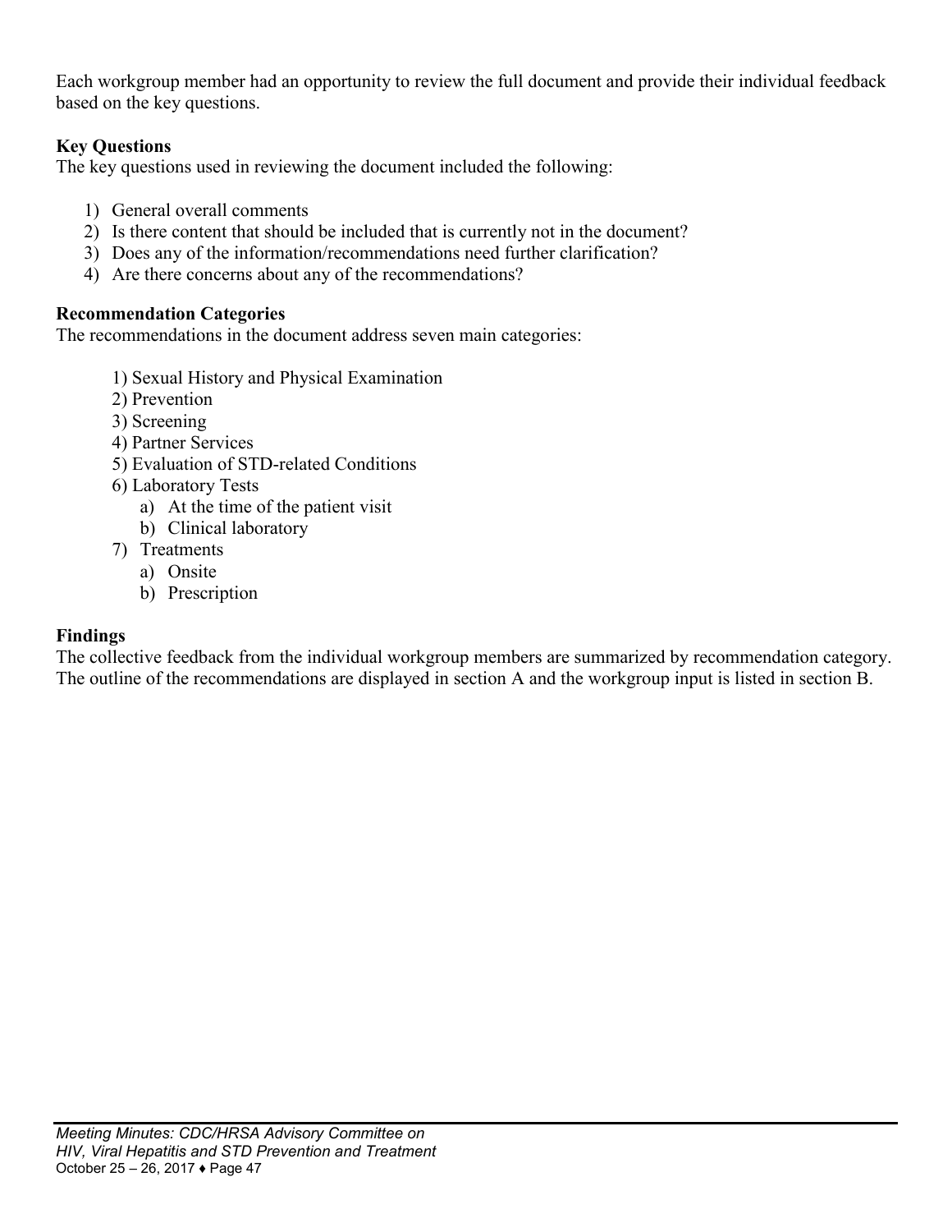Each workgroup member had an opportunity to review the full document and provide their individual feedback based on the key questions.

**Key Questions**

The key questions used in reviewing the document included the following:

1) General overall comments
2) Is there content that should be included that is currently not in the document?
3) Does any of the information/recommendations need further clarification?
4) Are there concerns about any of the recommendations?

**Recommendation Categories**

The recommendations in the document address seven main categories:

1) Sexual History and Physical Examination
2) Prevention
3) Screening
4) Partner Services
5) Evaluation of STD-related Conditions
6) Laboratory Tests
    a) At the time of the patient visit
    b) Clinical laboratory
7) Treatments
    a) Onsite
    b) Prescription

**Findings**

The collective feedback from the individual workgroup members are summarized by recommendation category. The outline of the recommendations are displayed in section A and the workgroup input is listed in section B.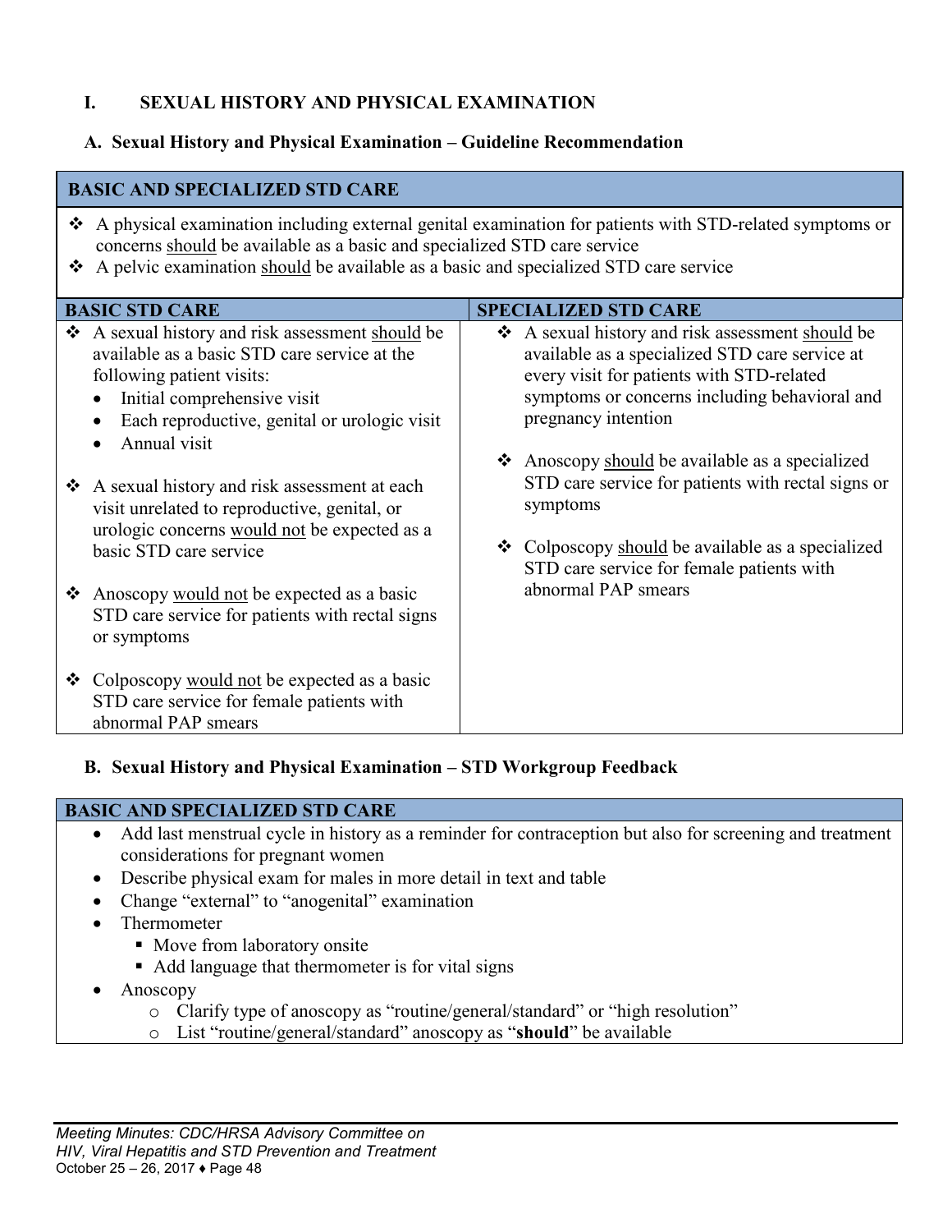## I. SEXUAL HISTORY AND PHYSICAL EXAMINATION

### A. Sexual History and Physical Examination – Guideline Recommendation

| BASIC AND SPECIALIZED STD CARE | |
|---|---|
| ❖ A physical examination including external genital examination for patients with STD-related symptoms or concerns <u>should</u> be available as a basic and specialized STD care service<br>❖ A pelvic examination <u>should</u> be available as a basic and specialized STD care service | |
| **BASIC STD CARE** | **SPECIALIZED STD CARE** |
| ❖ A sexual history and risk assessment <u>should</u> be available as a basic STD care service at the following patient visits:<br>• Initial comprehensive visit<br>• Each reproductive, genital or urologic visit<br>• Annual visit<br><br>❖ A sexual history and risk assessment at each visit unrelated to reproductive, genital, or urologic concerns <u>would not</u> be expected as a basic STD care service<br><br>❖ Anoscopy <u>would not</u> be expected as a basic STD care service for patients with rectal signs or symptoms<br><br>❖ Colposcopy <u>would not</u> be expected as a basic STD care service for female patients with abnormal PAP smears | ❖ A sexual history and risk assessment <u>should</u> be available as a specialized STD care service at every visit for patients with STD-related symptoms or concerns including behavioral and pregnancy intention<br><br>❖ Anoscopy <u>should</u> be available as a specialized STD care service for patients with rectal signs or symptoms<br><br>❖ Colposcopy <u>should</u> be available as a specialized STD care service for female patients with abnormal PAP smears |

### B. Sexual History and Physical Examination – STD Workgroup Feedback

**BASIC AND SPECIALIZED STD CARE**

- Add last menstrual cycle in history as a reminder for contraception but also for screening and treatment considerations for pregnant women
- Describe physical exam for males in more detail in text and table
- Change “external” to “anogenital” examination
- Thermometer
  - Move from laboratory onsite
  - Add language that thermometer is for vital signs
- Anoscopy
  - Clarify type of anoscopy as “routine/general/standard” or “high resolution”
  - List “routine/general/standard” anoscopy as “**should**” be available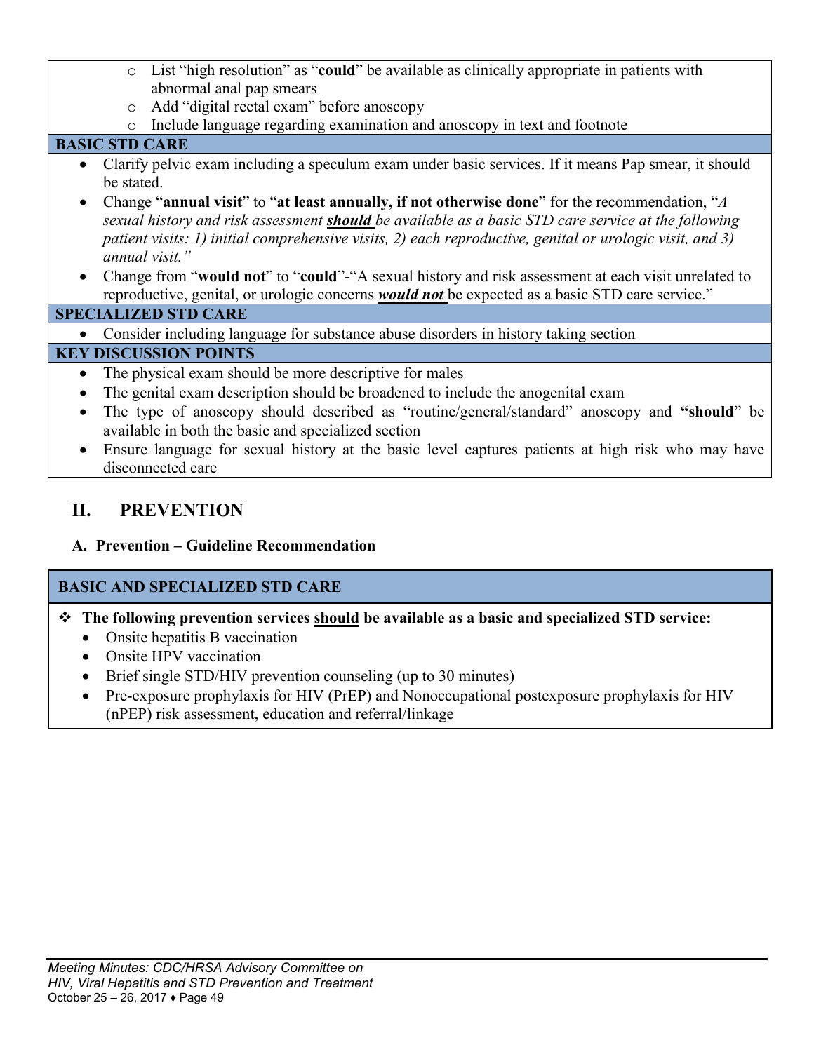- List “high resolution” as “**could**” be available as clinically appropriate in patients with abnormal anal pap smears
- Add “digital rectal exam” before anoscopy
- Include language regarding examination and anoscopy in text and footnote

**BASIC STD CARE**

- Clarify pelvic exam including a speculum exam under basic services. If it means Pap smear, it should be stated.
- Change “**annual visit**” to “**at least annually, if not otherwise done**” for the recommendation, “*A sexual history and risk assessment **should** be available as a basic STD care service at the following patient visits: 1) initial comprehensive visits, 2) each reproductive, genital or urologic visit, and 3) annual visit.”*
- Change from “**would not**” to “**could**”-“A sexual history and risk assessment at each visit unrelated to reproductive, genital, or urologic concerns ***would not*** be expected as a basic STD care service.”

**SPECIALIZED STD CARE**

- Consider including language for substance abuse disorders in history taking section

**KEY DISCUSSION POINTS**

- The physical exam should be more descriptive for males
- The genital exam description should be broadened to include the anogenital exam
- The type of anoscopy should described as “routine/general/standard” anoscopy and **“should**” be available in both the basic and specialized section
- Ensure language for sexual history at the basic level captures patients at high risk who may have disconnected care

## II. PREVENTION

### A. Prevention – Guideline Recommendation

**BASIC AND SPECIALIZED STD CARE**

❖ **The following prevention services should be available as a basic and specialized STD service:**

- Onsite hepatitis B vaccination
- Onsite HPV vaccination
- Brief single STD/HIV prevention counseling (up to 30 minutes)
- Pre-exposure prophylaxis for HIV (PrEP) and Nonoccupational postexposure prophylaxis for HIV (nPEP) risk assessment, education and referral/linkage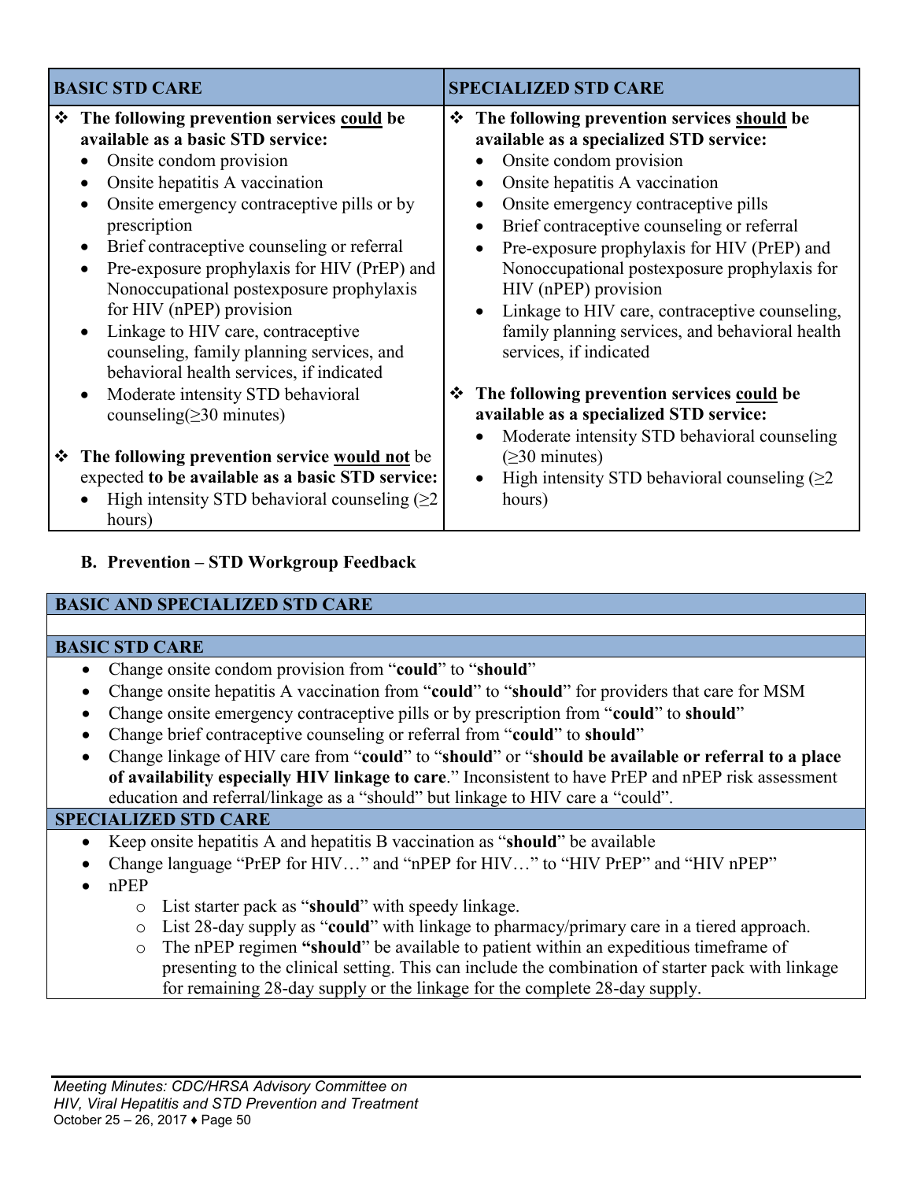| BASIC STD CARE | SPECIALIZED STD CARE |
| --- | --- |
| ❖ **The following prevention services could be available as a basic STD service:**<br>• Onsite condom provision<br>• Onsite hepatitis A vaccination<br>• Onsite emergency contraceptive pills or by prescription<br>• Brief contraceptive counseling or referral<br>• Pre-exposure prophylaxis for HIV (PrEP) and Nonoccupational postexposure prophylaxis for HIV (nPEP) provision<br>• Linkage to HIV care, contraceptive counseling, family planning services, and behavioral health services, if indicated<br>• Moderate intensity STD behavioral counseling(≥30 minutes)<br><br>❖ **The following prevention service would not** be expected **to be available as a basic STD service:**<br>• High intensity STD behavioral counseling (≥2 hours) | ❖ **The following prevention services should be available as a specialized STD service:**<br>• Onsite condom provision<br>• Onsite hepatitis A vaccination<br>• Onsite emergency contraceptive pills<br>• Brief contraceptive counseling or referral<br>• Pre-exposure prophylaxis for HIV (PrEP) and Nonoccupational postexposure prophylaxis for HIV (nPEP) provision<br>• Linkage to HIV care, contraceptive counseling, family planning services, and behavioral health services, if indicated<br><br>❖ **The following prevention services could be available as a specialized STD service:**<br>• Moderate intensity STD behavioral counseling (≥30 minutes)<br>• High intensity STD behavioral counseling (≥2 hours) |

### B. Prevention – STD Workgroup Feedback

**BASIC AND SPECIALIZED STD CARE**

**BASIC STD CARE**

- Change onsite condom provision from "**could**" to "**should**"
- Change onsite hepatitis A vaccination from "**could**" to "**should**" for providers that care for MSM
- Change onsite emergency contraceptive pills or by prescription from "**could**" to **should**"
- Change brief contraceptive counseling or referral from "**could**" to **should**"
- Change linkage of HIV care from "**could**" to "**should**" or "**should be available or referral to a place of availability especially HIV linkage to care**." Inconsistent to have PrEP and nPEP risk assessment education and referral/linkage as a "should" but linkage to HIV care a "could".

**SPECIALIZED STD CARE**

- Keep onsite hepatitis A and hepatitis B vaccination as "**should**" be available
- Change language "PrEP for HIV…" and "nPEP for HIV…" to "HIV PrEP" and "HIV nPEP"
- nPEP
  - List starter pack as "**should**" with speedy linkage.
  - List 28-day supply as "**could**" with linkage to pharmacy/primary care in a tiered approach.
  - The nPEP regimen **"should"** be available to patient within an expeditious timeframe of presenting to the clinical setting. This can include the combination of starter pack with linkage for remaining 28-day supply or the linkage for the complete 28-day supply.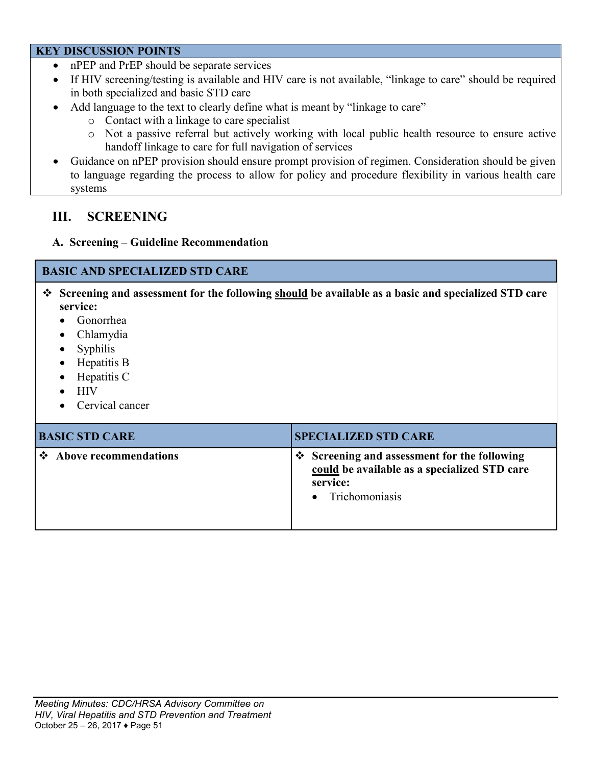| KEY DISCUSSION POINTS |
|---|
| • nPEP and PrEP should be separate services<br>• If HIV screening/testing is available and HIV care is not available, "linkage to care" should be required in both specialized and basic STD care<br>• Add language to the text to clearly define what is meant by "linkage to care"<br>  ○ Contact with a linkage to care specialist<br>  ○ Not a passive referral but actively working with local public health resource to ensure active handoff linkage to care for full navigation of services<br>• Guidance on nPEP provision should ensure prompt provision of regimen. Consideration should be given to language regarding the process to allow for policy and procedure flexibility in various health care systems |

## III. SCREENING

### A. Screening – Guideline Recommendation

| BASIC AND SPECIALIZED STD CARE | |
|---|---|
| ❖ **Screening and assessment for the following <u>should</u> be available as a basic and specialized STD care service:**<br>• Gonorrhea<br>• Chlamydia<br>• Syphilis<br>• Hepatitis B<br>• Hepatitis C<br>• HIV<br>• Cervical cancer | |
| **BASIC STD CARE** | **SPECIALIZED STD CARE** |
| ❖ **Above recommendations** | ❖ **Screening and assessment for the following <u>could</u> be available as a specialized STD care service:**<br>• Trichomoniasis |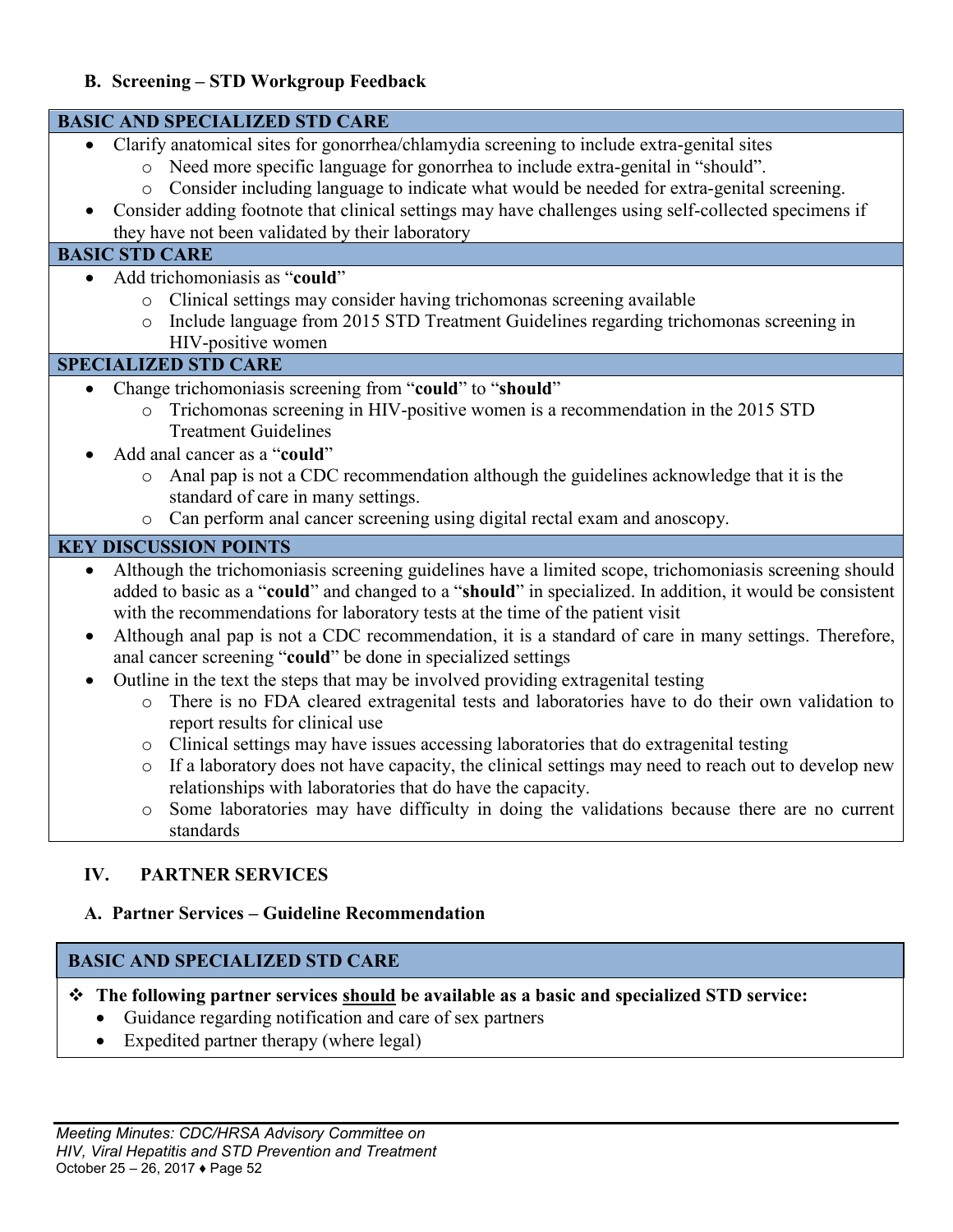### B. Screening – STD Workgroup Feedback

**BASIC AND SPECIALIZED STD CARE**

- Clarify anatomical sites for gonorrhea/chlamydia screening to include extra-genital sites
  - Need more specific language for gonorrhea to include extra-genital in "should".
  - Consider including language to indicate what would be needed for extra-genital screening.
- Consider adding footnote that clinical settings may have challenges using self-collected specimens if they have not been validated by their laboratory

**BASIC STD CARE**

- Add trichomoniasis as "**could**"
  - Clinical settings may consider having trichomonas screening available
  - Include language from 2015 STD Treatment Guidelines regarding trichomonas screening in HIV-positive women

**SPECIALIZED STD CARE**

- Change trichomoniasis screening from "**could**" to "**should**"
  - Trichomonas screening in HIV-positive women is a recommendation in the 2015 STD Treatment Guidelines
- Add anal cancer as a "**could**"
  - Anal pap is not a CDC recommendation although the guidelines acknowledge that it is the standard of care in many settings.
  - Can perform anal cancer screening using digital rectal exam and anoscopy.

**KEY DISCUSSION POINTS**

- Although the trichomoniasis screening guidelines have a limited scope, trichomoniasis screening should added to basic as a "**could**" and changed to a "**should**" in specialized. In addition, it would be consistent with the recommendations for laboratory tests at the time of the patient visit
- Although anal pap is not a CDC recommendation, it is a standard of care in many settings. Therefore, anal cancer screening "**could**" be done in specialized settings
- Outline in the text the steps that may be involved providing extragenital testing
  - There is no FDA cleared extragenital tests and laboratories have to do their own validation to report results for clinical use
  - Clinical settings may have issues accessing laboratories that do extragenital testing
  - If a laboratory does not have capacity, the clinical settings may need to reach out to develop new relationships with laboratories that do have the capacity.
  - Some laboratories may have difficulty in doing the validations because there are no current standards

## IV. PARTNER SERVICES

### A. Partner Services – Guideline Recommendation

**BASIC AND SPECIALIZED STD CARE**

- **The following partner services should be available as a basic and specialized STD service:**
  - Guidance regarding notification and care of sex partners
  - Expedited partner therapy (where legal)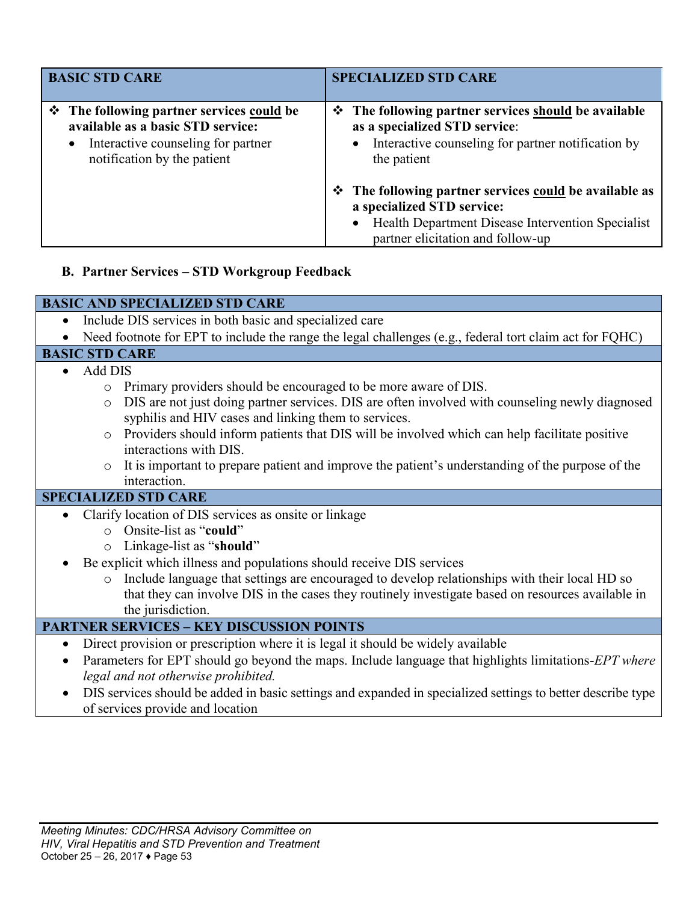| BASIC STD CARE | SPECIALIZED STD CARE |
|---|---|
| ❖ **The following partner services could be available as a basic STD service:**<br>• Interactive counseling for partner notification by the patient | ❖ **The following partner services should be available as a specialized STD service**:<br>• Interactive counseling for partner notification by the patient<br><br>❖ **The following partner services could be available as a specialized STD service:**<br>• Health Department Disease Intervention Specialist partner elicitation and follow-up |

**B. Partner Services – STD Workgroup Feedback**

**BASIC AND SPECIALIZED STD CARE**

- Include DIS services in both basic and specialized care
- Need footnote for EPT to include the range the legal challenges (e.g., federal tort claim act for FQHC)

**BASIC STD CARE**

- Add DIS
  - Primary providers should be encouraged to be more aware of DIS.
  - DIS are not just doing partner services. DIS are often involved with counseling newly diagnosed syphilis and HIV cases and linking them to services.
  - Providers should inform patients that DIS will be involved which can help facilitate positive interactions with DIS.
  - It is important to prepare patient and improve the patient's understanding of the purpose of the interaction.

**SPECIALIZED STD CARE**

- Clarify location of DIS services as onsite or linkage
  - Onsite-list as "**could**"
  - Linkage-list as "**should**"
- Be explicit which illness and populations should receive DIS services
  - Include language that settings are encouraged to develop relationships with their local HD so that they can involve DIS in the cases they routinely investigate based on resources available in the jurisdiction.

**PARTNER SERVICES – KEY DISCUSSION POINTS**

- Direct provision or prescription where it is legal it should be widely available
- Parameters for EPT should go beyond the maps. Include language that highlights limitations-*EPT where legal and not otherwise prohibited.*
- DIS services should be added in basic settings and expanded in specialized settings to better describe type of services provide and location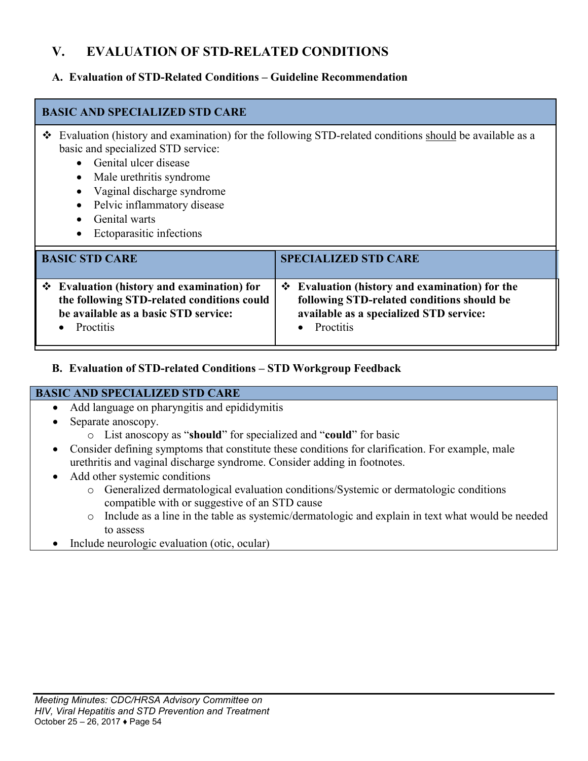# V. EVALUATION OF STD-RELATED CONDITIONS

## A. Evaluation of STD-Related Conditions – Guideline Recommendation

| BASIC AND SPECIALIZED STD CARE | |
|---|---|
| ❖ Evaluation (history and examination) for the following STD-related conditions <u>should</u> be available as a basic and specialized STD service:<br>• Genital ulcer disease<br>• Male urethritis syndrome<br>• Vaginal discharge syndrome<br>• Pelvic inflammatory disease<br>• Genital warts<br>• Ectoparasitic infections | |
| **BASIC STD CARE** | **SPECIALIZED STD CARE** |
| ❖ **Evaluation (history and examination) for the following STD-related conditions could be available as a basic STD service:**<br>• Proctitis | ❖ **Evaluation (history and examination) for the following STD-related conditions should be available as a specialized STD service:**<br>• Proctitis |

## B. Evaluation of STD-related Conditions – STD Workgroup Feedback

**BASIC AND SPECIALIZED STD CARE**

- Add language on pharyngitis and epididymitis
- Separate anoscopy.
  - List anoscopy as "**should**" for specialized and "**could**" for basic
- Consider defining symptoms that constitute these conditions for clarification. For example, male urethritis and vaginal discharge syndrome. Consider adding in footnotes.
- Add other systemic conditions
  - Generalized dermatological evaluation conditions/Systemic or dermatologic conditions compatible with or suggestive of an STD cause
  - Include as a line in the table as systemic/dermatologic and explain in text what would be needed to assess
- Include neurologic evaluation (otic, ocular)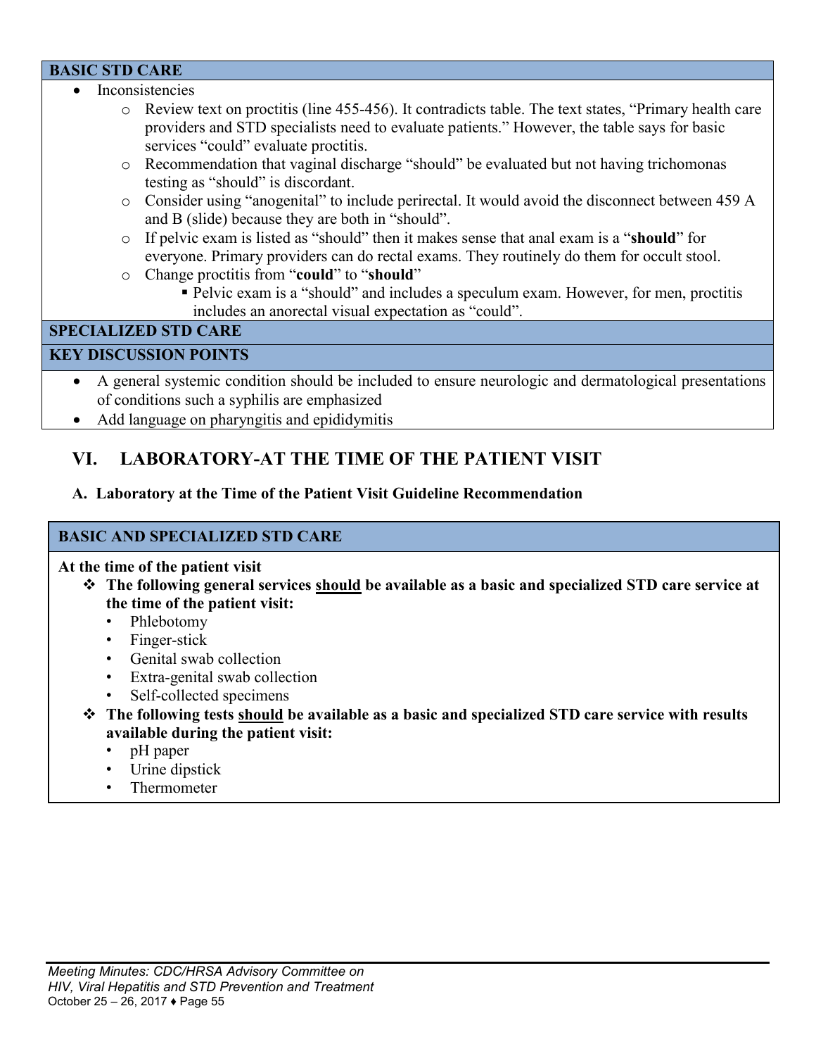**BASIC STD CARE**

- Inconsistencies
  - Review text on proctitis (line 455-456). It contradicts table. The text states, "Primary health care providers and STD specialists need to evaluate patients." However, the table says for basic services "could" evaluate proctitis.
  - Recommendation that vaginal discharge "should" be evaluated but not having trichomonas testing as "should" is discordant.
  - Consider using "anogenital" to include perirectal. It would avoid the disconnect between 459 A and B (slide) because they are both in "should".
  - If pelvic exam is listed as "should" then it makes sense that anal exam is a "**should**" for everyone. Primary providers can do rectal exams. They routinely do them for occult stool.
  - Change proctitis from "**could**" to "**should**"
    - Pelvic exam is a "should" and includes a speculum exam. However, for men, proctitis includes an anorectal visual expectation as "could".

**SPECIALIZED STD CARE**

**KEY DISCUSSION POINTS**

- A general systemic condition should be included to ensure neurologic and dermatological presentations of conditions such a syphilis are emphasized
- Add language on pharyngitis and epididymitis

## VI. LABORATORY-AT THE TIME OF THE PATIENT VISIT

### A. Laboratory at the Time of the Patient Visit Guideline Recommendation

**BASIC AND SPECIALIZED STD CARE**

**At the time of the patient visit**

- **The following general services <u>should</u> be available as a basic and specialized STD care service at the time of the patient visit:**
  - Phlebotomy
  - Finger-stick
  - Genital swab collection
  - Extra-genital swab collection
  - Self-collected specimens
- **The following tests <u>should</u> be available as a basic and specialized STD care service with results available during the patient visit:**
  - pH paper
  - Urine dipstick
  - Thermometer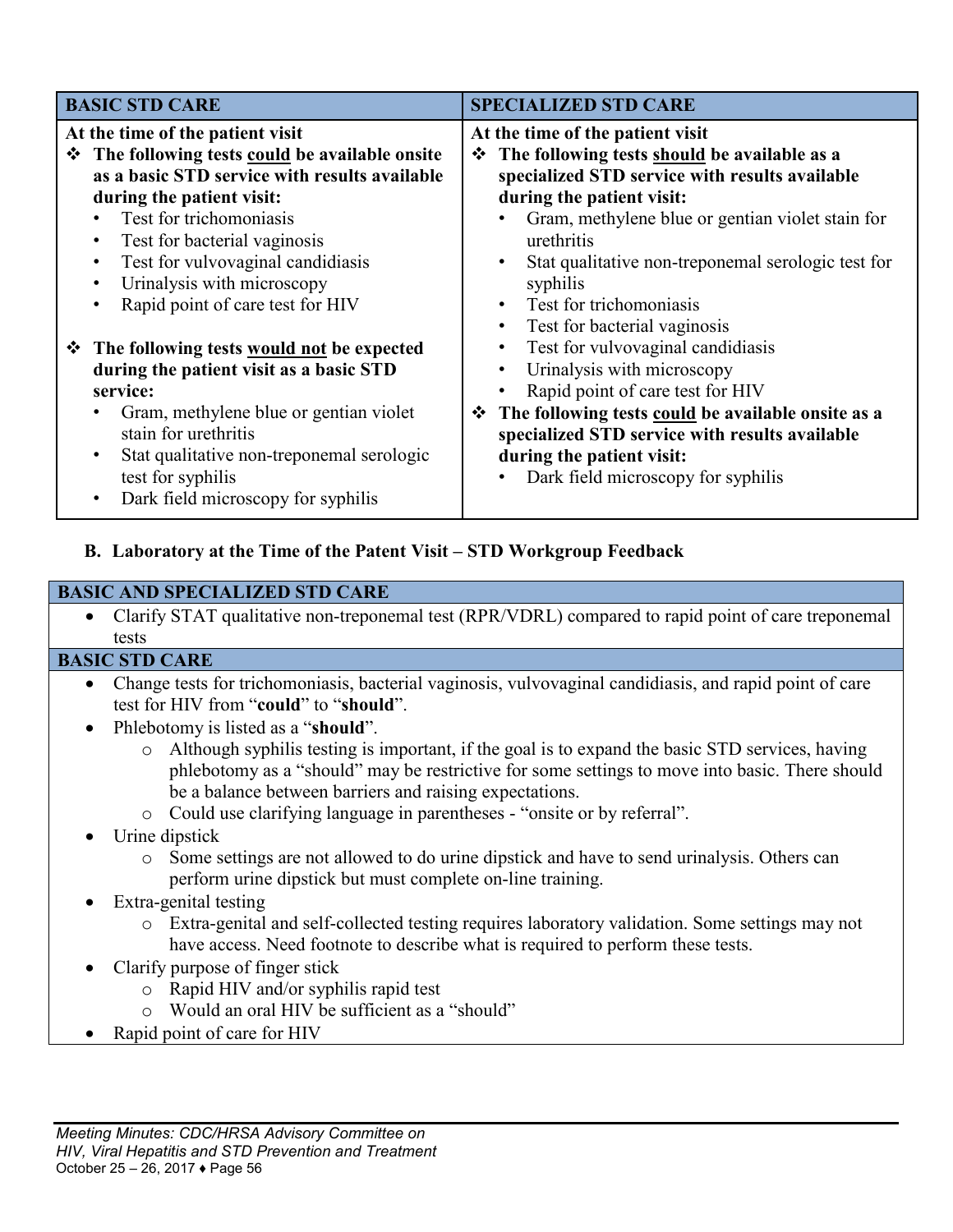| BASIC STD CARE | SPECIALIZED STD CARE |
|---|---|
| **At the time of the patient visit**<br>❖ **The following tests <u>could</u> be available onsite as a basic STD service with results available during the patient visit:**<br>• Test for trichomoniasis<br>• Test for bacterial vaginosis<br>• Test for vulvovaginal candidiasis<br>• Urinalysis with microscopy<br>• Rapid point of care test for HIV<br><br>❖ **The following tests <u>would not</u> be expected during the patient visit as a basic STD service:**<br>• Gram, methylene blue or gentian violet stain for urethritis<br>• Stat qualitative non-treponemal serologic test for syphilis<br>• Dark field microscopy for syphilis | **At the time of the patient visit**<br>❖ **The following tests <u>should</u> be available as a specialized STD service with results available during the patient visit:**<br>• Gram, methylene blue or gentian violet stain for urethritis<br>• Stat qualitative non-treponemal serologic test for syphilis<br>• Test for trichomoniasis<br>• Test for bacterial vaginosis<br>• Test for vulvovaginal candidiasis<br>• Urinalysis with microscopy<br>• Rapid point of care test for HIV<br>❖ **The following tests <u>could</u> be available onsite as a specialized STD service with results available during the patient visit:**<br>• Dark field microscopy for syphilis |

**B. Laboratory at the Time of the Patent Visit – STD Workgroup Feedback**

| BASIC AND SPECIALIZED STD CARE |
|---|
| • Clarify STAT qualitative non-treponemal test (RPR/VDRL) compared to rapid point of care treponemal tests |
| **BASIC STD CARE** |
| • Change tests for trichomoniasis, bacterial vaginosis, vulvovaginal candidiasis, and rapid point of care test for HIV from "**could**" to "**should**".<br>• Phlebotomy is listed as a "**should**".<br>  ○ Although syphilis testing is important, if the goal is to expand the basic STD services, having phlebotomy as a "should" may be restrictive for some settings to move into basic. There should be a balance between barriers and raising expectations.<br>  ○ Could use clarifying language in parentheses - "onsite or by referral".<br>• Urine dipstick<br>  ○ Some settings are not allowed to do urine dipstick and have to send urinalysis. Others can perform urine dipstick but must complete on-line training.<br>• Extra-genital testing<br>  ○ Extra-genital and self-collected testing requires laboratory validation. Some settings may not have access. Need footnote to describe what is required to perform these tests.<br>• Clarify purpose of finger stick<br>  ○ Rapid HIV and/or syphilis rapid test<br>  ○ Would an oral HIV be sufficient as a "should"<br>• Rapid point of care for HIV |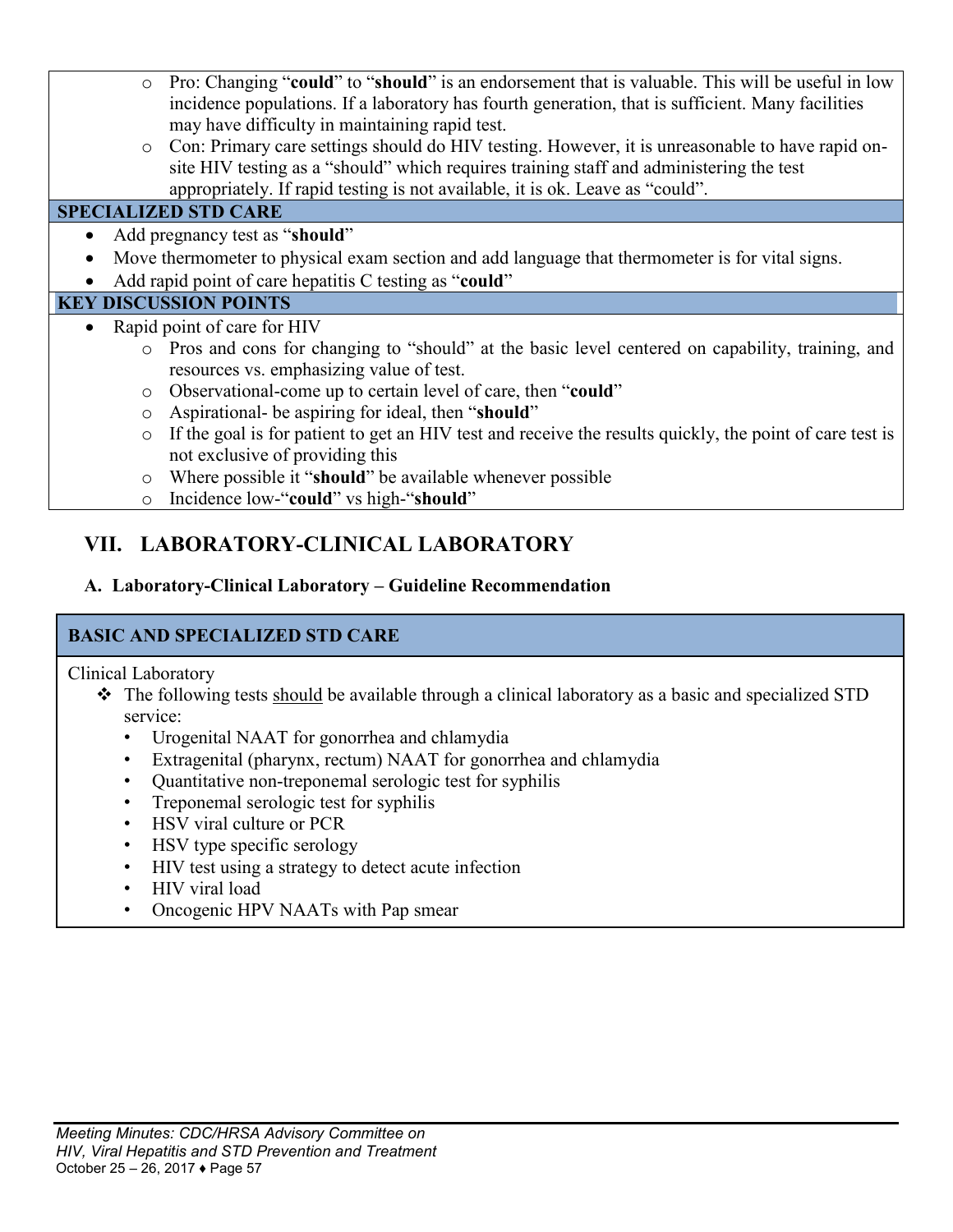- Pro: Changing "**could**" to "**should**" is an endorsement that is valuable. This will be useful in low incidence populations. If a laboratory has fourth generation, that is sufficient. Many facilities may have difficulty in maintaining rapid test.
- Con: Primary care settings should do HIV testing. However, it is unreasonable to have rapid on-site HIV testing as a "should" which requires training staff and administering the test appropriately. If rapid testing is not available, it is ok. Leave as "could".

**SPECIALIZED STD CARE**

- Add pregnancy test as "**should**"
- Move thermometer to physical exam section and add language that thermometer is for vital signs.
- Add rapid point of care hepatitis C testing as "**could**"

**KEY DISCUSSION POINTS**

- Rapid point of care for HIV
  - Pros and cons for changing to "should" at the basic level centered on capability, training, and resources vs. emphasizing value of test.
  - Observational-come up to certain level of care, then "**could**"
  - Aspirational- be aspiring for ideal, then "**should**"
  - If the goal is for patient to get an HIV test and receive the results quickly, the point of care test is not exclusive of providing this
  - Where possible it "**should**" be available whenever possible
  - Incidence low-"**could**" vs high-"**should**"

## VII. LABORATORY-CLINICAL LABORATORY

### A. Laboratory-Clinical Laboratory – Guideline Recommendation

**BASIC AND SPECIALIZED STD CARE**

Clinical Laboratory

- The following tests should be available through a clinical laboratory as a basic and specialized STD service:
  - Urogenital NAAT for gonorrhea and chlamydia
  - Extragenital (pharynx, rectum) NAAT for gonorrhea and chlamydia
  - Quantitative non-treponemal serologic test for syphilis
  - Treponemal serologic test for syphilis
  - HSV viral culture or PCR
  - HSV type specific serology
  - HIV test using a strategy to detect acute infection
  - HIV viral load
  - Oncogenic HPV NAATs with Pap smear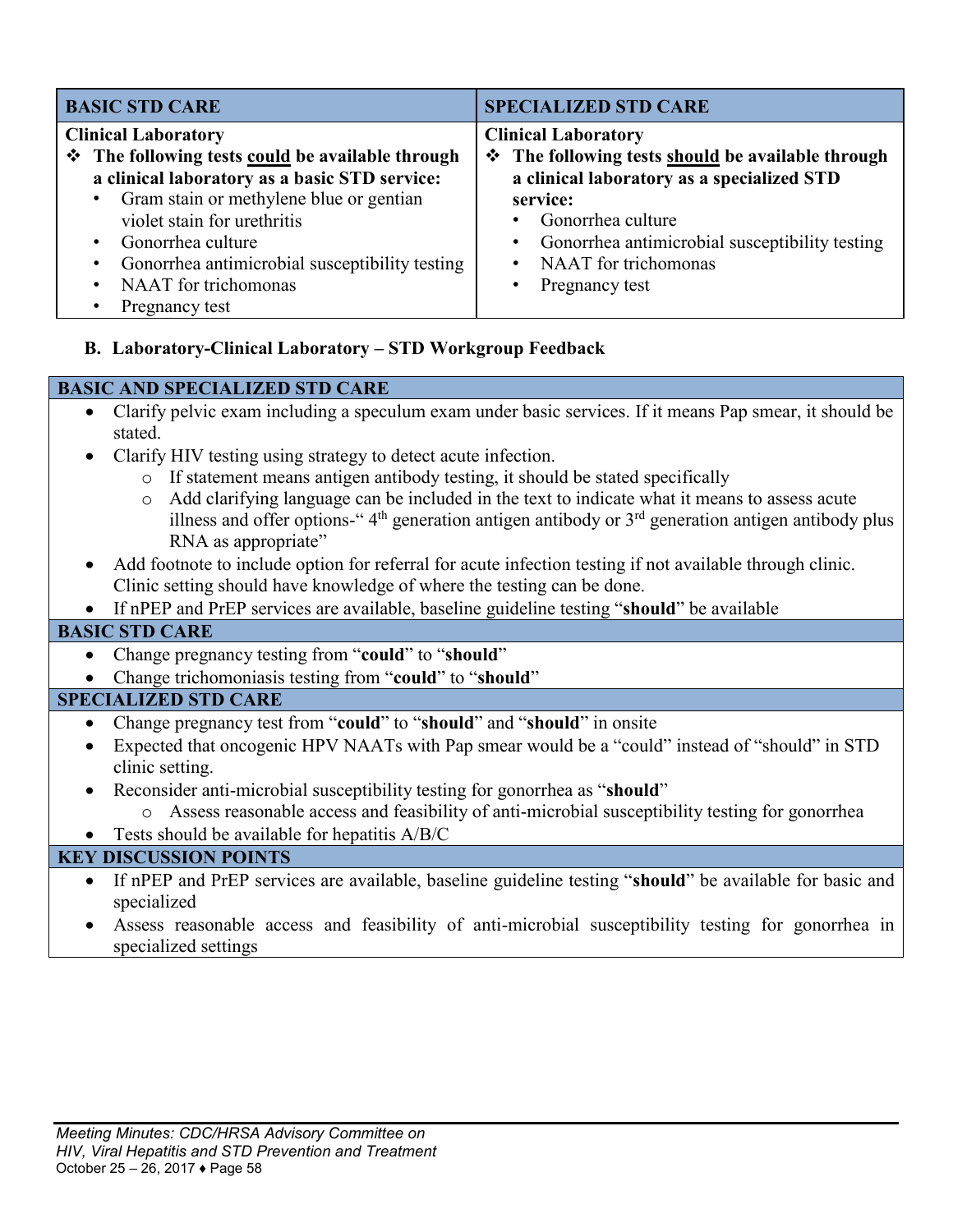| BASIC STD CARE | SPECIALIZED STD CARE |
| --- | --- |
| **Clinical Laboratory**<br>❖ **The following tests could be available through a clinical laboratory as a basic STD service:**<br>• Gram stain or methylene blue or gentian violet stain for urethritis<br>• Gonorrhea culture<br>• Gonorrhea antimicrobial susceptibility testing<br>• NAAT for trichomonas<br>• Pregnancy test | **Clinical Laboratory**<br>❖ **The following tests should be available through a clinical laboratory as a specialized STD service:**<br>• Gonorrhea culture<br>• Gonorrhea antimicrobial susceptibility testing<br>• NAAT for trichomonas<br>• Pregnancy test |

### B. Laboratory-Clinical Laboratory – STD Workgroup Feedback

**BASIC AND SPECIALIZED STD CARE**

- Clarify pelvic exam including a speculum exam under basic services. If it means Pap smear, it should be stated.
- Clarify HIV testing using strategy to detect acute infection.
  - If statement means antigen antibody testing, it should be stated specifically
  - Add clarifying language can be included in the text to indicate what it means to assess acute illness and offer options-" 4th generation antigen antibody or 3rd generation antigen antibody plus RNA as appropriate"
- Add footnote to include option for referral for acute infection testing if not available through clinic. Clinic setting should have knowledge of where the testing can be done.
- If nPEP and PrEP services are available, baseline guideline testing "**should**" be available

**BASIC STD CARE**

- Change pregnancy testing from "**could**" to "**should**"
- Change trichomoniasis testing from "**could**" to "**should**"

**SPECIALIZED STD CARE**

- Change pregnancy test from "**could**" to "**should**" and "**should**" in onsite
- Expected that oncogenic HPV NAATs with Pap smear would be a "could" instead of "should" in STD clinic setting.
- Reconsider anti-microbial susceptibility testing for gonorrhea as "**should**"
  - Assess reasonable access and feasibility of anti-microbial susceptibility testing for gonorrhea
- Tests should be available for hepatitis A/B/C

**KEY DISCUSSION POINTS**

- If nPEP and PrEP services are available, baseline guideline testing "**should**" be available for basic and specialized
- Assess reasonable access and feasibility of anti-microbial susceptibility testing for gonorrhea in specialized settings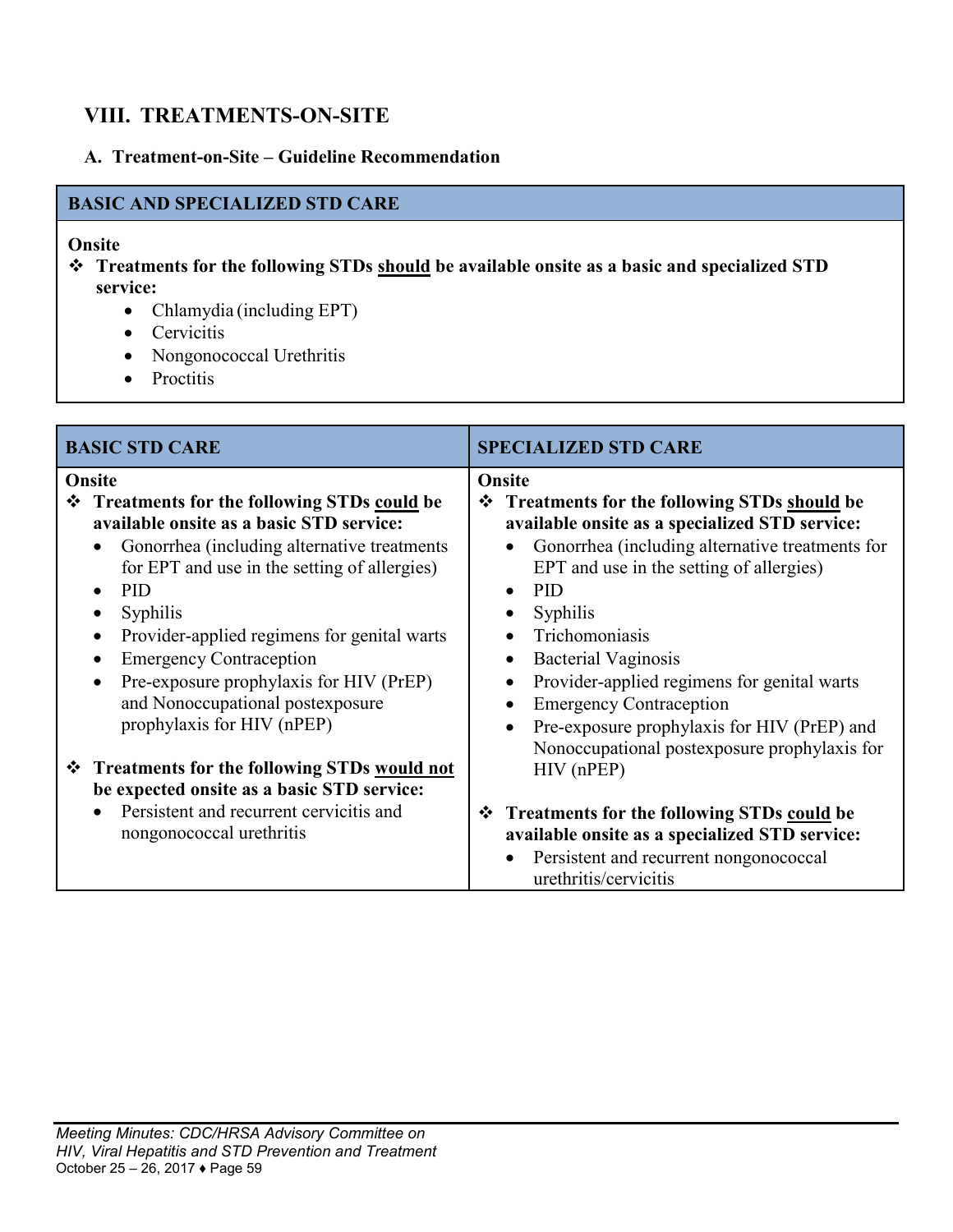## VIII. TREATMENTS-ON-SITE

### A. Treatment-on-Site – Guideline Recommendation

| BASIC AND SPECIALIZED STD CARE |
|---|
| **Onsite**<br>❖ **Treatments for the following STDs <u>should</u> be available onsite as a basic and specialized STD service:**<br>• Chlamydia (including EPT)<br>• Cervicitis<br>• Nongonococcal Urethritis<br>• Proctitis |

| BASIC STD CARE | SPECIALIZED STD CARE |
|---|---|
| **Onsite**<br>❖ **Treatments for the following STDs <u>could</u> be available onsite as a basic STD service:**<br>• Gonorrhea (including alternative treatments for EPT and use in the setting of allergies)<br>• PID<br>• Syphilis<br>• Provider-applied regimens for genital warts<br>• Emergency Contraception<br>• Pre-exposure prophylaxis for HIV (PrEP) and Nonoccupational postexposure prophylaxis for HIV (nPEP)<br><br>❖ **Treatments for the following STDs <u>would not</u> be expected onsite as a basic STD service:**<br>• Persistent and recurrent cervicitis and nongonococcal urethritis | **Onsite**<br>❖ **Treatments for the following STDs <u>should</u> be available onsite as a specialized STD service:**<br>• Gonorrhea (including alternative treatments for EPT and use in the setting of allergies)<br>• PID<br>• Syphilis<br>• Trichomoniasis<br>• Bacterial Vaginosis<br>• Provider-applied regimens for genital warts<br>• Emergency Contraception<br>• Pre-exposure prophylaxis for HIV (PrEP) and Nonoccupational postexposure prophylaxis for HIV (nPEP)<br><br>❖ **Treatments for the following STDs <u>could</u> be available onsite as a specialized STD service:**<br>• Persistent and recurrent nongonococcal urethritis/cervicitis |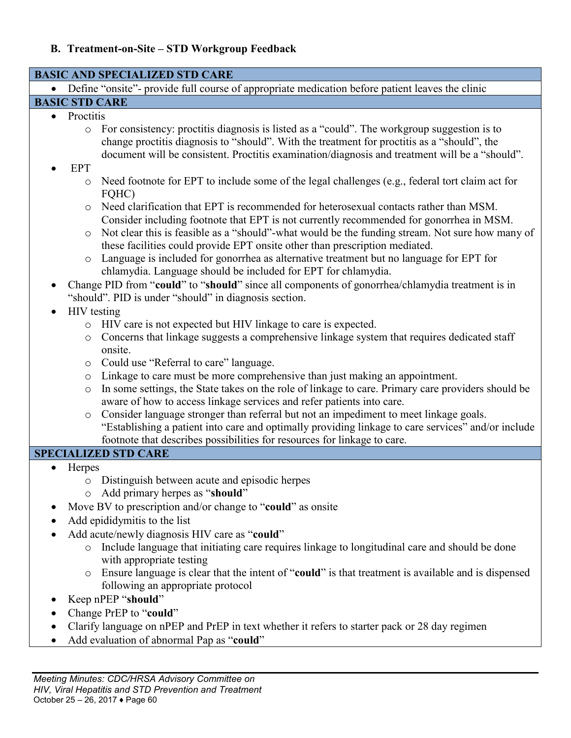### B. Treatment-on-Site – STD Workgroup Feedback

**BASIC AND SPECIALIZED STD CARE**

- Define "onsite"- provide full course of appropriate medication before patient leaves the clinic

**BASIC STD CARE**

- Proctitis
  - For consistency: proctitis diagnosis is listed as a "could". The workgroup suggestion is to change proctitis diagnosis to "should". With the treatment for proctitis as a "should", the document will be consistent. Proctitis examination/diagnosis and treatment will be a "should".
- EPT
  - Need footnote for EPT to include some of the legal challenges (e.g., federal tort claim act for FQHC)
  - Need clarification that EPT is recommended for heterosexual contacts rather than MSM. Consider including footnote that EPT is not currently recommended for gonorrhea in MSM.
  - Not clear this is feasible as a "should"-what would be the funding stream. Not sure how many of these facilities could provide EPT onsite other than prescription mediated.
  - Language is included for gonorrhea as alternative treatment but no language for EPT for chlamydia. Language should be included for EPT for chlamydia.
- Change PID from "**could**" to "**should**" since all components of gonorrhea/chlamydia treatment is in "should". PID is under "should" in diagnosis section.
- HIV testing
  - HIV care is not expected but HIV linkage to care is expected.
  - Concerns that linkage suggests a comprehensive linkage system that requires dedicated staff onsite.
  - Could use "Referral to care" language.
  - Linkage to care must be more comprehensive than just making an appointment.
  - In some settings, the State takes on the role of linkage to care. Primary care providers should be aware of how to access linkage services and refer patients into care.
  - Consider language stronger than referral but not an impediment to meet linkage goals. "Establishing a patient into care and optimally providing linkage to care services" and/or include footnote that describes possibilities for resources for linkage to care.

**SPECIALIZED STD CARE**

- Herpes
  - Distinguish between acute and episodic herpes
  - Add primary herpes as "**should**"
- Move BV to prescription and/or change to "**could**" as onsite
- Add epididymitis to the list
- Add acute/newly diagnosis HIV care as "**could**"
  - Include language that initiating care requires linkage to longitudinal care and should be done with appropriate testing
  - Ensure language is clear that the intent of "**could**" is that treatment is available and is dispensed following an appropriate protocol
- Keep nPEP "**should**"
- Change PrEP to "**could**"
- Clarify language on nPEP and PrEP in text whether it refers to starter pack or 28 day regimen
- Add evaluation of abnormal Pap as "**could**"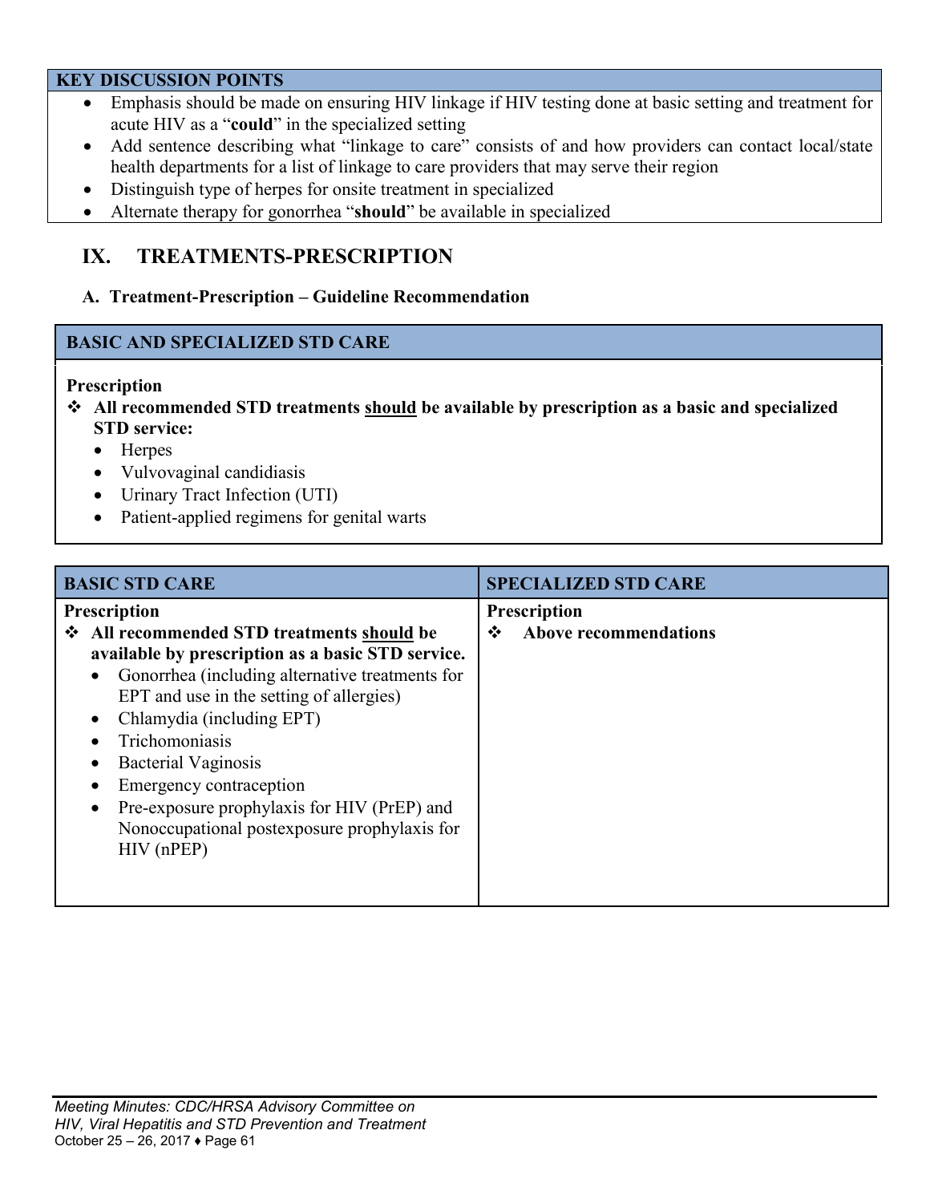| KEY DISCUSSION POINTS |
|---|
| • Emphasis should be made on ensuring HIV linkage if HIV testing done at basic setting and treatment for acute HIV as a "**could**" in the specialized setting<br>• Add sentence describing what "linkage to care" consists of and how providers can contact local/state health departments for a list of linkage to care providers that may serve their region<br>• Distinguish type of herpes for onsite treatment in specialized<br>• Alternate therapy for gonorrhea "**should**" be available in specialized |

## IX. TREATMENTS-PRESCRIPTION

### A. Treatment-Prescription – Guideline Recommendation

| BASIC AND SPECIALIZED STD CARE |
|---|
| **Prescription**<br>❖ **All recommended STD treatments <u>should</u> be available by prescription as a basic and specialized STD service:**<br>• Herpes<br>• Vulvovaginal candidiasis<br>• Urinary Tract Infection (UTI)<br>• Patient-applied regimens for genital warts |

| BASIC STD CARE | SPECIALIZED STD CARE |
|---|---|
| **Prescription**<br>❖ **All recommended STD treatments <u>should</u> be available by prescription as a basic STD service.**<br>• Gonorrhea (including alternative treatments for EPT and use in the setting of allergies)<br>• Chlamydia (including EPT)<br>• Trichomoniasis<br>• Bacterial Vaginosis<br>• Emergency contraception<br>• Pre-exposure prophylaxis for HIV (PrEP) and Nonoccupational postexposure prophylaxis for HIV (nPEP) | **Prescription**<br>❖ **Above recommendations** |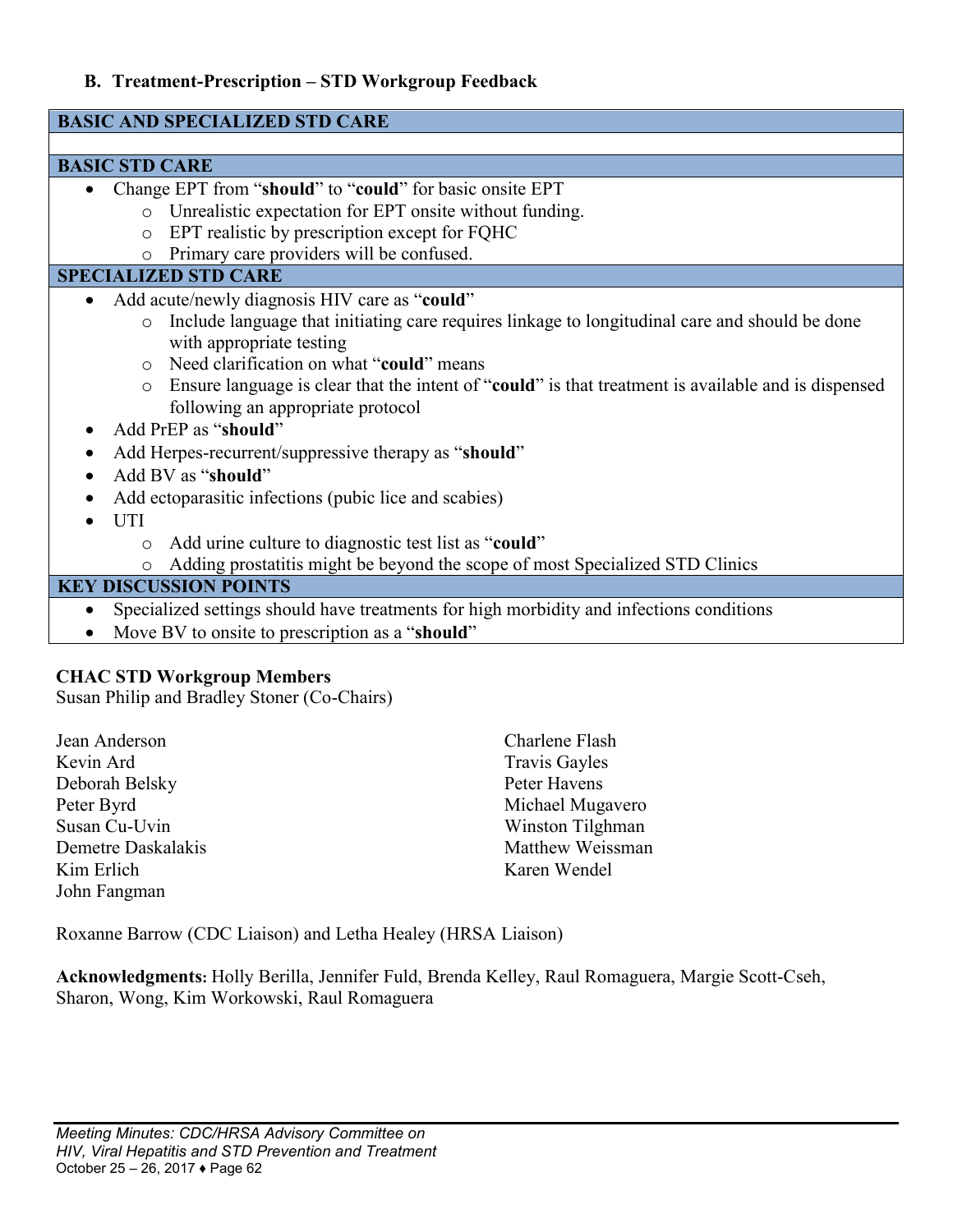### B. Treatment-Prescription – STD Workgroup Feedback

**BASIC AND SPECIALIZED STD CARE**

**BASIC STD CARE**

- Change EPT from "**should**" to "**could**" for basic onsite EPT
  - Unrealistic expectation for EPT onsite without funding.
  - EPT realistic by prescription except for FQHC
  - Primary care providers will be confused.

**SPECIALIZED STD CARE**

- Add acute/newly diagnosis HIV care as "**could**"
  - Include language that initiating care requires linkage to longitudinal care and should be done with appropriate testing
  - Need clarification on what "**could**" means
  - Ensure language is clear that the intent of "**could**" is that treatment is available and is dispensed following an appropriate protocol
- Add PrEP as "**should**"
- Add Herpes-recurrent/suppressive therapy as "**should**"
- Add BV as "**should**"
- Add ectoparasitic infections (pubic lice and scabies)
- UTI
  - Add urine culture to diagnostic test list as "**could**"
  - Adding prostatitis might be beyond the scope of most Specialized STD Clinics

**KEY DISCUSSION POINTS**

- Specialized settings should have treatments for high morbidity and infections conditions
- Move BV to onsite to prescription as a "**should**"

**CHAC STD Workgroup Members**
Susan Philip and Bradley Stoner (Co-Chairs)

Jean Anderson
Kevin Ard
Deborah Belsky
Peter Byrd
Susan Cu-Uvin
Demetre Daskalakis
Kim Erlich
John Fangman
Charlene Flash
Travis Gayles
Peter Havens
Michael Mugavero
Winston Tilghman
Matthew Weissman
Karen Wendel

Roxanne Barrow (CDC Liaison) and Letha Healey (HRSA Liaison)

**Acknowledgments:** Holly Berilla, Jennifer Fuld, Brenda Kelley, Raul Romaguera, Margie Scott-Cseh, Sharon, Wong, Kim Workowski, Raul Romaguera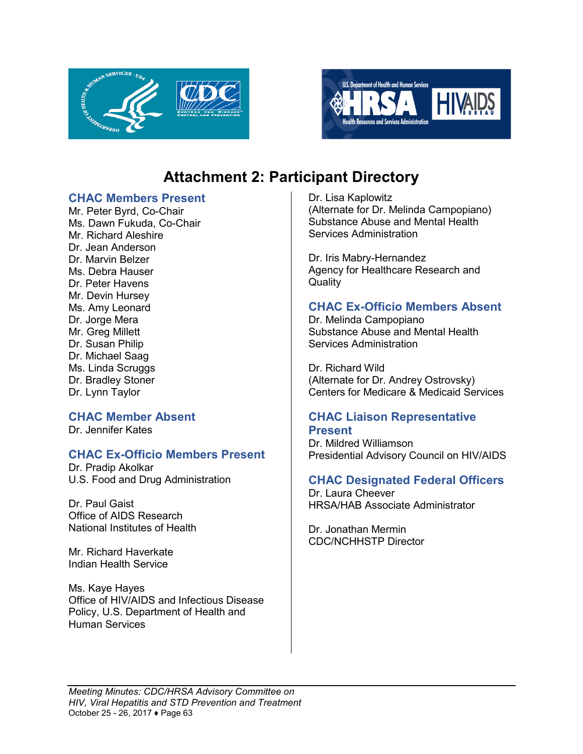# Attachment 2: Participant Directory

## CHAC Members Present

Mr. Peter Byrd, Co-Chair
Ms. Dawn Fukuda, Co-Chair
Mr. Richard Aleshire
Dr. Jean Anderson
Dr. Marvin Belzer
Ms. Debra Hauser
Dr. Peter Havens
Mr. Devin Hursey
Ms. Amy Leonard
Dr. Jorge Mera
Mr. Greg Millett
Dr. Susan Philip
Dr. Michael Saag
Ms. Linda Scruggs
Dr. Bradley Stoner
Dr. Lynn Taylor

## CHAC Member Absent

Dr. Jennifer Kates

## CHAC Ex-Officio Members Present

Dr. Pradip Akolkar
U.S. Food and Drug Administration

Dr. Paul Gaist
Office of AIDS Research
National Institutes of Health

Mr. Richard Haverkate
Indian Health Service

Ms. Kaye Hayes
Office of HIV/AIDS and Infectious Disease Policy, U.S. Department of Health and Human Services

Dr. Lisa Kaplowitz
(Alternate for Dr. Melinda Campopiano)
Substance Abuse and Mental Health Services Administration

Dr. Iris Mabry-Hernandez
Agency for Healthcare Research and Quality

## CHAC Ex-Officio Members Absent

Dr. Melinda Campopiano
Substance Abuse and Mental Health Services Administration

Dr. Richard Wild
(Alternate for Dr. Andrey Ostrovsky)
Centers for Medicare & Medicaid Services

## CHAC Liaison Representative Present

Dr. Mildred Williamson
Presidential Advisory Council on HIV/AIDS

## CHAC Designated Federal Officers

Dr. Laura Cheever
HRSA/HAB Associate Administrator

Dr. Jonathan Mermin
CDC/NCHHSTP Director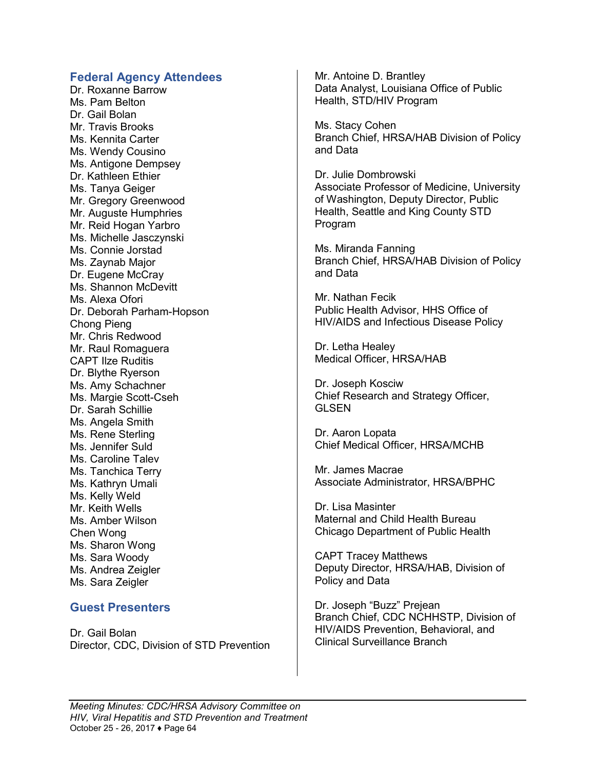## Federal Agency Attendees

Dr. Roxanne Barrow
Ms. Pam Belton
Dr. Gail Bolan
Mr. Travis Brooks
Ms. Kennita Carter
Ms. Wendy Cousino
Ms. Antigone Dempsey
Dr. Kathleen Ethier
Ms. Tanya Geiger
Mr. Gregory Greenwood
Mr. Auguste Humphries
Mr. Reid Hogan Yarbro
Ms. Michelle Jasczynski
Ms. Connie Jorstad
Ms. Zaynab Major
Dr. Eugene McCray
Ms. Shannon McDevitt
Ms. Alexa Ofori
Dr. Deborah Parham-Hopson
Chong Pieng
Mr. Chris Redwood
Mr. Raul Romaguera
CAPT Ilze Ruditis
Dr. Blythe Ryerson
Ms. Amy Schachner
Ms. Margie Scott-Cseh
Dr. Sarah Schillie
Ms. Angela Smith
Ms. Rene Sterling
Ms. Jennifer Suld
Ms. Caroline Talev
Ms. Tanchica Terry
Ms. Kathryn Umali
Ms. Kelly Weld
Mr. Keith Wells
Ms. Amber Wilson
Chen Wong
Ms. Sharon Wong
Ms. Sara Woody
Ms. Andrea Zeigler
Ms. Sara Zeigler

## Guest Presenters

Dr. Gail Bolan
Director, CDC, Division of STD Prevention

Mr. Antoine D. Brantley
Data Analyst, Louisiana Office of Public Health, STD/HIV Program

Ms. Stacy Cohen
Branch Chief, HRSA/HAB Division of Policy and Data

Dr. Julie Dombrowski
Associate Professor of Medicine, University of Washington, Deputy Director, Public Health, Seattle and King County STD Program

Ms. Miranda Fanning
Branch Chief, HRSA/HAB Division of Policy and Data

Mr. Nathan Fecik
Public Health Advisor, HHS Office of HIV/AIDS and Infectious Disease Policy

Dr. Letha Healey
Medical Officer, HRSA/HAB

Dr. Joseph Kosciw
Chief Research and Strategy Officer, GLSEN

Dr. Aaron Lopata
Chief Medical Officer, HRSA/MCHB

Mr. James Macrae
Associate Administrator, HRSA/BPHC

Dr. Lisa Masinter
Maternal and Child Health Bureau
Chicago Department of Public Health

CAPT Tracey Matthews
Deputy Director, HRSA/HAB, Division of Policy and Data

Dr. Joseph "Buzz" Prejean
Branch Chief, CDC NCHHSTP, Division of HIV/AIDS Prevention, Behavioral, and Clinical Surveillance Branch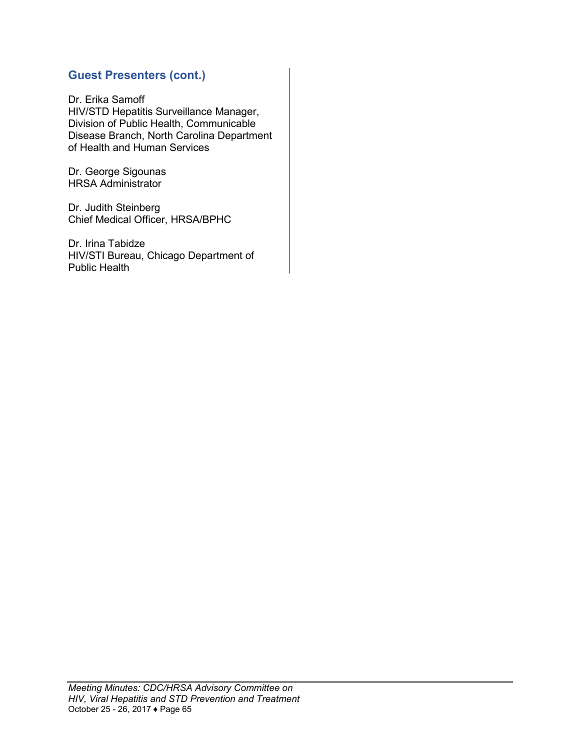### Guest Presenters (cont.)

Dr. Erika Samoff
HIV/STD Hepatitis Surveillance Manager, Division of Public Health, Communicable Disease Branch, North Carolina Department of Health and Human Services

Dr. George Sigounas
HRSA Administrator

Dr. Judith Steinberg
Chief Medical Officer, HRSA/BPHC

Dr. Irina Tabidze
HIV/STI Bureau, Chicago Department of Public Health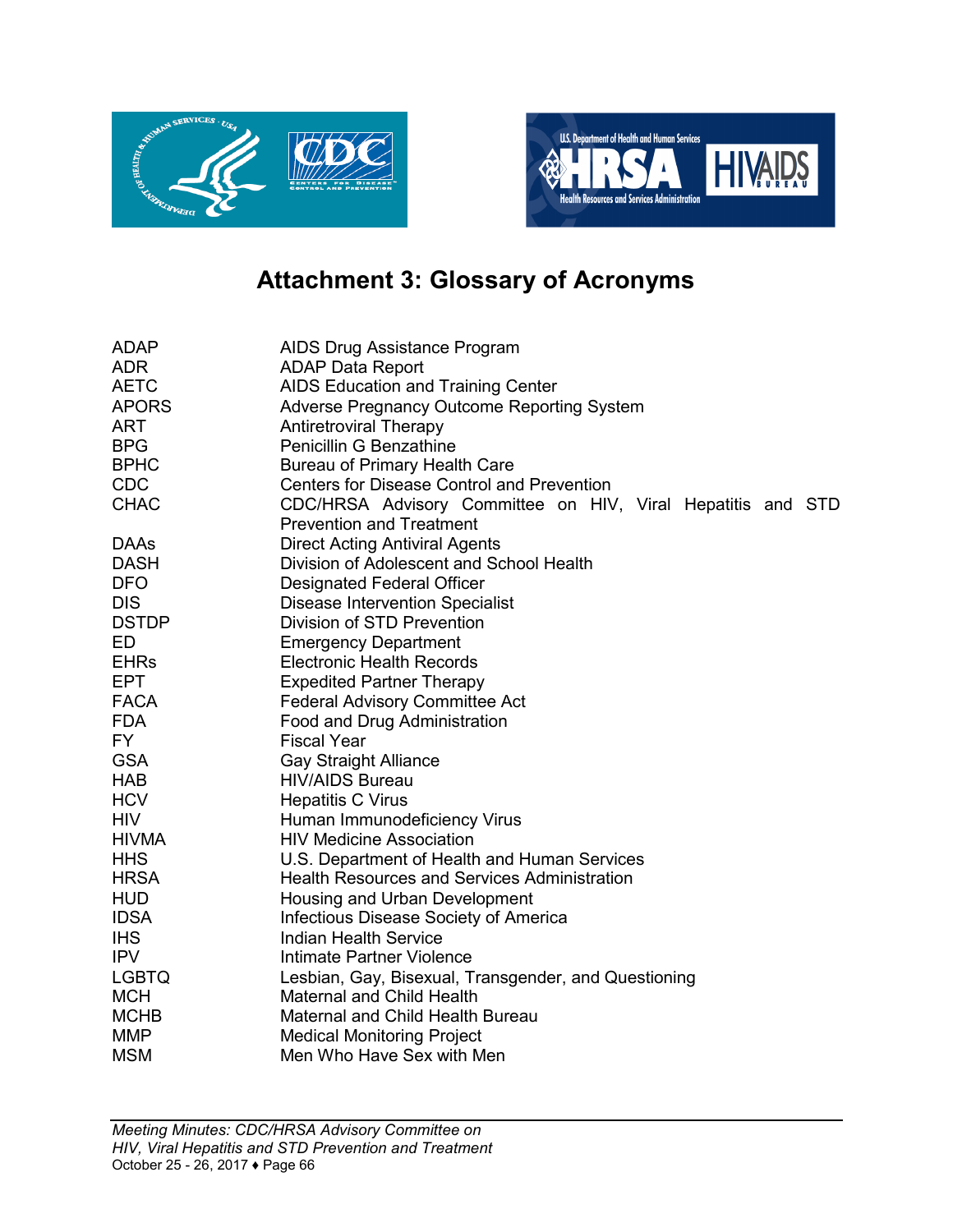# Attachment 3: Glossary of Acronyms

| | |
|---|---|
| ADAP | AIDS Drug Assistance Program |
| ADR | ADAP Data Report |
| AETC | AIDS Education and Training Center |
| APORS | Adverse Pregnancy Outcome Reporting System |
| ART | Antiretroviral Therapy |
| BPG | Penicillin G Benzathine |
| BPHC | Bureau of Primary Health Care |
| CDC | Centers for Disease Control and Prevention |
| CHAC | CDC/HRSA Advisory Committee on HIV, Viral Hepatitis and STD Prevention and Treatment |
| DAAs | Direct Acting Antiviral Agents |
| DASH | Division of Adolescent and School Health |
| DFO | Designated Federal Officer |
| DIS | Disease Intervention Specialist |
| DSTDP | Division of STD Prevention |
| ED | Emergency Department |
| EHRs | Electronic Health Records |
| EPT | Expedited Partner Therapy |
| FACA | Federal Advisory Committee Act |
| FDA | Food and Drug Administration |
| FY | Fiscal Year |
| GSA | Gay Straight Alliance |
| HAB | HIV/AIDS Bureau |
| HCV | Hepatitis C Virus |
| HIV | Human Immunodeficiency Virus |
| HIVMA | HIV Medicine Association |
| HHS | U.S. Department of Health and Human Services |
| HRSA | Health Resources and Services Administration |
| HUD | Housing and Urban Development |
| IDSA | Infectious Disease Society of America |
| IHS | Indian Health Service |
| IPV | Intimate Partner Violence |
| LGBTQ | Lesbian, Gay, Bisexual, Transgender, and Questioning |
| MCH | Maternal and Child Health |
| MCHB | Maternal and Child Health Bureau |
| MMP | Medical Monitoring Project |
| MSM | Men Who Have Sex with Men |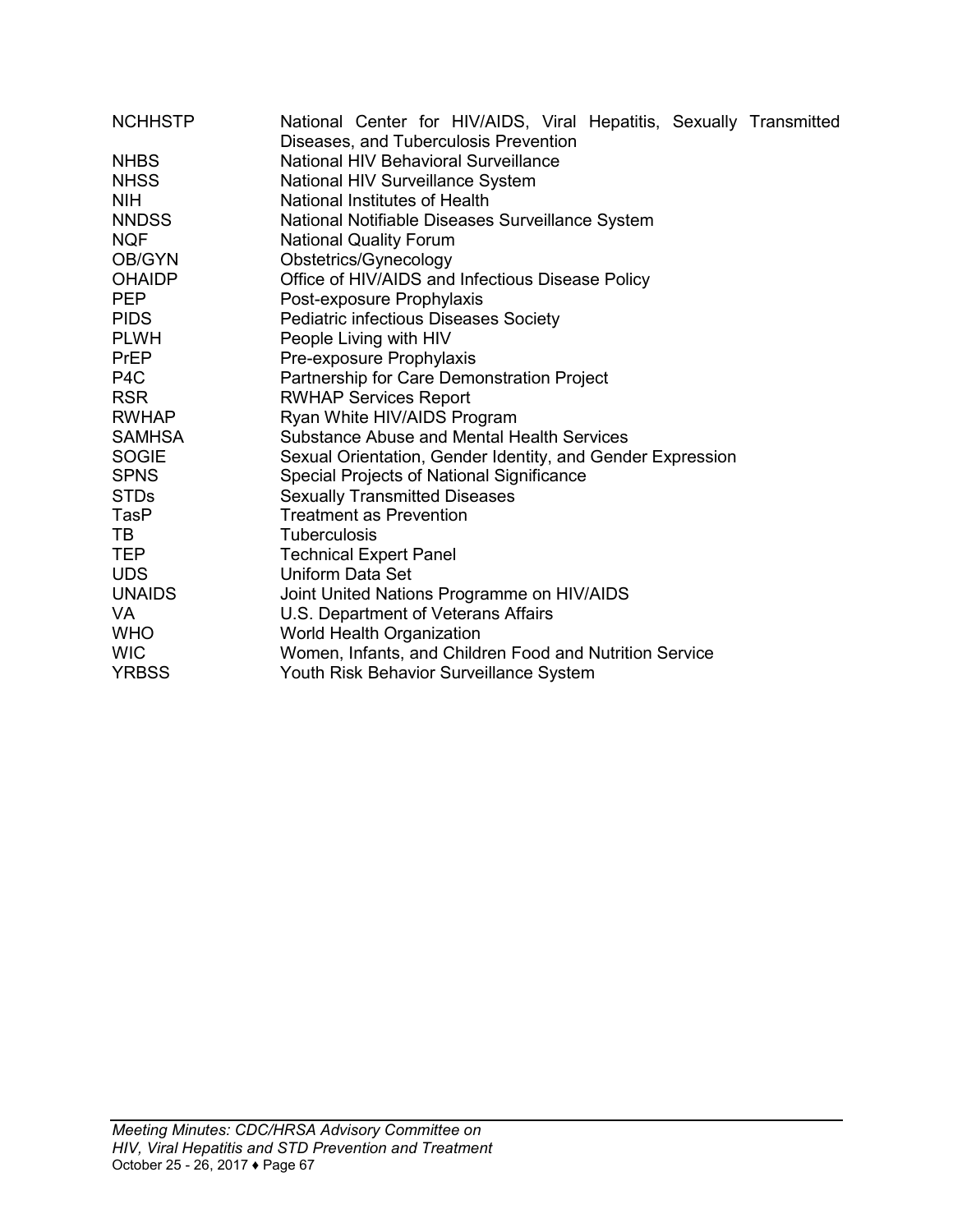| | |
|---|---|
| NCHHSTP | National Center for HIV/AIDS, Viral Hepatitis, Sexually Transmitted Diseases, and Tuberculosis Prevention |
| NHBS | National HIV Behavioral Surveillance |
| NHSS | National HIV Surveillance System |
| NIH | National Institutes of Health |
| NNDSS | National Notifiable Diseases Surveillance System |
| NQF | National Quality Forum |
| OB/GYN | Obstetrics/Gynecology |
| OHAIDP | Office of HIV/AIDS and Infectious Disease Policy |
| PEP | Post-exposure Prophylaxis |
| PIDS | Pediatric infectious Diseases Society |
| PLWH | People Living with HIV |
| PrEP | Pre-exposure Prophylaxis |
| P4C | Partnership for Care Demonstration Project |
| RSR | RWHAP Services Report |
| RWHAP | Ryan White HIV/AIDS Program |
| SAMHSA | Substance Abuse and Mental Health Services |
| SOGIE | Sexual Orientation, Gender Identity, and Gender Expression |
| SPNS | Special Projects of National Significance |
| STDs | Sexually Transmitted Diseases |
| TasP | Treatment as Prevention |
| TB | Tuberculosis |
| TEP | Technical Expert Panel |
| UDS | Uniform Data Set |
| UNAIDS | Joint United Nations Programme on HIV/AIDS |
| VA | U.S. Department of Veterans Affairs |
| WHO | World Health Organization |
| WIC | Women, Infants, and Children Food and Nutrition Service |
| YRBSS | Youth Risk Behavior Surveillance System |